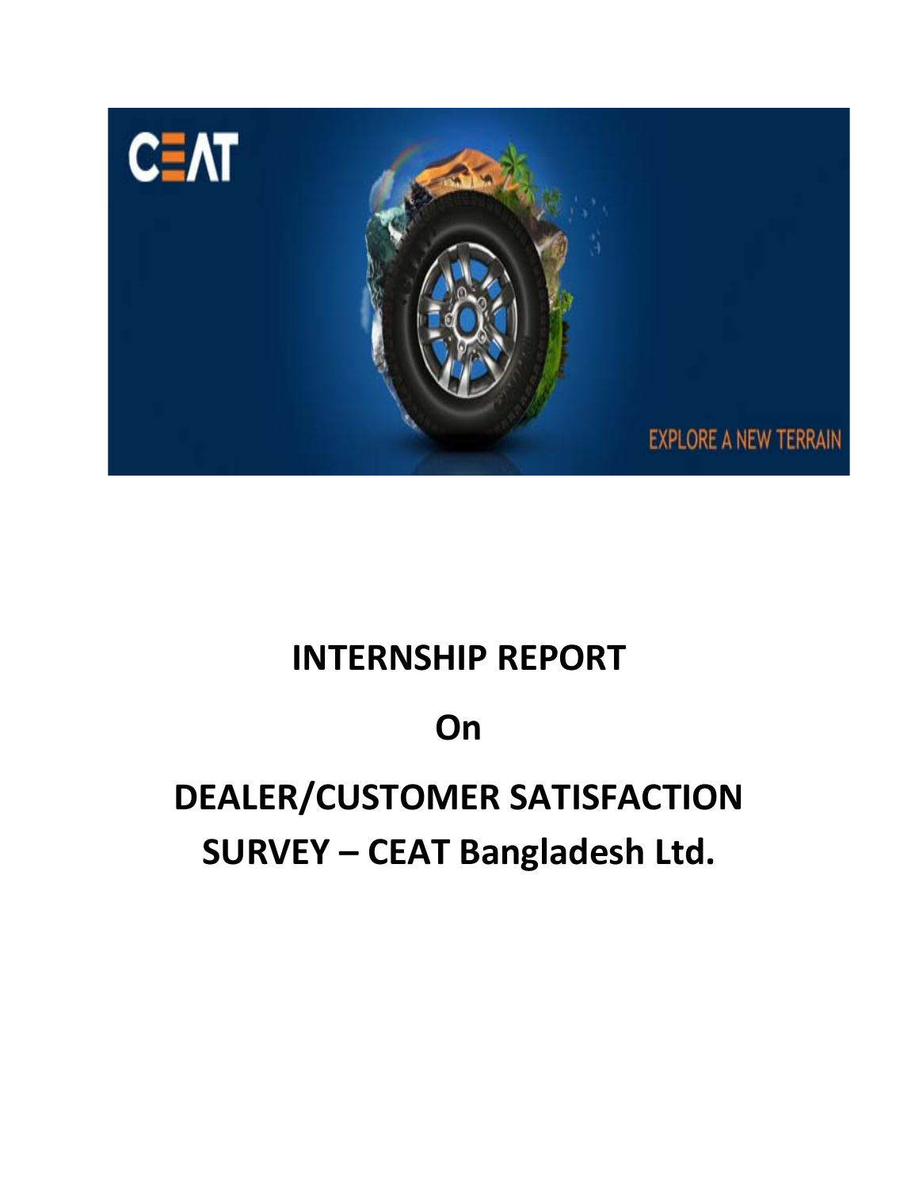# INTERNSHIP REPORT

# On

# DEALER/CUSTOMER SATISFACTION SURVEY – CEAT Bangladesh Ltd.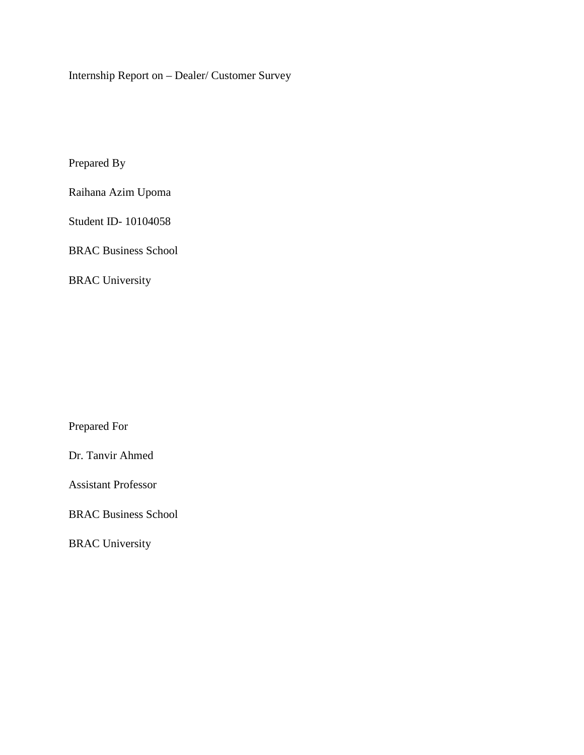Internship Report on – Dealer/ Customer Survey

Prepared By

Raihana Azim Upoma

Student ID- 10104058

BRAC Business School

BRAC University

Prepared For

Dr. Tanvir Ahmed

Assistant Professor

BRAC Business School

BRAC University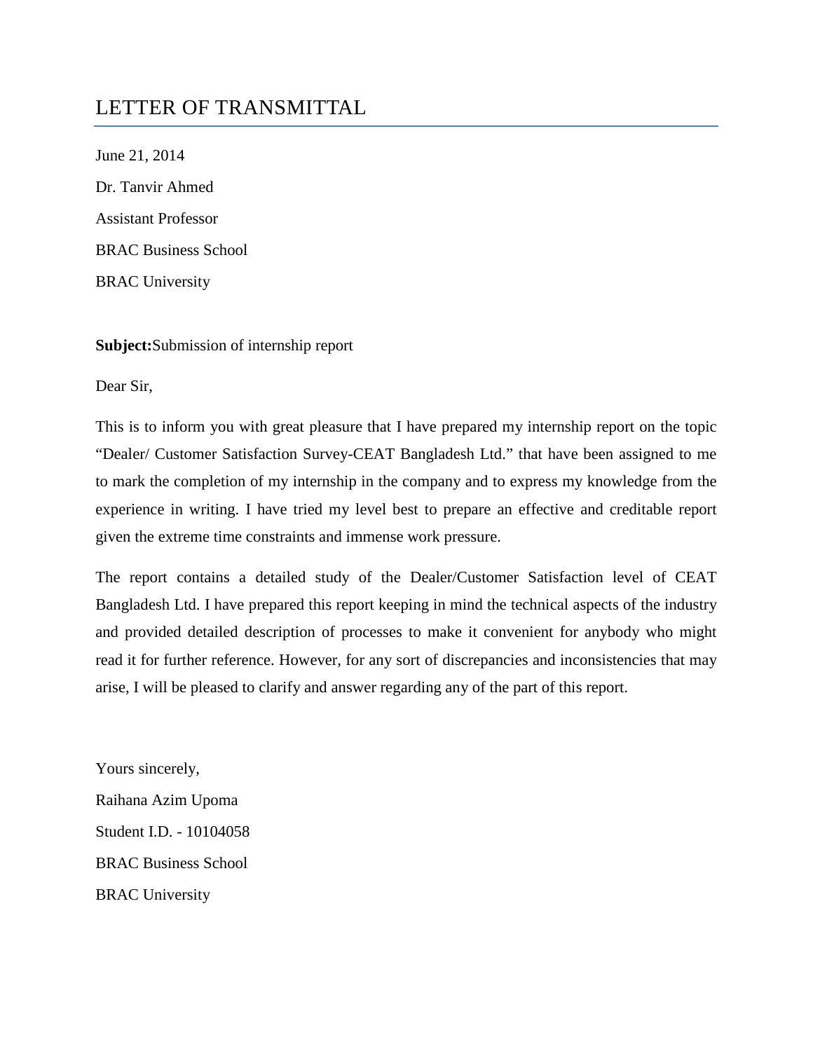# LETTER OF TRANSMITTAL

June 21, 2014

Dr. Tanvir Ahmed

Assistant Professor

BRAC Business School

BRAC University

**Subject:**Submission of internship report

Dear Sir,

This is to inform you with great pleasure that I have prepared my internship report on the topic "Dealer/ Customer Satisfaction Survey-CEAT Bangladesh Ltd." that have been assigned to me to mark the completion of my internship in the company and to express my knowledge from the experience in writing. I have tried my level best to prepare an effective and creditable report given the extreme time constraints and immense work pressure.

The report contains a detailed study of the Dealer/Customer Satisfaction level of CEAT Bangladesh Ltd. I have prepared this report keeping in mind the technical aspects of the industry and provided detailed description of processes to make it convenient for anybody who might read it for further reference. However, for any sort of discrepancies and inconsistencies that may arise, I will be pleased to clarify and answer regarding any of the part of this report.

Yours sincerely,

Raihana Azim Upoma

Student I.D. - 10104058

BRAC Business School

BRAC University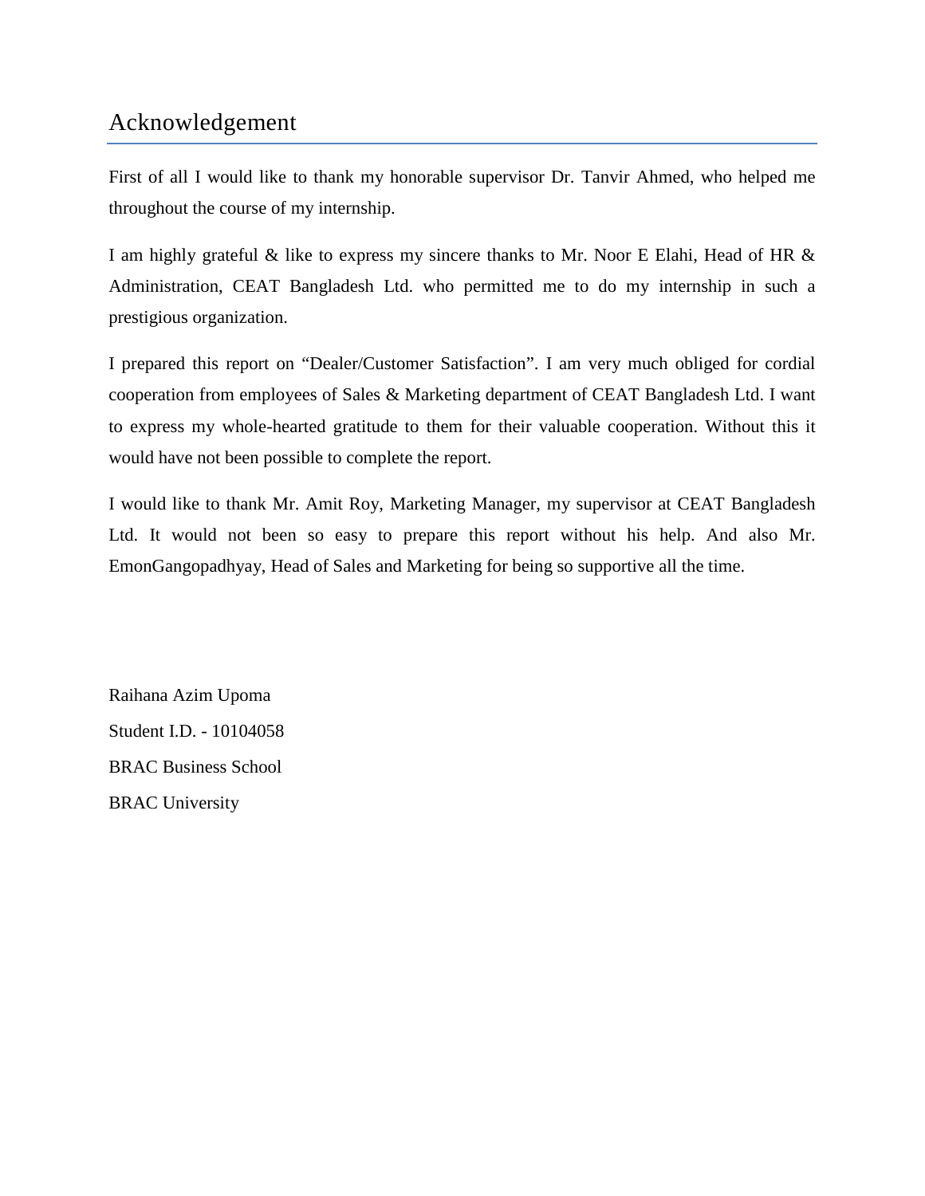# Acknowledgement

First of all I would like to thank my honorable supervisor Dr. Tanvir Ahmed, who helped me throughout the course of my internship.

I am highly grateful & like to express my sincere thanks to Mr. Noor E Elahi, Head of HR & Administration, CEAT Bangladesh Ltd. who permitted me to do my internship in such a prestigious organization.

I prepared this report on "Dealer/Customer Satisfaction". I am very much obliged for cordial cooperation from employees of Sales & Marketing department of CEAT Bangladesh Ltd. I want to express my whole-hearted gratitude to them for their valuable cooperation. Without this it would have not been possible to complete the report.

I would like to thank Mr. Amit Roy, Marketing Manager, my supervisor at CEAT Bangladesh Ltd. It would not been so easy to prepare this report without his help. And also Mr. EmonGangopadhyay, Head of Sales and Marketing for being so supportive all the time.

Raihana Azim Upoma

Student I.D. - 10104058

BRAC Business School

BRAC University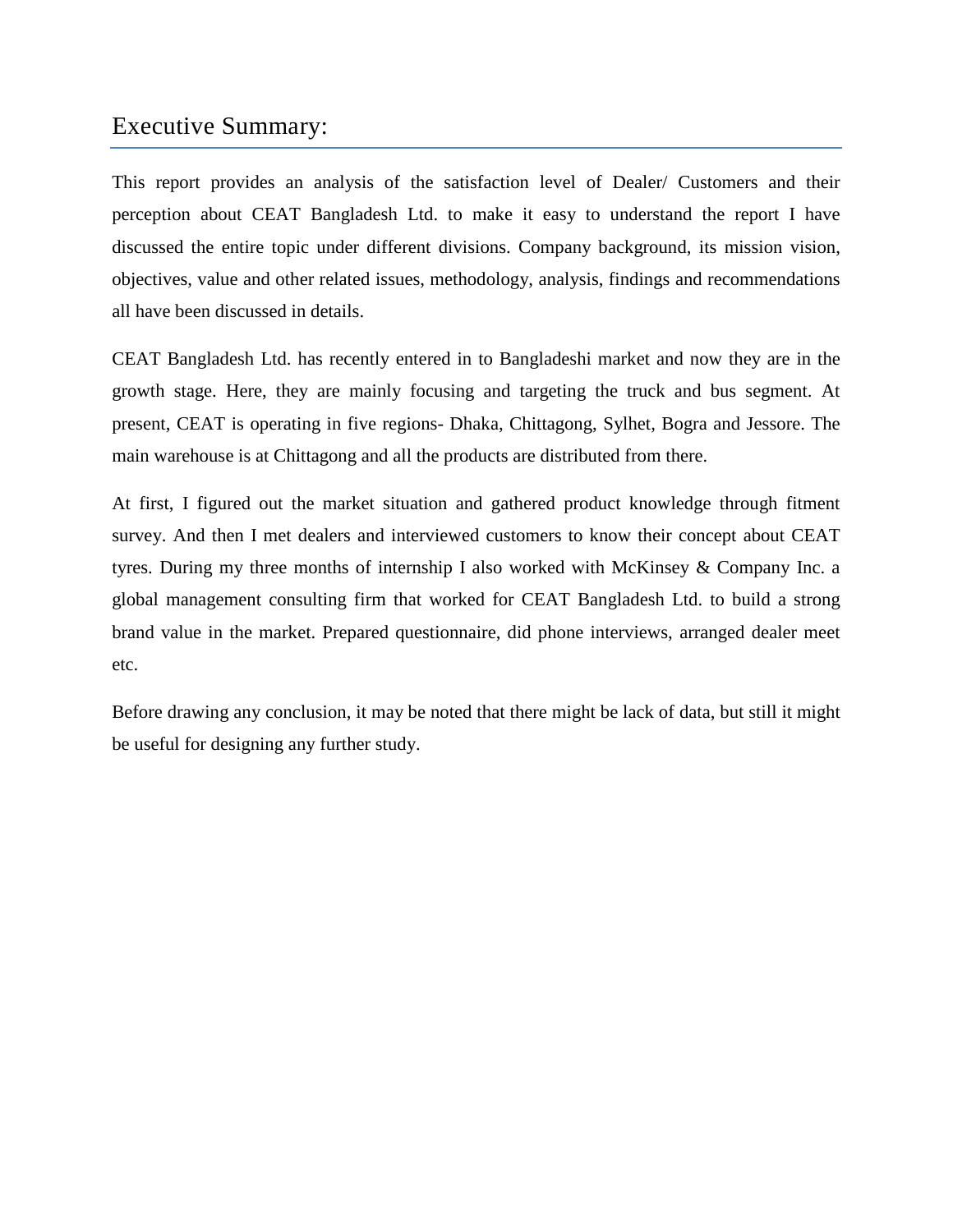# Executive Summary:

This report provides an analysis of the satisfaction level of Dealer/ Customers and their perception about CEAT Bangladesh Ltd. to make it easy to understand the report I have discussed the entire topic under different divisions. Company background, its mission vision, objectives, value and other related issues, methodology, analysis, findings and recommendations all have been discussed in details.

CEAT Bangladesh Ltd. has recently entered in to Bangladeshi market and now they are in the growth stage. Here, they are mainly focusing and targeting the truck and bus segment. At present, CEAT is operating in five regions- Dhaka, Chittagong, Sylhet, Bogra and Jessore. The main warehouse is at Chittagong and all the products are distributed from there.

At first, I figured out the market situation and gathered product knowledge through fitment survey. And then I met dealers and interviewed customers to know their concept about CEAT tyres. During my three months of internship I also worked with McKinsey & Company Inc. a global management consulting firm that worked for CEAT Bangladesh Ltd. to build a strong brand value in the market. Prepared questionnaire, did phone interviews, arranged dealer meet etc.

Before drawing any conclusion, it may be noted that there might be lack of data, but still it might be useful for designing any further study.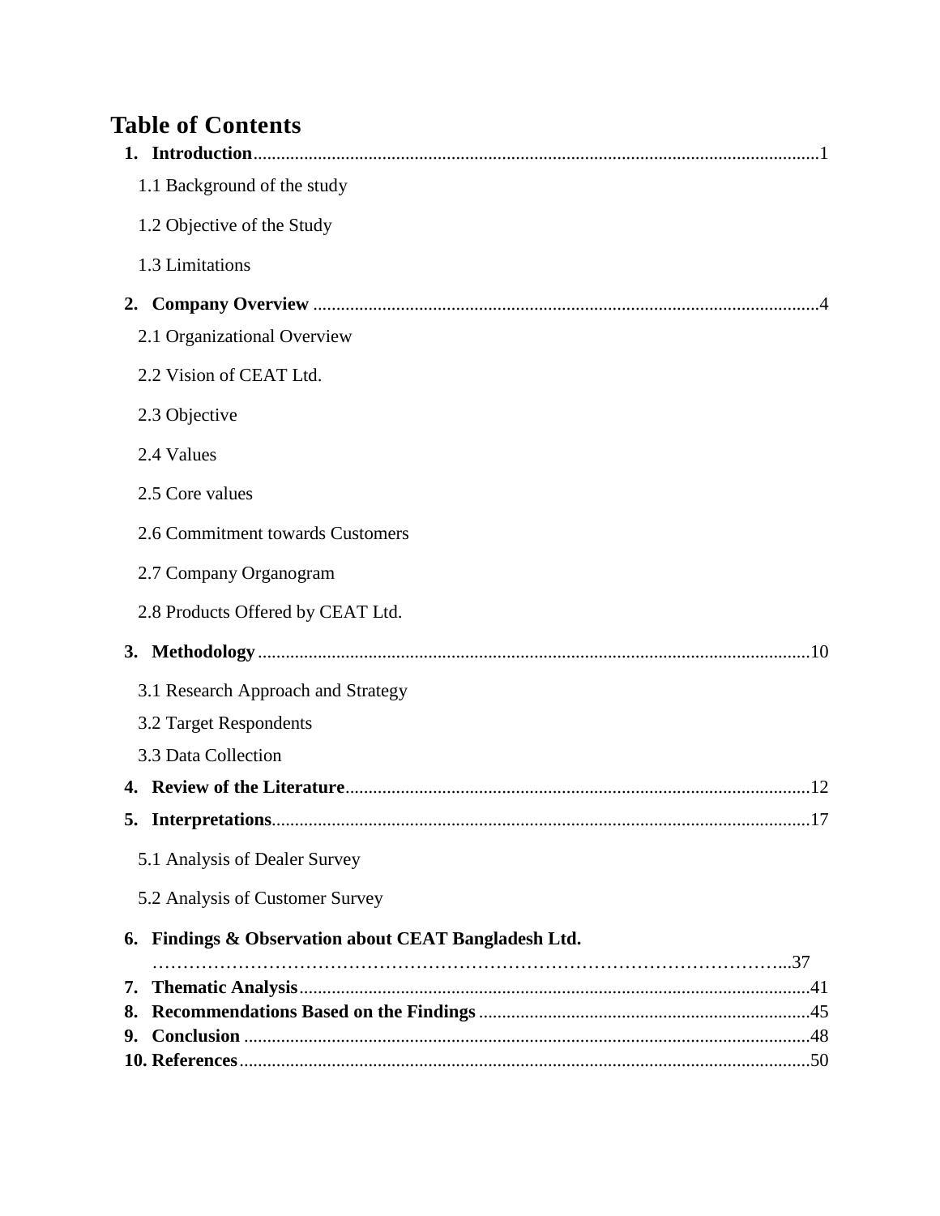# Table of Contents

1. **Introduction**...........................................................................................................................1
   - 1.1 Background of the study
   - 1.2 Objective of the Study
   - 1.3 Limitations
2. **Company Overview** ............................................................................................................4
   - 2.1 Organizational Overview
   - 2.2 Vision of CEAT Ltd.
   - 2.3 Objective
   - 2.4 Values
   - 2.5 Core values
   - 2.6 Commitment towards Customers
   - 2.7 Company Organogram
   - 2.8 Products Offered by CEAT Ltd.
3. **Methodology** ........................................................................................................................10
   - 3.1 Research Approach and Strategy
   - 3.2 Target Respondents
   - 3.3 Data Collection
4. **Review of the Literature**.....................................................................................................12
5. **Interpretations**.....................................................................................................................17
   - 5.1 Analysis of Dealer Survey
   - 5.2 Analysis of Customer Survey
6. **Findings & Observation about CEAT Bangladesh Ltd.** ………………………………………………………………………………………...37
7. **Thematic Analysis**..............................................................................................................41
8. **Recommendations Based on the Findings**.......................................................................45
9. **Conclusion** ...........................................................................................................................48
10. **References**............................................................................................................................50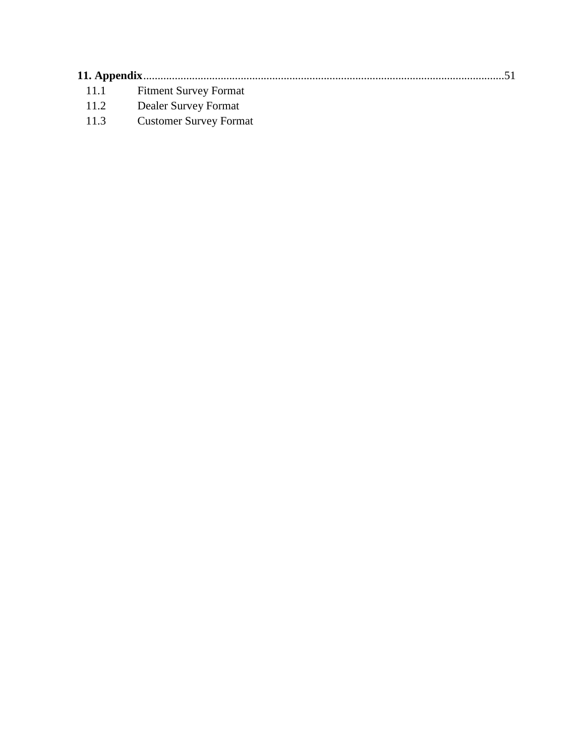**11. Appendix**..........................................................................................................................51

- 11.1 Fitment Survey Format
- 11.2 Dealer Survey Format
- 11.3 Customer Survey Format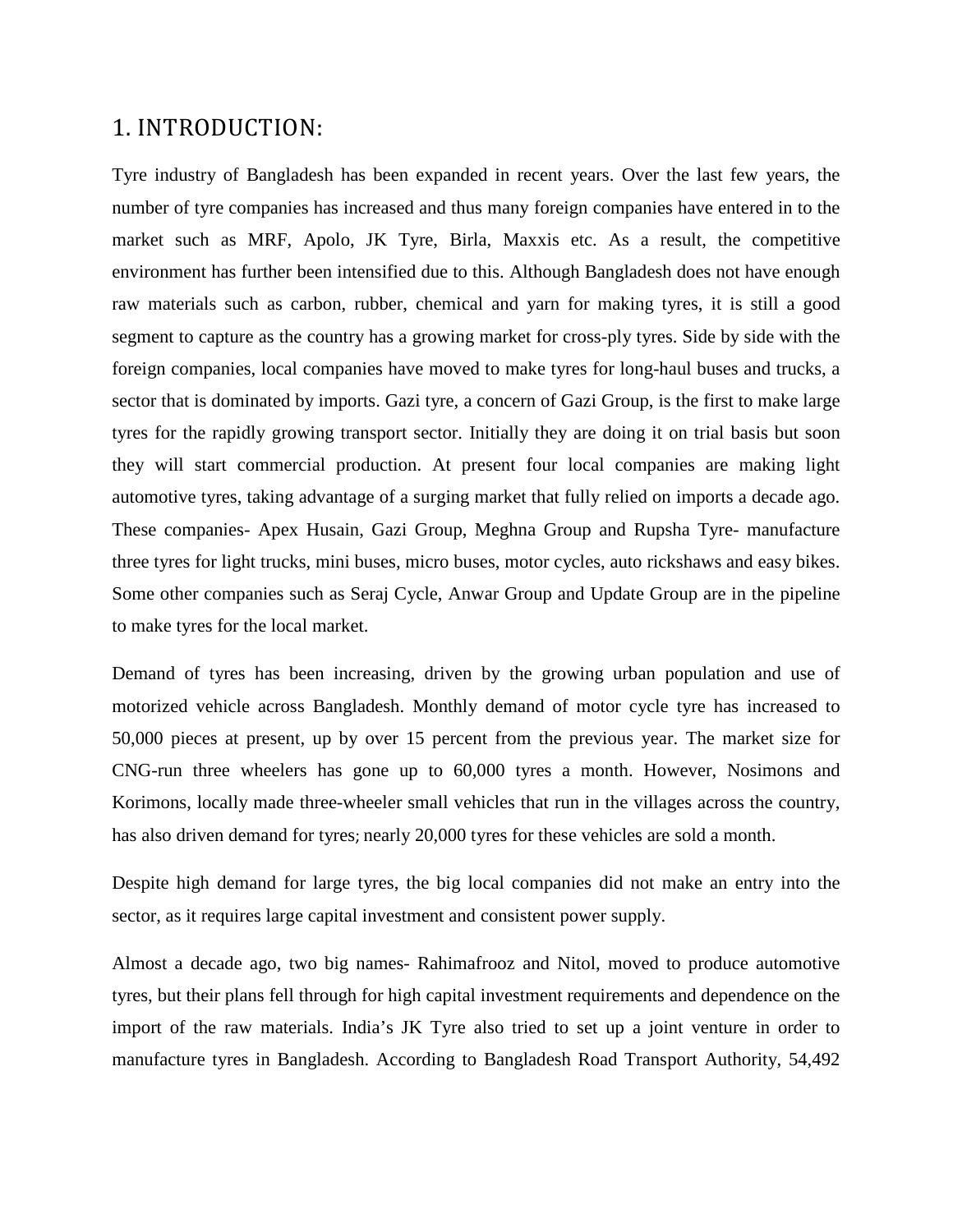# 1. INTRODUCTION:

Tyre industry of Bangladesh has been expanded in recent years. Over the last few years, the number of tyre companies has increased and thus many foreign companies have entered in to the market such as MRF, Apolo, JK Tyre, Birla, Maxxis etc. As a result, the competitive environment has further been intensified due to this. Although Bangladesh does not have enough raw materials such as carbon, rubber, chemical and yarn for making tyres, it is still a good segment to capture as the country has a growing market for cross-ply tyres. Side by side with the foreign companies, local companies have moved to make tyres for long-haul buses and trucks, a sector that is dominated by imports. Gazi tyre, a concern of Gazi Group, is the first to make large tyres for the rapidly growing transport sector. Initially they are doing it on trial basis but soon they will start commercial production. At present four local companies are making light automotive tyres, taking advantage of a surging market that fully relied on imports a decade ago. These companies- Apex Husain, Gazi Group, Meghna Group and Rupsha Tyre- manufacture three tyres for light trucks, mini buses, micro buses, motor cycles, auto rickshaws and easy bikes. Some other companies such as Seraj Cycle, Anwar Group and Update Group are in the pipeline to make tyres for the local market.

Demand of tyres has been increasing, driven by the growing urban population and use of motorized vehicle across Bangladesh. Monthly demand of motor cycle tyre has increased to 50,000 pieces at present, up by over 15 percent from the previous year. The market size for CNG-run three wheelers has gone up to 60,000 tyres a month. However, Nosimons and Korimons, locally made three-wheeler small vehicles that run in the villages across the country, has also driven demand for tyres; nearly 20,000 tyres for these vehicles are sold a month.

Despite high demand for large tyres, the big local companies did not make an entry into the sector, as it requires large capital investment and consistent power supply.

Almost a decade ago, two big names- Rahimafrooz and Nitol, moved to produce automotive tyres, but their plans fell through for high capital investment requirements and dependence on the import of the raw materials. India's JK Tyre also tried to set up a joint venture in order to manufacture tyres in Bangladesh. According to Bangladesh Road Transport Authority, 54,492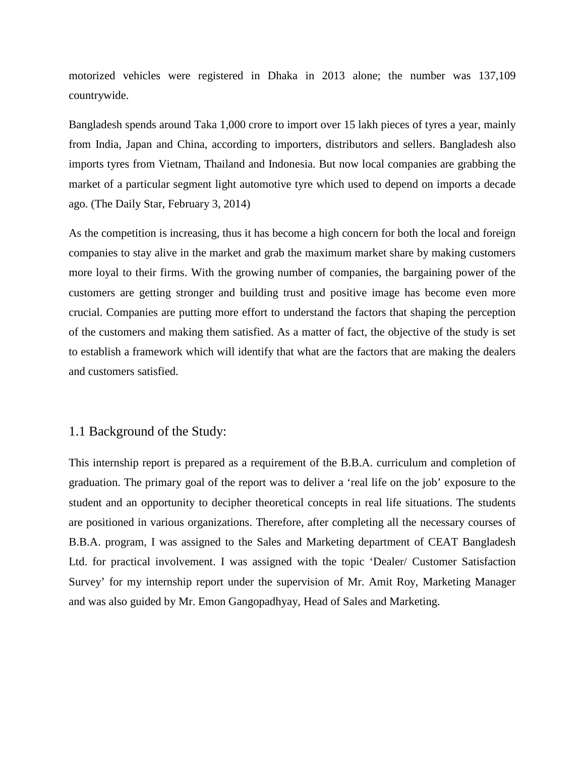motorized vehicles were registered in Dhaka in 2013 alone; the number was 137,109 countrywide.

Bangladesh spends around Taka 1,000 crore to import over 15 lakh pieces of tyres a year, mainly from India, Japan and China, according to importers, distributors and sellers. Bangladesh also imports tyres from Vietnam, Thailand and Indonesia. But now local companies are grabbing the market of a particular segment light automotive tyre which used to depend on imports a decade ago. (The Daily Star, February 3, 2014)

As the competition is increasing, thus it has become a high concern for both the local and foreign companies to stay alive in the market and grab the maximum market share by making customers more loyal to their firms. With the growing number of companies, the bargaining power of the customers are getting stronger and building trust and positive image has become even more crucial. Companies are putting more effort to understand the factors that shaping the perception of the customers and making them satisfied. As a matter of fact, the objective of the study is set to establish a framework which will identify that what are the factors that are making the dealers and customers satisfied.

## 1.1 Background of the Study:

This internship report is prepared as a requirement of the B.B.A. curriculum and completion of graduation. The primary goal of the report was to deliver a 'real life on the job' exposure to the student and an opportunity to decipher theoretical concepts in real life situations. The students are positioned in various organizations. Therefore, after completing all the necessary courses of B.B.A. program, I was assigned to the Sales and Marketing department of CEAT Bangladesh Ltd. for practical involvement. I was assigned with the topic 'Dealer/ Customer Satisfaction Survey' for my internship report under the supervision of Mr. Amit Roy, Marketing Manager and was also guided by Mr. Emon Gangopadhyay, Head of Sales and Marketing.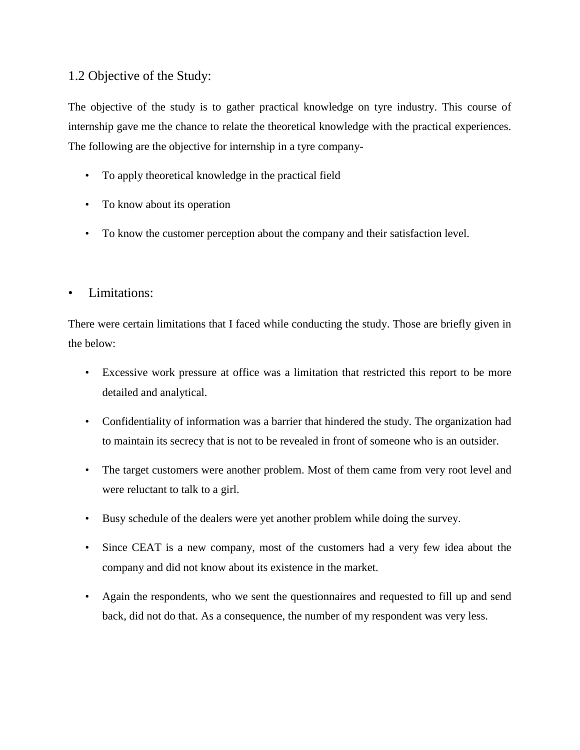## 1.2 Objective of the Study:

The objective of the study is to gather practical knowledge on tyre industry. This course of internship gave me the chance to relate the theoretical knowledge with the practical experiences. The following are the objective for internship in a tyre company-

- To apply theoretical knowledge in the practical field
- To know about its operation
- To know the customer perception about the company and their satisfaction level.

- Limitations:

There were certain limitations that I faced while conducting the study. Those are briefly given in the below:

- Excessive work pressure at office was a limitation that restricted this report to be more detailed and analytical.
- Confidentiality of information was a barrier that hindered the study. The organization had to maintain its secrecy that is not to be revealed in front of someone who is an outsider.
- The target customers were another problem. Most of them came from very root level and were reluctant to talk to a girl.
- Busy schedule of the dealers were yet another problem while doing the survey.
- Since CEAT is a new company, most of the customers had a very few idea about the company and did not know about its existence in the market.
- Again the respondents, who we sent the questionnaires and requested to fill up and send back, did not do that. As a consequence, the number of my respondent was very less.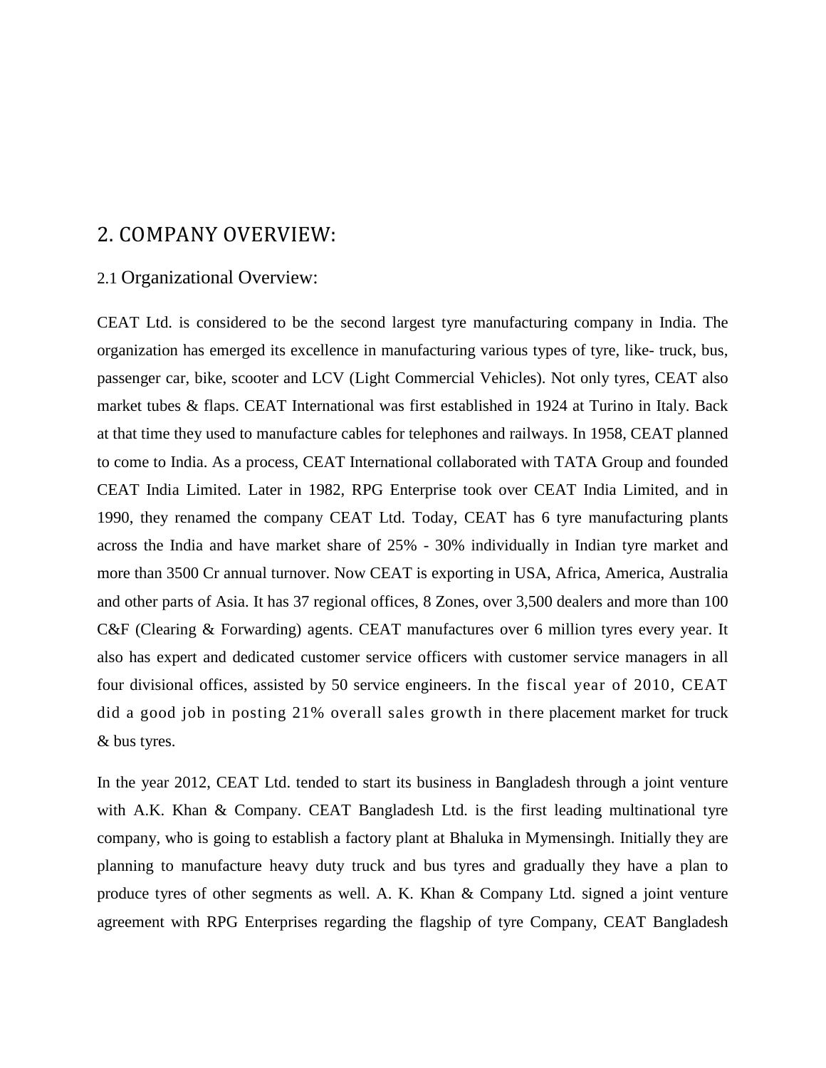# 2. COMPANY OVERVIEW:

## 2.1 Organizational Overview:

CEAT Ltd. is considered to be the second largest tyre manufacturing company in India. The organization has emerged its excellence in manufacturing various types of tyre, like- truck, bus, passenger car, bike, scooter and LCV (Light Commercial Vehicles). Not only tyres, CEAT also market tubes & flaps. CEAT International was first established in 1924 at Turino in Italy. Back at that time they used to manufacture cables for telephones and railways. In 1958, CEAT planned to come to India. As a process, CEAT International collaborated with TATA Group and founded CEAT India Limited. Later in 1982, RPG Enterprise took over CEAT India Limited, and in 1990, they renamed the company CEAT Ltd. Today, CEAT has 6 tyre manufacturing plants across the India and have market share of 25% - 30% individually in Indian tyre market and more than 3500 Cr annual turnover. Now CEAT is exporting in USA, Africa, America, Australia and other parts of Asia. It has 37 regional offices, 8 Zones, over 3,500 dealers and more than 100 C&F (Clearing & Forwarding) agents. CEAT manufactures over 6 million tyres every year. It also has expert and dedicated customer service officers with customer service managers in all four divisional offices, assisted by 50 service engineers. In the fiscal year of 2010, CEAT did a good job in posting 21% overall sales growth in there placement market for truck & bus tyres.

In the year 2012, CEAT Ltd. tended to start its business in Bangladesh through a joint venture with A.K. Khan & Company. CEAT Bangladesh Ltd. is the first leading multinational tyre company, who is going to establish a factory plant at Bhaluka in Mymensingh. Initially they are planning to manufacture heavy duty truck and bus tyres and gradually they have a plan to produce tyres of other segments as well. A. K. Khan & Company Ltd. signed a joint venture agreement with RPG Enterprises regarding the flagship of tyre Company, CEAT Bangladesh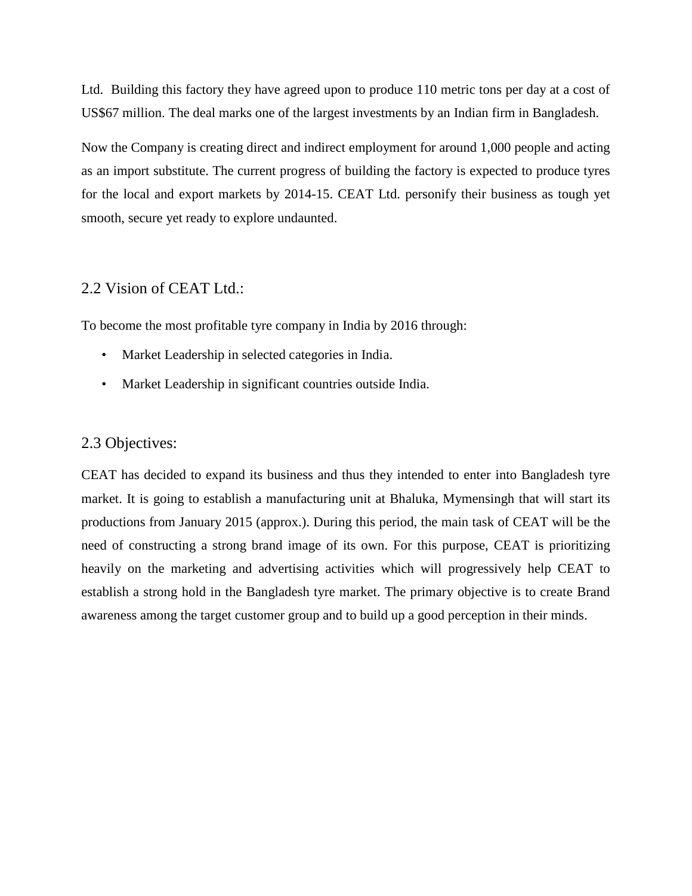Ltd. Building this factory they have agreed upon to produce 110 metric tons per day at a cost of US$67 million. The deal marks one of the largest investments by an Indian firm in Bangladesh.

Now the Company is creating direct and indirect employment for around 1,000 people and acting as an import substitute. The current progress of building the factory is expected to produce tyres for the local and export markets by 2014-15. CEAT Ltd. personify their business as tough yet smooth, secure yet ready to explore undaunted.

## 2.2 Vision of CEAT Ltd.:

To become the most profitable tyre company in India by 2016 through:

- Market Leadership in selected categories in India.
- Market Leadership in significant countries outside India.

## 2.3 Objectives:

CEAT has decided to expand its business and thus they intended to enter into Bangladesh tyre market. It is going to establish a manufacturing unit at Bhaluka, Mymensingh that will start its productions from January 2015 (approx.). During this period, the main task of CEAT will be the need of constructing a strong brand image of its own. For this purpose, CEAT is prioritizing heavily on the marketing and advertising activities which will progressively help CEAT to establish a strong hold in the Bangladesh tyre market. The primary objective is to create Brand awareness among the target customer group and to build up a good perception in their minds.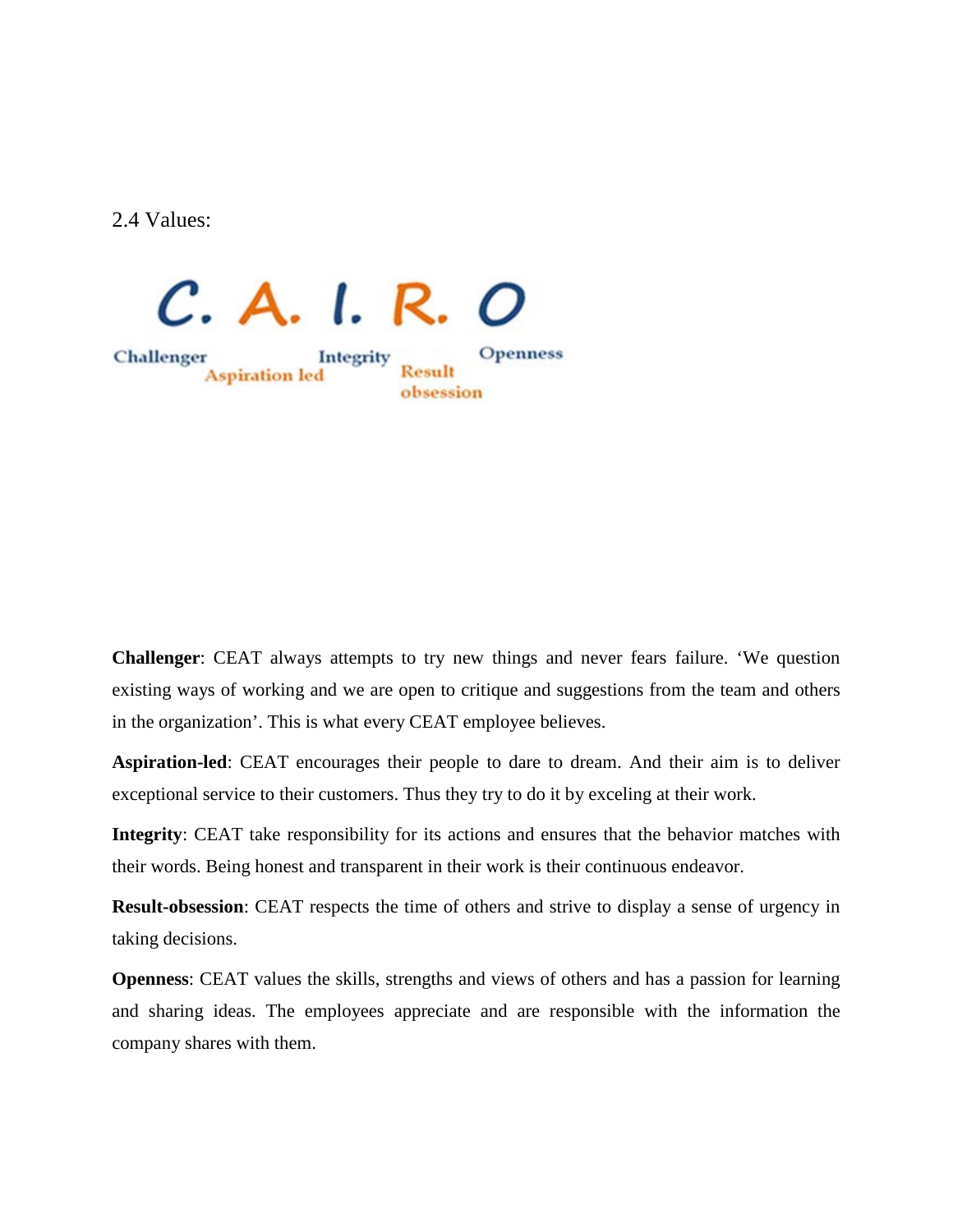## 2.4 Values:

C. A. I. R. O

Challenger Aspiration led Integrity Result obsession Openness

**Challenger**: CEAT always attempts to try new things and never fears failure. 'We question existing ways of working and we are open to critique and suggestions from the team and others in the organization'. This is what every CEAT employee believes.

**Aspiration-led**: CEAT encourages their people to dare to dream. And their aim is to deliver exceptional service to their customers. Thus they try to do it by exceling at their work.

**Integrity**: CEAT take responsibility for its actions and ensures that the behavior matches with their words. Being honest and transparent in their work is their continuous endeavor.

**Result-obsession**: CEAT respects the time of others and strive to display a sense of urgency in taking decisions.

**Openness**: CEAT values the skills, strengths and views of others and has a passion for learning and sharing ideas. The employees appreciate and are responsible with the information the company shares with them.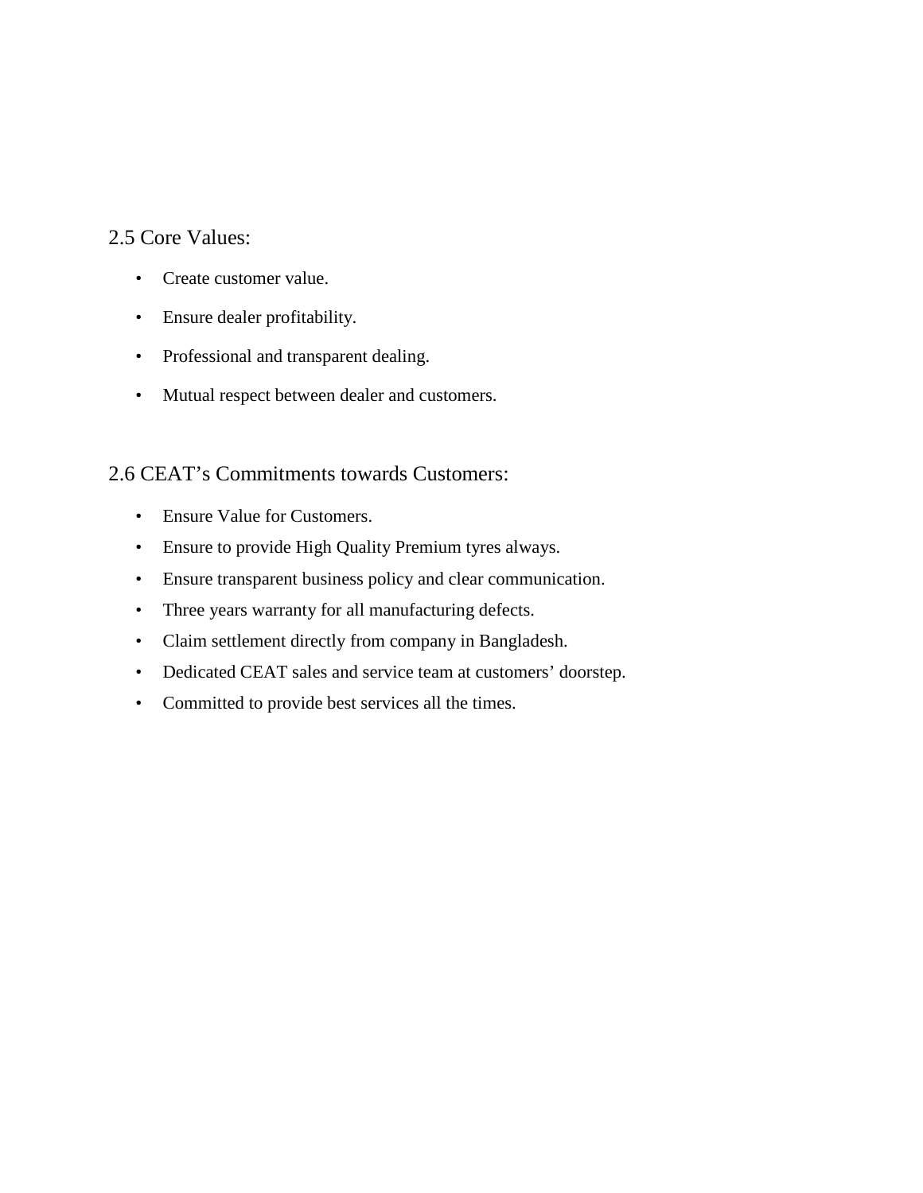## 2.5 Core Values:

- Create customer value.
- Ensure dealer profitability.
- Professional and transparent dealing.
- Mutual respect between dealer and customers.

## 2.6 CEAT's Commitments towards Customers:

- Ensure Value for Customers.
- Ensure to provide High Quality Premium tyres always.
- Ensure transparent business policy and clear communication.
- Three years warranty for all manufacturing defects.
- Claim settlement directly from company in Bangladesh.
- Dedicated CEAT sales and service team at customers' doorstep.
- Committed to provide best services all the times.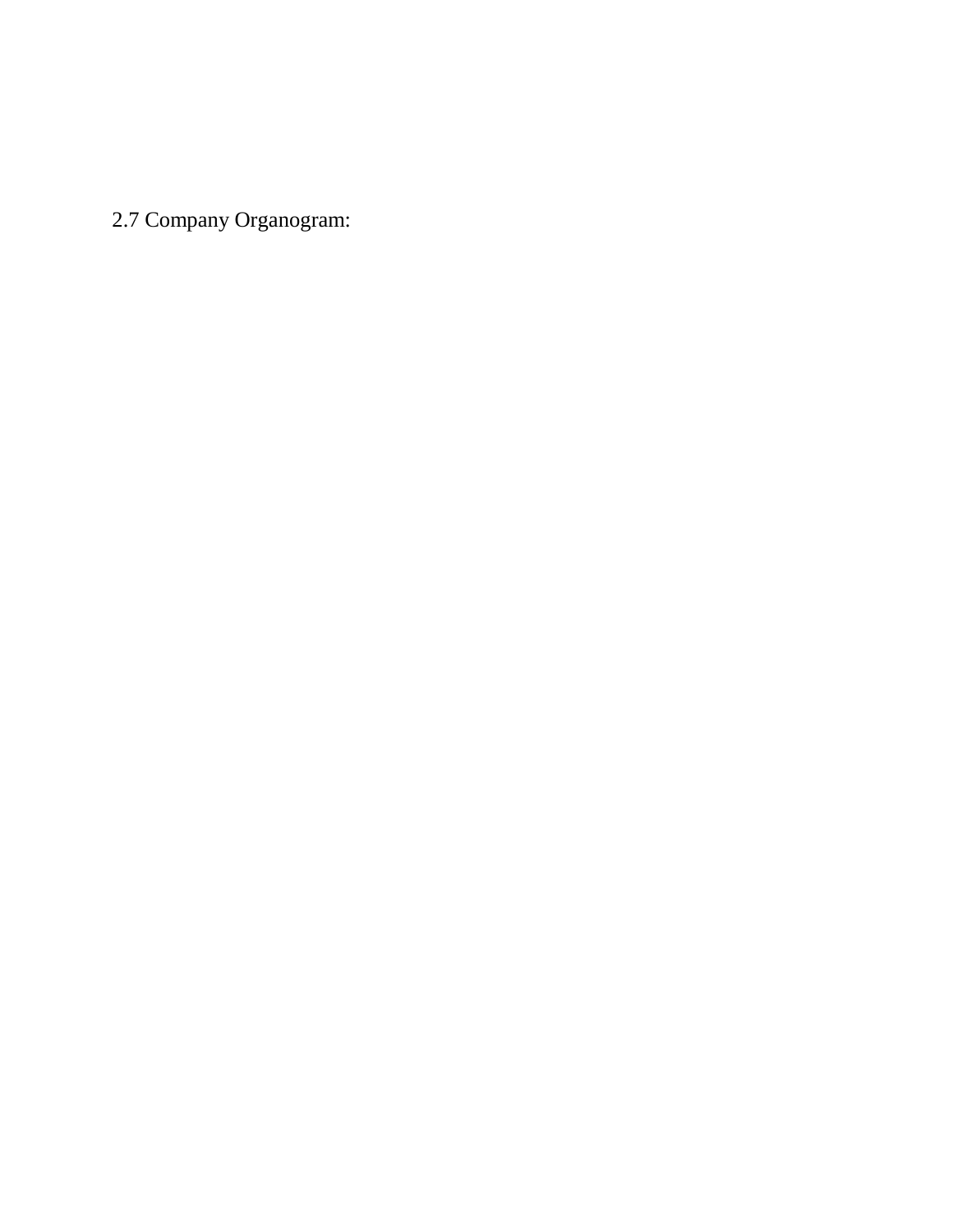## 2.7 Company Organogram: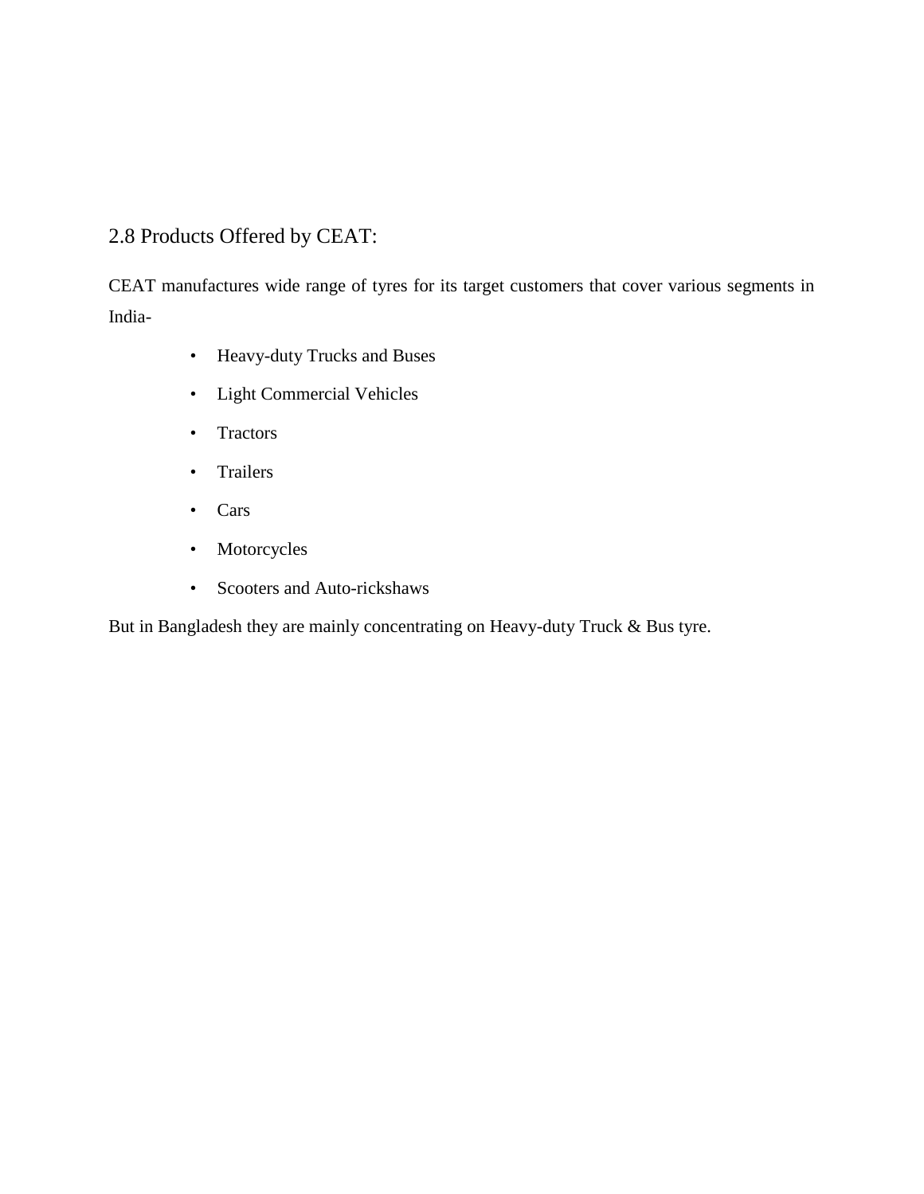## 2.8 Products Offered by CEAT:

CEAT manufactures wide range of tyres for its target customers that cover various segments in India-

- Heavy-duty Trucks and Buses
- Light Commercial Vehicles
- Tractors
- Trailers
- Cars
- Motorcycles
- Scooters and Auto-rickshaws

But in Bangladesh they are mainly concentrating on Heavy-duty Truck & Bus tyre.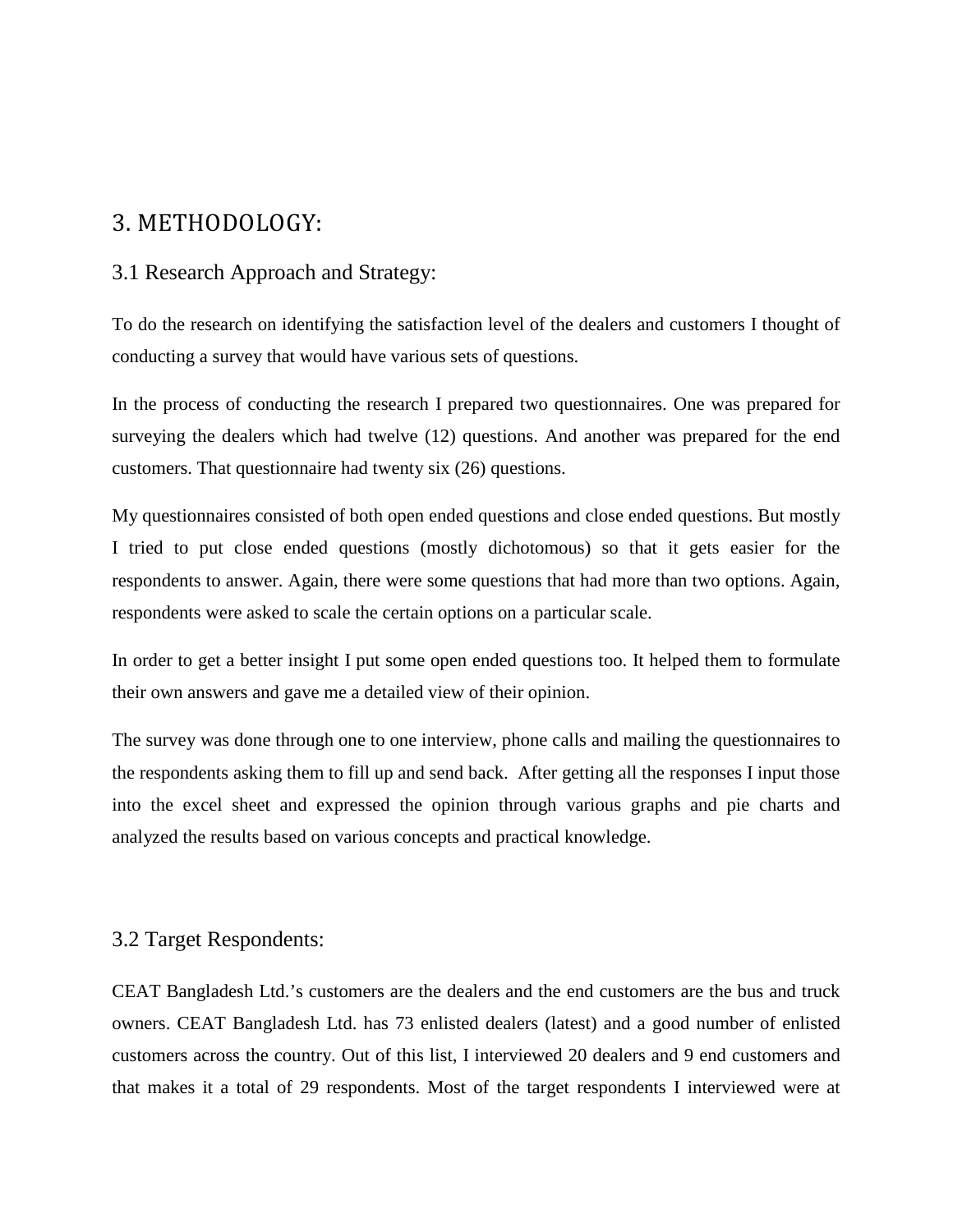# 3. METHODOLOGY:

## 3.1 Research Approach and Strategy:

To do the research on identifying the satisfaction level of the dealers and customers I thought of conducting a survey that would have various sets of questions.

In the process of conducting the research I prepared two questionnaires. One was prepared for surveying the dealers which had twelve (12) questions. And another was prepared for the end customers. That questionnaire had twenty six (26) questions.

My questionnaires consisted of both open ended questions and close ended questions. But mostly I tried to put close ended questions (mostly dichotomous) so that it gets easier for the respondents to answer. Again, there were some questions that had more than two options. Again, respondents were asked to scale the certain options on a particular scale.

In order to get a better insight I put some open ended questions too. It helped them to formulate their own answers and gave me a detailed view of their opinion.

The survey was done through one to one interview, phone calls and mailing the questionnaires to the respondents asking them to fill up and send back. After getting all the responses I input those into the excel sheet and expressed the opinion through various graphs and pie charts and analyzed the results based on various concepts and practical knowledge.

## 3.2 Target Respondents:

CEAT Bangladesh Ltd.'s customers are the dealers and the end customers are the bus and truck owners. CEAT Bangladesh Ltd. has 73 enlisted dealers (latest) and a good number of enlisted customers across the country. Out of this list, I interviewed 20 dealers and 9 end customers and that makes it a total of 29 respondents. Most of the target respondents I interviewed were at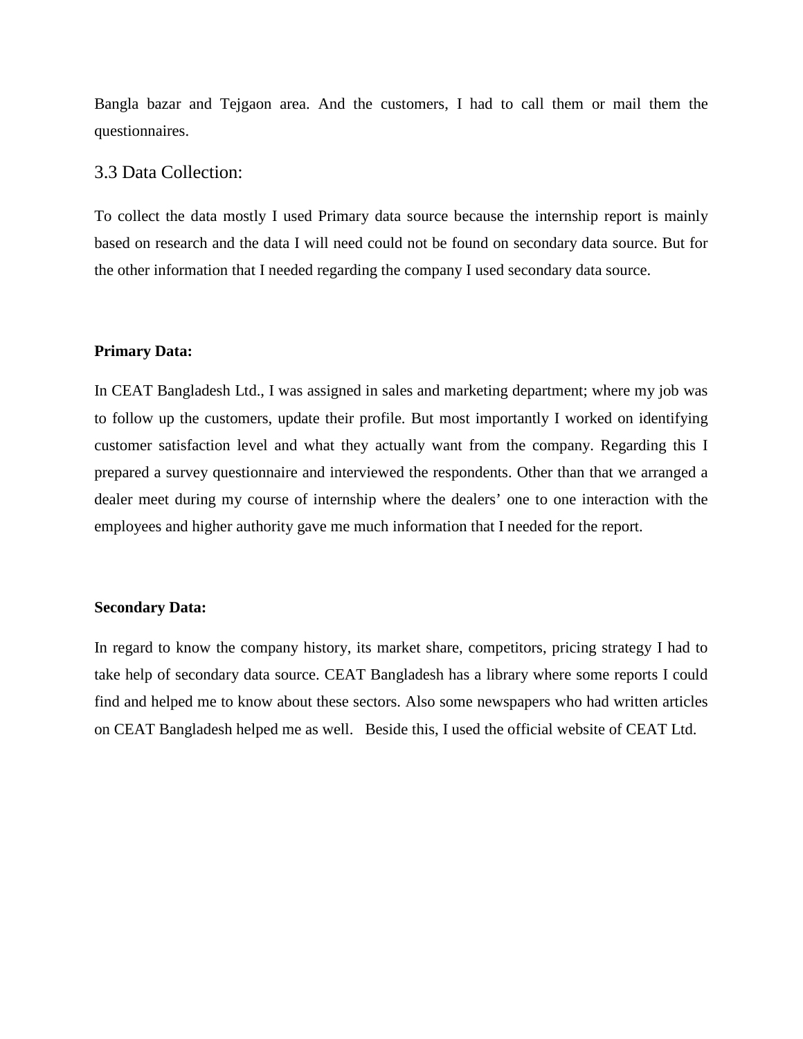Bangla bazar and Tejgaon area. And the customers, I had to call them or mail them the questionnaires.

## 3.3 Data Collection:

To collect the data mostly I used Primary data source because the internship report is mainly based on research and the data I will need could not be found on secondary data source. But for the other information that I needed regarding the company I used secondary data source.

**Primary Data:**

In CEAT Bangladesh Ltd., I was assigned in sales and marketing department; where my job was to follow up the customers, update their profile. But most importantly I worked on identifying customer satisfaction level and what they actually want from the company. Regarding this I prepared a survey questionnaire and interviewed the respondents. Other than that we arranged a dealer meet during my course of internship where the dealers' one to one interaction with the employees and higher authority gave me much information that I needed for the report.

**Secondary Data:**

In regard to know the company history, its market share, competitors, pricing strategy I had to take help of secondary data source. CEAT Bangladesh has a library where some reports I could find and helped me to know about these sectors. Also some newspapers who had written articles on CEAT Bangladesh helped me as well. Beside this, I used the official website of CEAT Ltd.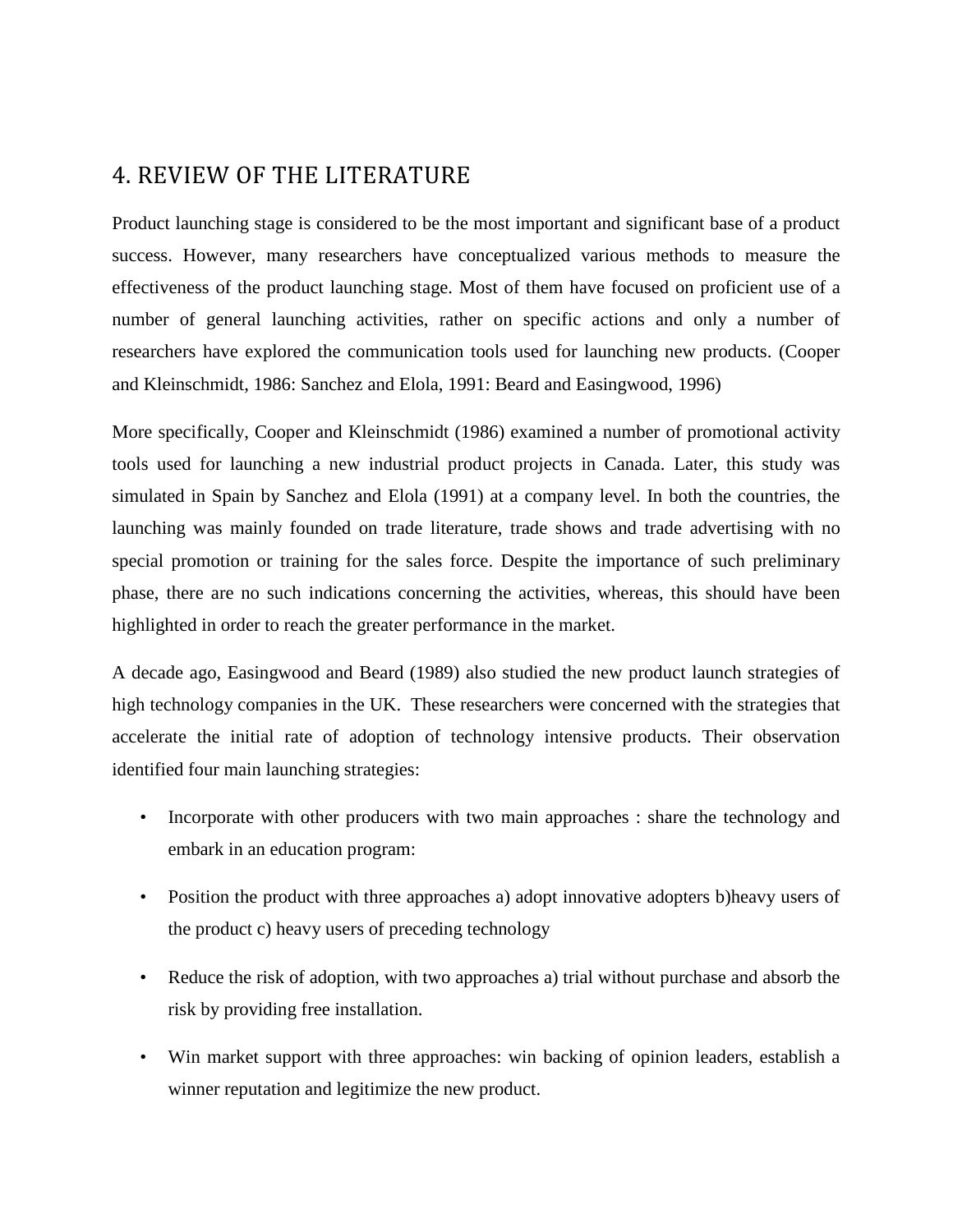## 4. REVIEW OF THE LITERATURE

Product launching stage is considered to be the most important and significant base of a product success. However, many researchers have conceptualized various methods to measure the effectiveness of the product launching stage. Most of them have focused on proficient use of a number of general launching activities, rather on specific actions and only a number of researchers have explored the communication tools used for launching new products. (Cooper and Kleinschmidt, 1986: Sanchez and Elola, 1991: Beard and Easingwood, 1996)

More specifically, Cooper and Kleinschmidt (1986) examined a number of promotional activity tools used for launching a new industrial product projects in Canada. Later, this study was simulated in Spain by Sanchez and Elola (1991) at a company level. In both the countries, the launching was mainly founded on trade literature, trade shows and trade advertising with no special promotion or training for the sales force. Despite the importance of such preliminary phase, there are no such indications concerning the activities, whereas, this should have been highlighted in order to reach the greater performance in the market.

A decade ago, Easingwood and Beard (1989) also studied the new product launch strategies of high technology companies in the UK. These researchers were concerned with the strategies that accelerate the initial rate of adoption of technology intensive products. Their observation identified four main launching strategies:

- Incorporate with other producers with two main approaches : share the technology and embark in an education program:
- Position the product with three approaches a) adopt innovative adopters b)heavy users of the product c) heavy users of preceding technology
- Reduce the risk of adoption, with two approaches a) trial without purchase and absorb the risk by providing free installation.
- Win market support with three approaches: win backing of opinion leaders, establish a winner reputation and legitimize the new product.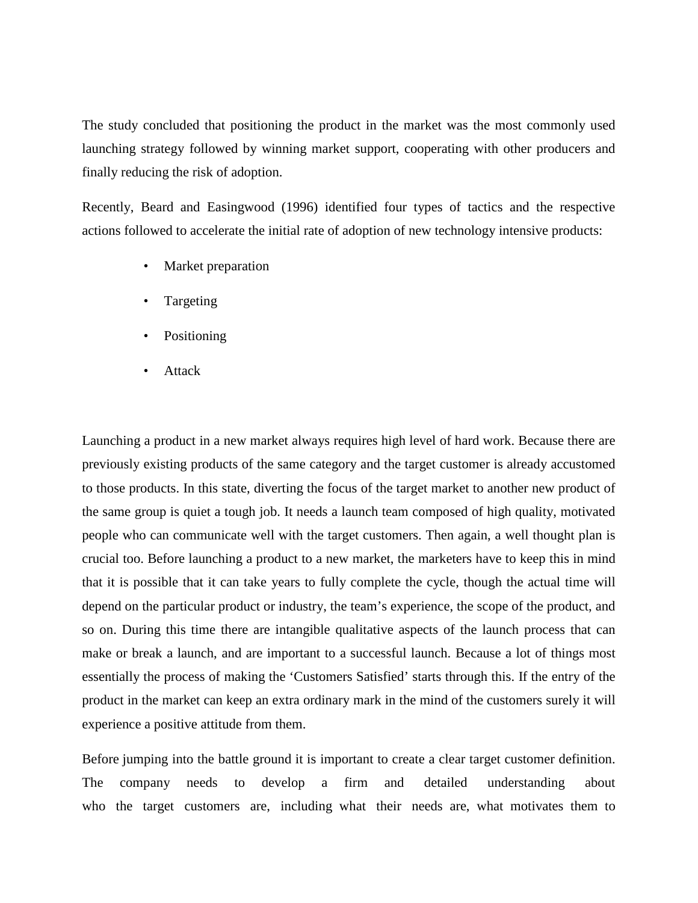The study concluded that positioning the product in the market was the most commonly used launching strategy followed by winning market support, cooperating with other producers and finally reducing the risk of adoption.

Recently, Beard and Easingwood (1996) identified four types of tactics and the respective actions followed to accelerate the initial rate of adoption of new technology intensive products:

- Market preparation
- Targeting
- Positioning
- Attack

Launching a product in a new market always requires high level of hard work. Because there are previously existing products of the same category and the target customer is already accustomed to those products. In this state, diverting the focus of the target market to another new product of the same group is quiet a tough job. It needs a launch team composed of high quality, motivated people who can communicate well with the target customers. Then again, a well thought plan is crucial too. Before launching a product to a new market, the marketers have to keep this in mind that it is possible that it can take years to fully complete the cycle, though the actual time will depend on the particular product or industry, the team's experience, the scope of the product, and so on. During this time there are intangible qualitative aspects of the launch process that can make or break a launch, and are important to a successful launch. Because a lot of things most essentially the process of making the 'Customers Satisfied' starts through this. If the entry of the product in the market can keep an extra ordinary mark in the mind of the customers surely it will experience a positive attitude from them.

Before jumping into the battle ground it is important to create a clear target customer definition. The company needs to develop a firm and detailed understanding about who the target customers are, including what their needs are, what motivates them to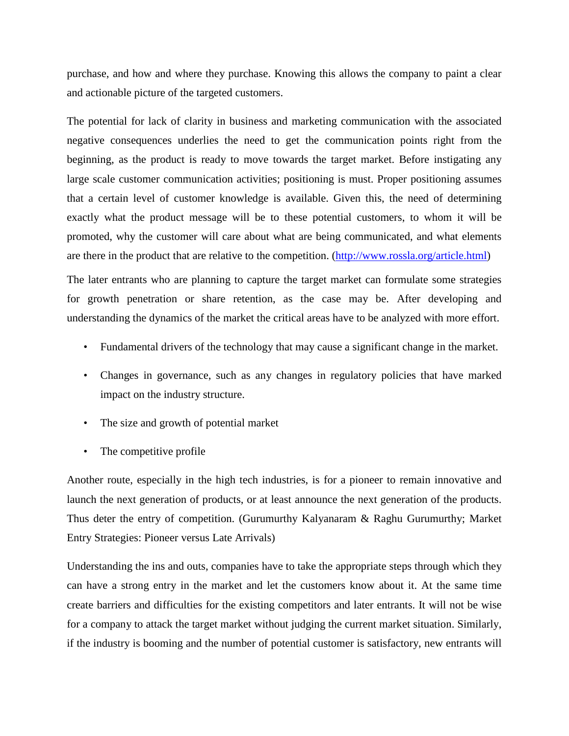purchase, and how and where they purchase. Knowing this allows the company to paint a clear and actionable picture of the targeted customers.

The potential for lack of clarity in business and marketing communication with the associated negative consequences underlies the need to get the communication points right from the beginning, as the product is ready to move towards the target market. Before instigating any large scale customer communication activities; positioning is must. Proper positioning assumes that a certain level of customer knowledge is available. Given this, the need of determining exactly what the product message will be to these potential customers, to whom it will be promoted, why the customer will care about what are being communicated, and what elements are there in the product that are relative to the competition. (http://www.rossla.org/article.html)

The later entrants who are planning to capture the target market can formulate some strategies for growth penetration or share retention, as the case may be. After developing and understanding the dynamics of the market the critical areas have to be analyzed with more effort.

- Fundamental drivers of the technology that may cause a significant change in the market.
- Changes in governance, such as any changes in regulatory policies that have marked impact on the industry structure.
- The size and growth of potential market
- The competitive profile

Another route, especially in the high tech industries, is for a pioneer to remain innovative and launch the next generation of products, or at least announce the next generation of the products. Thus deter the entry of competition. (Gurumurthy Kalyanaram & Raghu Gurumurthy; Market Entry Strategies: Pioneer versus Late Arrivals)

Understanding the ins and outs, companies have to take the appropriate steps through which they can have a strong entry in the market and let the customers know about it. At the same time create barriers and difficulties for the existing competitors and later entrants. It will not be wise for a company to attack the target market without judging the current market situation. Similarly, if the industry is booming and the number of potential customer is satisfactory, new entrants will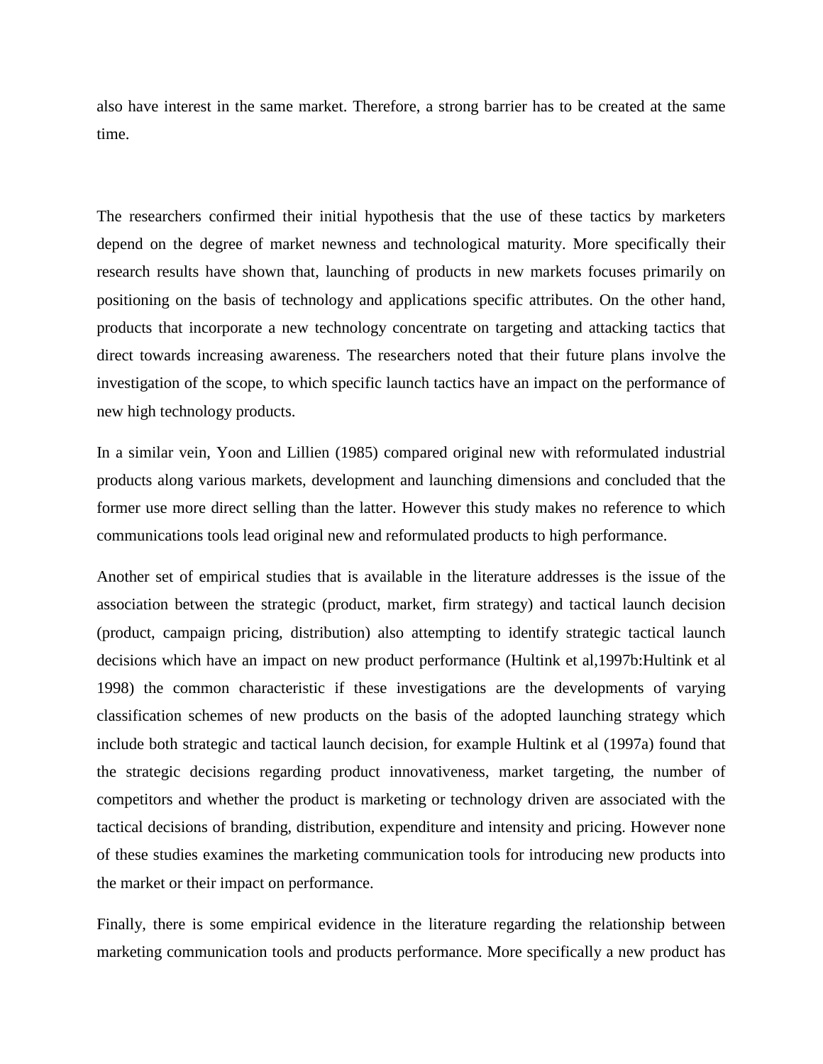also have interest in the same market. Therefore, a strong barrier has to be created at the same time.

The researchers confirmed their initial hypothesis that the use of these tactics by marketers depend on the degree of market newness and technological maturity. More specifically their research results have shown that, launching of products in new markets focuses primarily on positioning on the basis of technology and applications specific attributes. On the other hand, products that incorporate a new technology concentrate on targeting and attacking tactics that direct towards increasing awareness. The researchers noted that their future plans involve the investigation of the scope, to which specific launch tactics have an impact on the performance of new high technology products.

In a similar vein, Yoon and Lillien (1985) compared original new with reformulated industrial products along various markets, development and launching dimensions and concluded that the former use more direct selling than the latter. However this study makes no reference to which communications tools lead original new and reformulated products to high performance.

Another set of empirical studies that is available in the literature addresses is the issue of the association between the strategic (product, market, firm strategy) and tactical launch decision (product, campaign pricing, distribution) also attempting to identify strategic tactical launch decisions which have an impact on new product performance (Hultink et al,1997b:Hultink et al 1998) the common characteristic if these investigations are the developments of varying classification schemes of new products on the basis of the adopted launching strategy which include both strategic and tactical launch decision, for example Hultink et al (1997a) found that the strategic decisions regarding product innovativeness, market targeting, the number of competitors and whether the product is marketing or technology driven are associated with the tactical decisions of branding, distribution, expenditure and intensity and pricing. However none of these studies examines the marketing communication tools for introducing new products into the market or their impact on performance.

Finally, there is some empirical evidence in the literature regarding the relationship between marketing communication tools and products performance. More specifically a new product has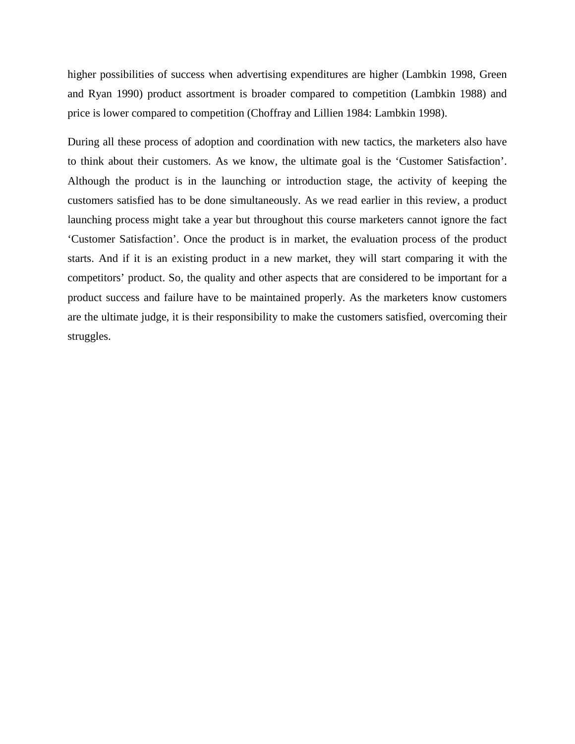higher possibilities of success when advertising expenditures are higher (Lambkin 1998, Green and Ryan 1990) product assortment is broader compared to competition (Lambkin 1988) and price is lower compared to competition (Choffray and Lillien 1984: Lambkin 1998).

During all these process of adoption and coordination with new tactics, the marketers also have to think about their customers. As we know, the ultimate goal is the 'Customer Satisfaction'. Although the product is in the launching or introduction stage, the activity of keeping the customers satisfied has to be done simultaneously. As we read earlier in this review, a product launching process might take a year but throughout this course marketers cannot ignore the fact 'Customer Satisfaction'. Once the product is in market, the evaluation process of the product starts. And if it is an existing product in a new market, they will start comparing it with the competitors' product. So, the quality and other aspects that are considered to be important for a product success and failure have to be maintained properly. As the marketers know customers are the ultimate judge, it is their responsibility to make the customers satisfied, overcoming their struggles.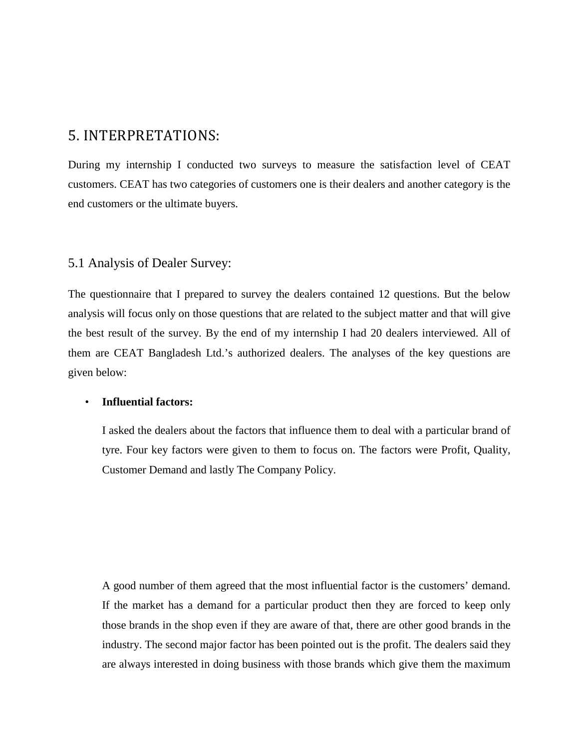# 5. INTERPRETATIONS:

During my internship I conducted two surveys to measure the satisfaction level of CEAT customers. CEAT has two categories of customers one is their dealers and another category is the end customers or the ultimate buyers.

## 5.1 Analysis of Dealer Survey:

The questionnaire that I prepared to survey the dealers contained 12 questions. But the below analysis will focus only on those questions that are related to the subject matter and that will give the best result of the survey. By the end of my internship I had 20 dealers interviewed. All of them are CEAT Bangladesh Ltd.'s authorized dealers. The analyses of the key questions are given below:

- **Influential factors:**

  I asked the dealers about the factors that influence them to deal with a particular brand of tyre. Four key factors were given to them to focus on. The factors were Profit, Quality, Customer Demand and lastly The Company Policy.

  A good number of them agreed that the most influential factor is the customers' demand. If the market has a demand for a particular product then they are forced to keep only those brands in the shop even if they are aware of that, there are other good brands in the industry. The second major factor has been pointed out is the profit. The dealers said they are always interested in doing business with those brands which give them the maximum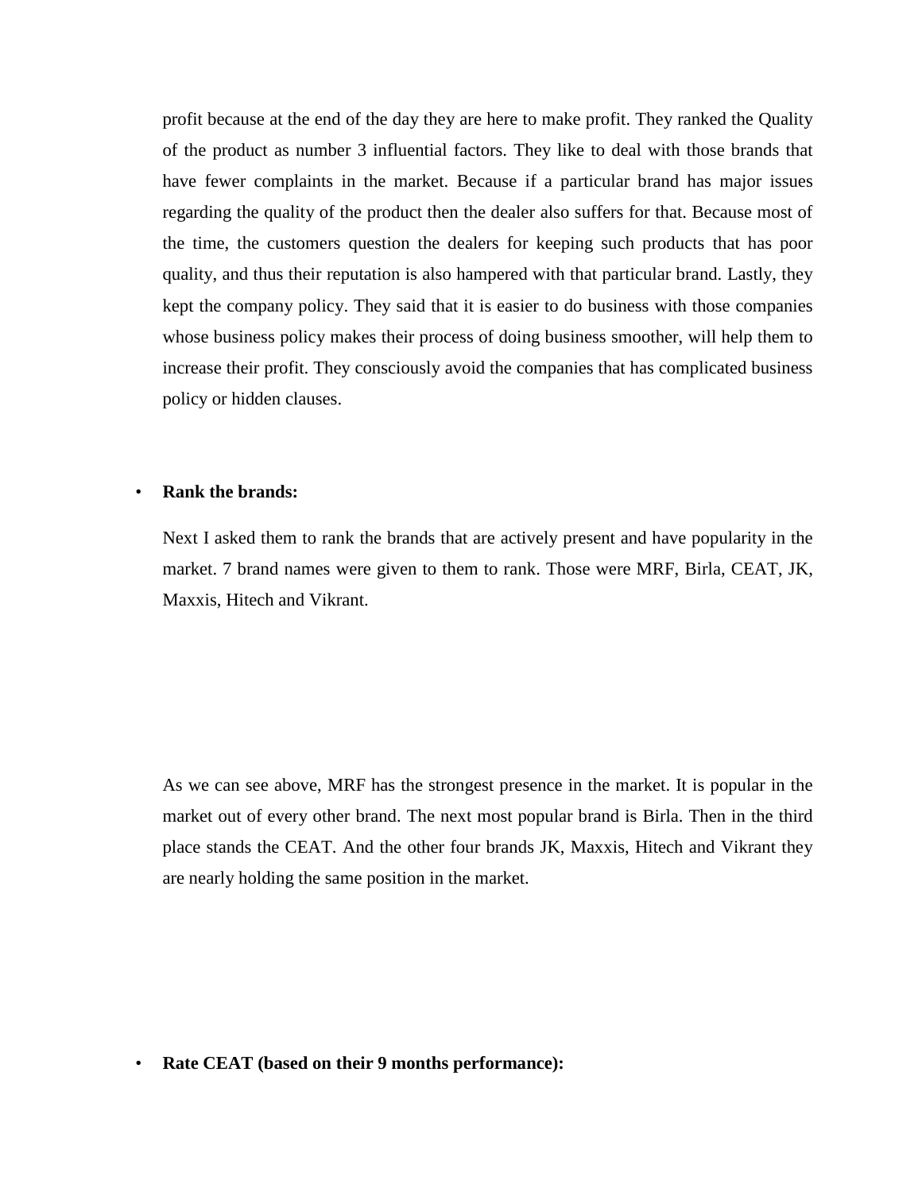profit because at the end of the day they are here to make profit. They ranked the Quality of the product as number 3 influential factors. They like to deal with those brands that have fewer complaints in the market. Because if a particular brand has major issues regarding the quality of the product then the dealer also suffers for that. Because most of the time, the customers question the dealers for keeping such products that has poor quality, and thus their reputation is also hampered with that particular brand. Lastly, they kept the company policy. They said that it is easier to do business with those companies whose business policy makes their process of doing business smoother, will help them to increase their profit. They consciously avoid the companies that has complicated business policy or hidden clauses.

- **Rank the brands:**

  Next I asked them to rank the brands that are actively present and have popularity in the market. 7 brand names were given to them to rank. Those were MRF, Birla, CEAT, JK, Maxxis, Hitech and Vikrant.

  As we can see above, MRF has the strongest presence in the market. It is popular in the market out of every other brand. The next most popular brand is Birla. Then in the third place stands the CEAT. And the other four brands JK, Maxxis, Hitech and Vikrant they are nearly holding the same position in the market.

- **Rate CEAT (based on their 9 months performance):**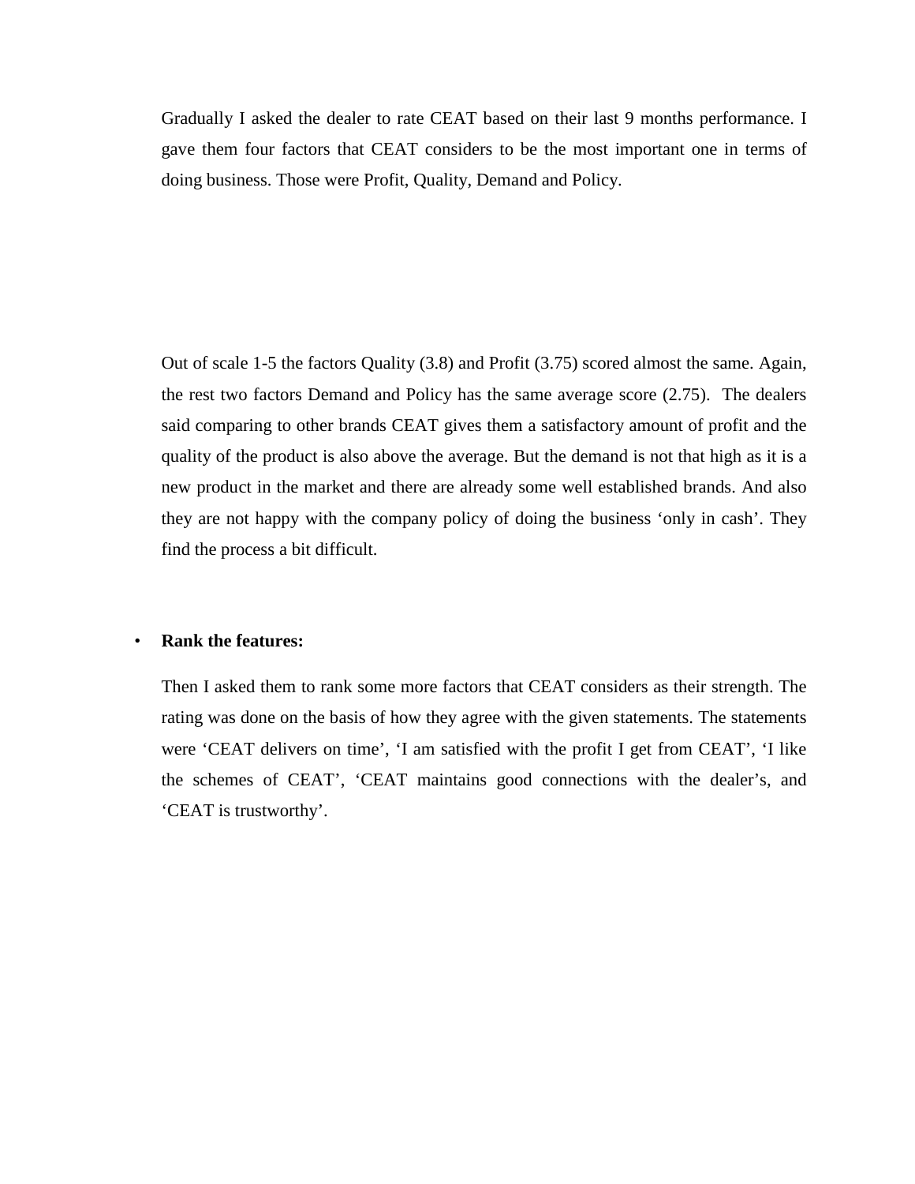Gradually I asked the dealer to rate CEAT based on their last 9 months performance. I gave them four factors that CEAT considers to be the most important one in terms of doing business. Those were Profit, Quality, Demand and Policy.

Out of scale 1-5 the factors Quality (3.8) and Profit (3.75) scored almost the same. Again, the rest two factors Demand and Policy has the same average score (2.75). The dealers said comparing to other brands CEAT gives them a satisfactory amount of profit and the quality of the product is also above the average. But the demand is not that high as it is a new product in the market and there are already some well established brands. And also they are not happy with the company policy of doing the business 'only in cash'. They find the process a bit difficult.

- **Rank the features:**

Then I asked them to rank some more factors that CEAT considers as their strength. The rating was done on the basis of how they agree with the given statements. The statements were 'CEAT delivers on time', 'I am satisfied with the profit I get from CEAT', 'I like the schemes of CEAT', 'CEAT maintains good connections with the dealer's, and 'CEAT is trustworthy'.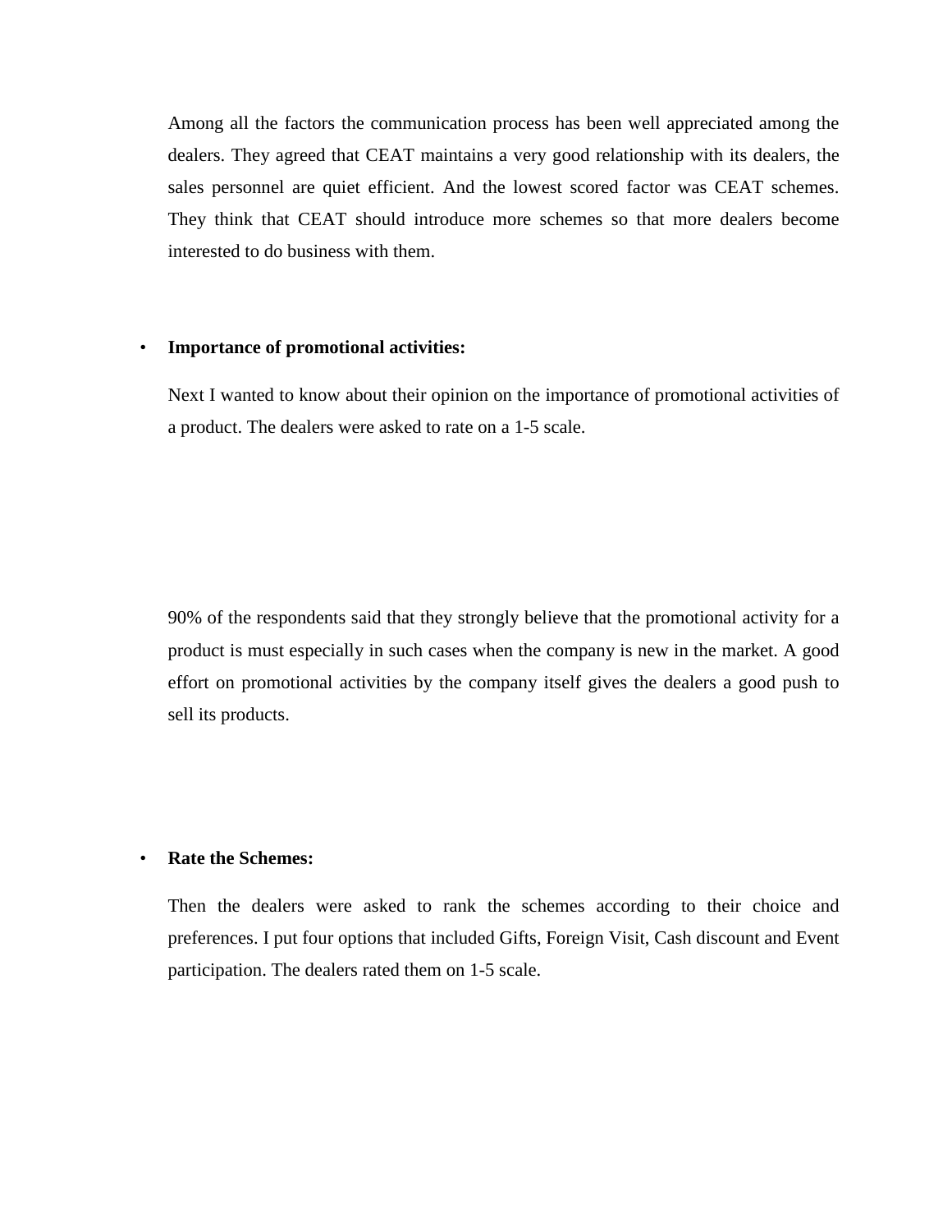Among all the factors the communication process has been well appreciated among the dealers. They agreed that CEAT maintains a very good relationship with its dealers, the sales personnel are quiet efficient. And the lowest scored factor was CEAT schemes. They think that CEAT should introduce more schemes so that more dealers become interested to do business with them.

- **Importance of promotional activities:**

  Next I wanted to know about their opinion on the importance of promotional activities of a product. The dealers were asked to rate on a 1-5 scale.

  90% of the respondents said that they strongly believe that the promotional activity for a product is must especially in such cases when the company is new in the market. A good effort on promotional activities by the company itself gives the dealers a good push to sell its products.

- **Rate the Schemes:**

  Then the dealers were asked to rank the schemes according to their choice and preferences. I put four options that included Gifts, Foreign Visit, Cash discount and Event participation. The dealers rated them on 1-5 scale.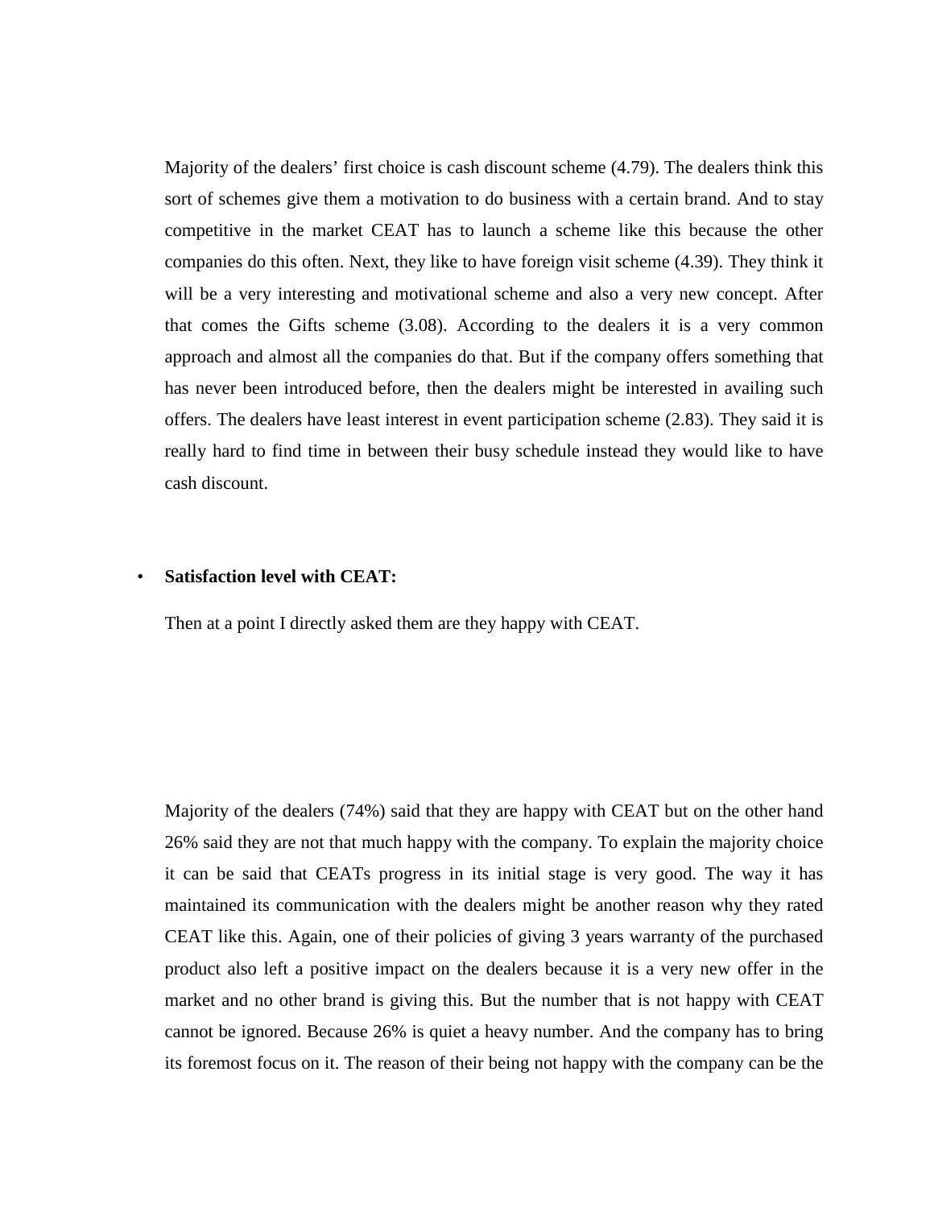Majority of the dealers' first choice is cash discount scheme (4.79). The dealers think this sort of schemes give them a motivation to do business with a certain brand. And to stay competitive in the market CEAT has to launch a scheme like this because the other companies do this often. Next, they like to have foreign visit scheme (4.39). They think it will be a very interesting and motivational scheme and also a very new concept. After that comes the Gifts scheme (3.08). According to the dealers it is a very common approach and almost all the companies do that. But if the company offers something that has never been introduced before, then the dealers might be interested in availing such offers. The dealers have least interest in event participation scheme (2.83). They said it is really hard to find time in between their busy schedule instead they would like to have cash discount.

- **Satisfaction level with CEAT:**

  Then at a point I directly asked them are they happy with CEAT.

Majority of the dealers (74%) said that they are happy with CEAT but on the other hand 26% said they are not that much happy with the company. To explain the majority choice it can be said that CEATs progress in its initial stage is very good. The way it has maintained its communication with the dealers might be another reason why they rated CEAT like this. Again, one of their policies of giving 3 years warranty of the purchased product also left a positive impact on the dealers because it is a very new offer in the market and no other brand is giving this. But the number that is not happy with CEAT cannot be ignored. Because 26% is quiet a heavy number. And the company has to bring its foremost focus on it. The reason of their being not happy with the company can be the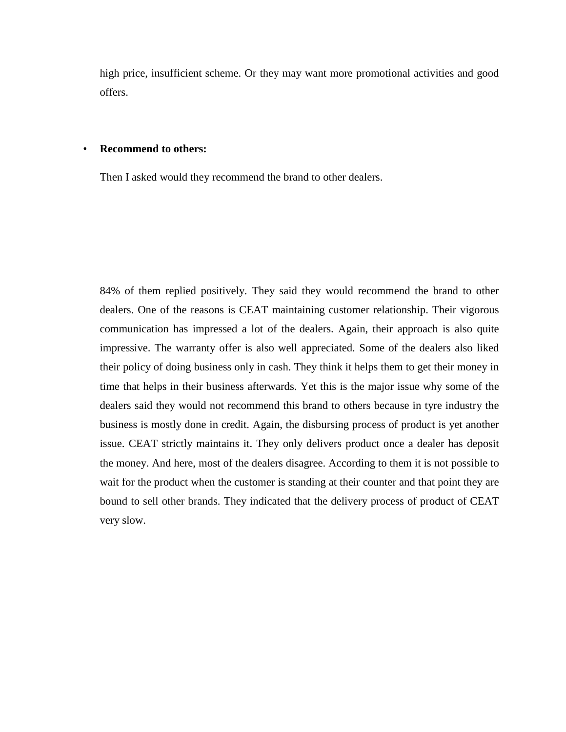high price, insufficient scheme. Or they may want more promotional activities and good offers.

- **Recommend to others:**

  Then I asked would they recommend the brand to other dealers.

  84% of them replied positively. They said they would recommend the brand to other dealers. One of the reasons is CEAT maintaining customer relationship. Their vigorous communication has impressed a lot of the dealers. Again, their approach is also quite impressive. The warranty offer is also well appreciated. Some of the dealers also liked their policy of doing business only in cash. They think it helps them to get their money in time that helps in their business afterwards. Yet this is the major issue why some of the dealers said they would not recommend this brand to others because in tyre industry the business is mostly done in credit. Again, the disbursing process of product is yet another issue. CEAT strictly maintains it. They only delivers product once a dealer has deposit the money. And here, most of the dealers disagree. According to them it is not possible to wait for the product when the customer is standing at their counter and that point they are bound to sell other brands. They indicated that the delivery process of product of CEAT very slow.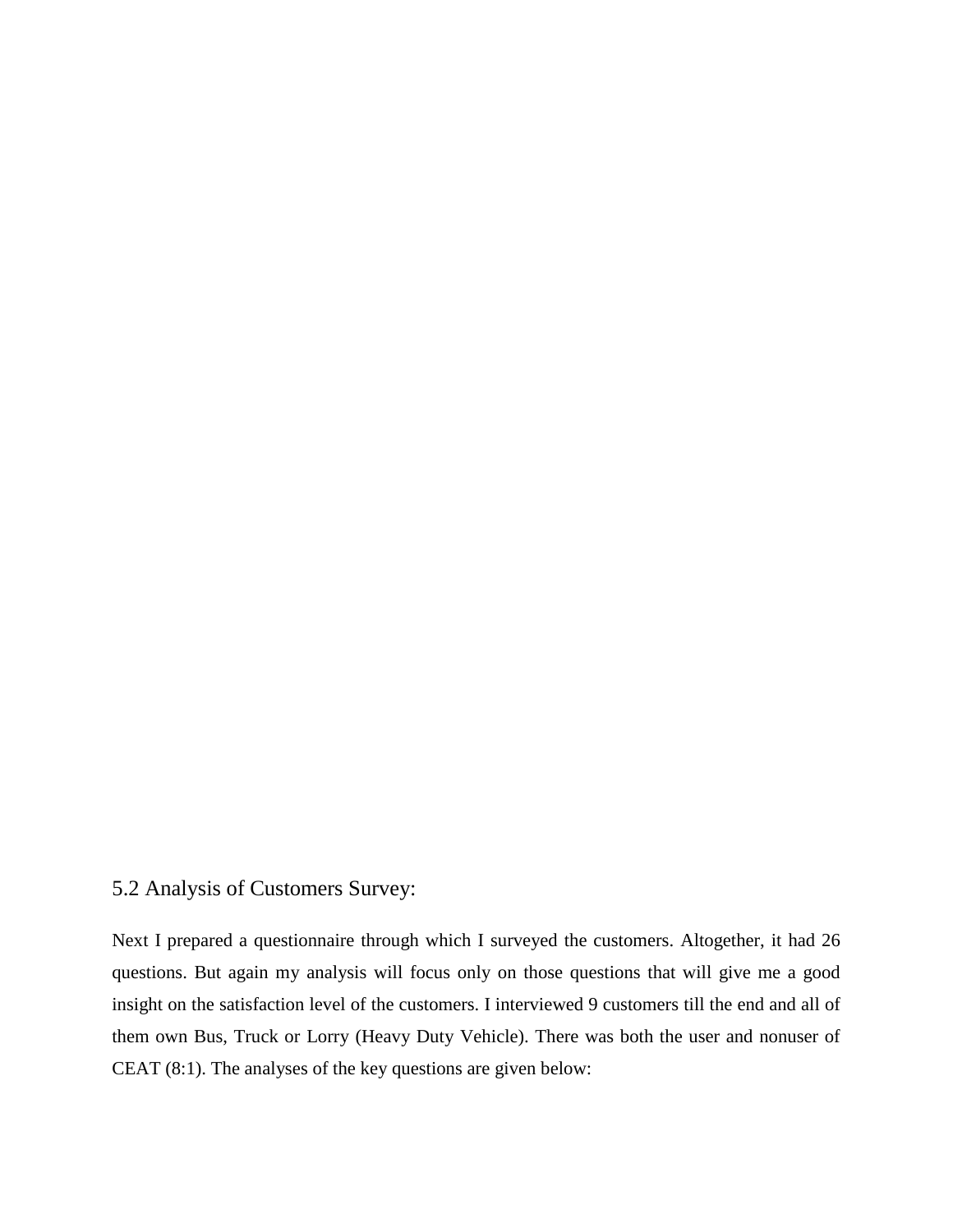## 5.2 Analysis of Customers Survey:

Next I prepared a questionnaire through which I surveyed the customers. Altogether, it had 26 questions. But again my analysis will focus only on those questions that will give me a good insight on the satisfaction level of the customers. I interviewed 9 customers till the end and all of them own Bus, Truck or Lorry (Heavy Duty Vehicle). There was both the user and nonuser of CEAT (8:1). The analyses of the key questions are given below: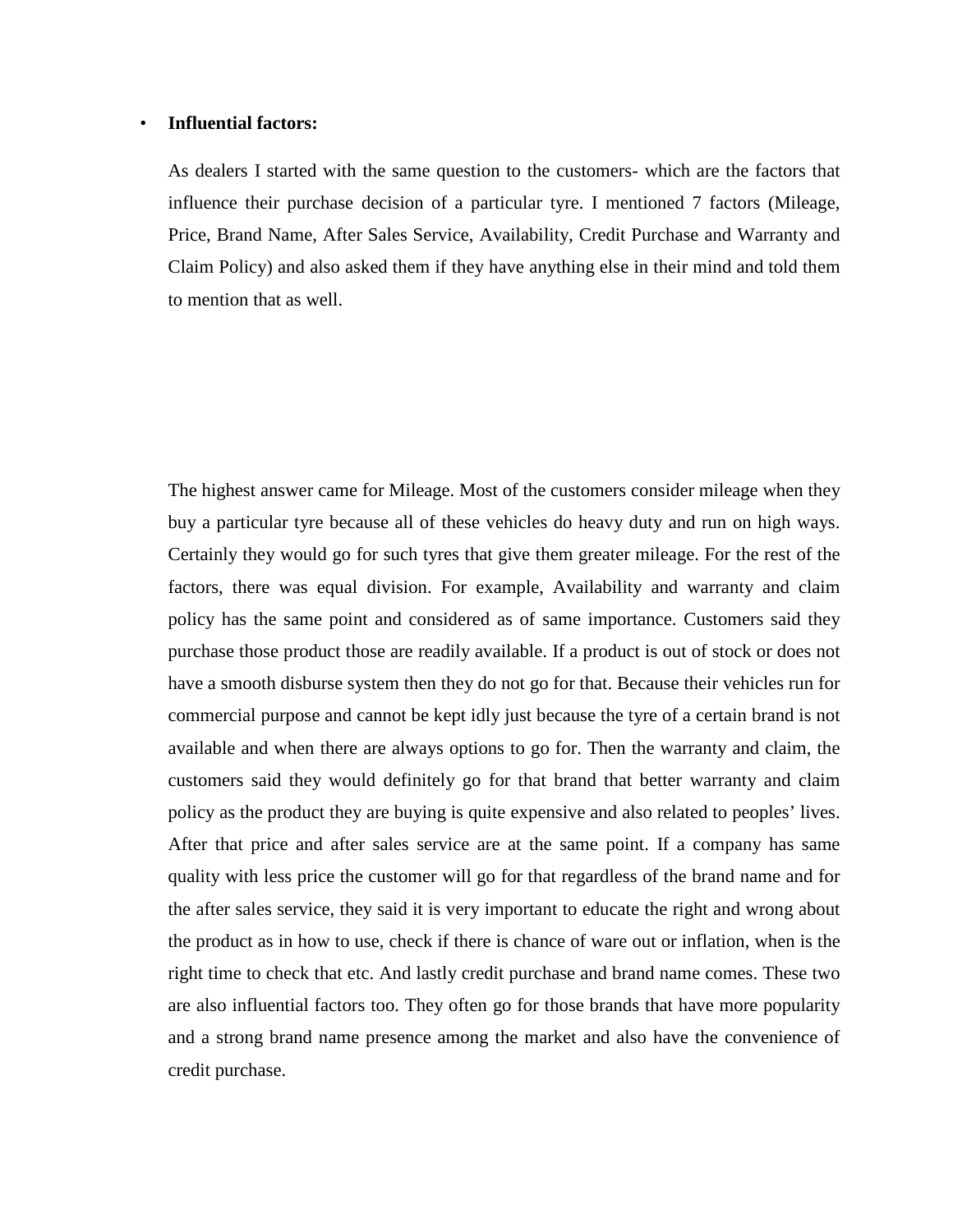- **Influential factors:**

  As dealers I started with the same question to the customers- which are the factors that influence their purchase decision of a particular tyre. I mentioned 7 factors (Mileage, Price, Brand Name, After Sales Service, Availability, Credit Purchase and Warranty and Claim Policy) and also asked them if they have anything else in their mind and told them to mention that as well.

  The highest answer came for Mileage. Most of the customers consider mileage when they buy a particular tyre because all of these vehicles do heavy duty and run on high ways. Certainly they would go for such tyres that give them greater mileage. For the rest of the factors, there was equal division. For example, Availability and warranty and claim policy has the same point and considered as of same importance. Customers said they purchase those product those are readily available. If a product is out of stock or does not have a smooth disburse system then they do not go for that. Because their vehicles run for commercial purpose and cannot be kept idly just because the tyre of a certain brand is not available and when there are always options to go for. Then the warranty and claim, the customers said they would definitely go for that brand that better warranty and claim policy as the product they are buying is quite expensive and also related to peoples' lives. After that price and after sales service are at the same point. If a company has same quality with less price the customer will go for that regardless of the brand name and for the after sales service, they said it is very important to educate the right and wrong about the product as in how to use, check if there is chance of ware out or inflation, when is the right time to check that etc. And lastly credit purchase and brand name comes. These two are also influential factors too. They often go for those brands that have more popularity and a strong brand name presence among the market and also have the convenience of credit purchase.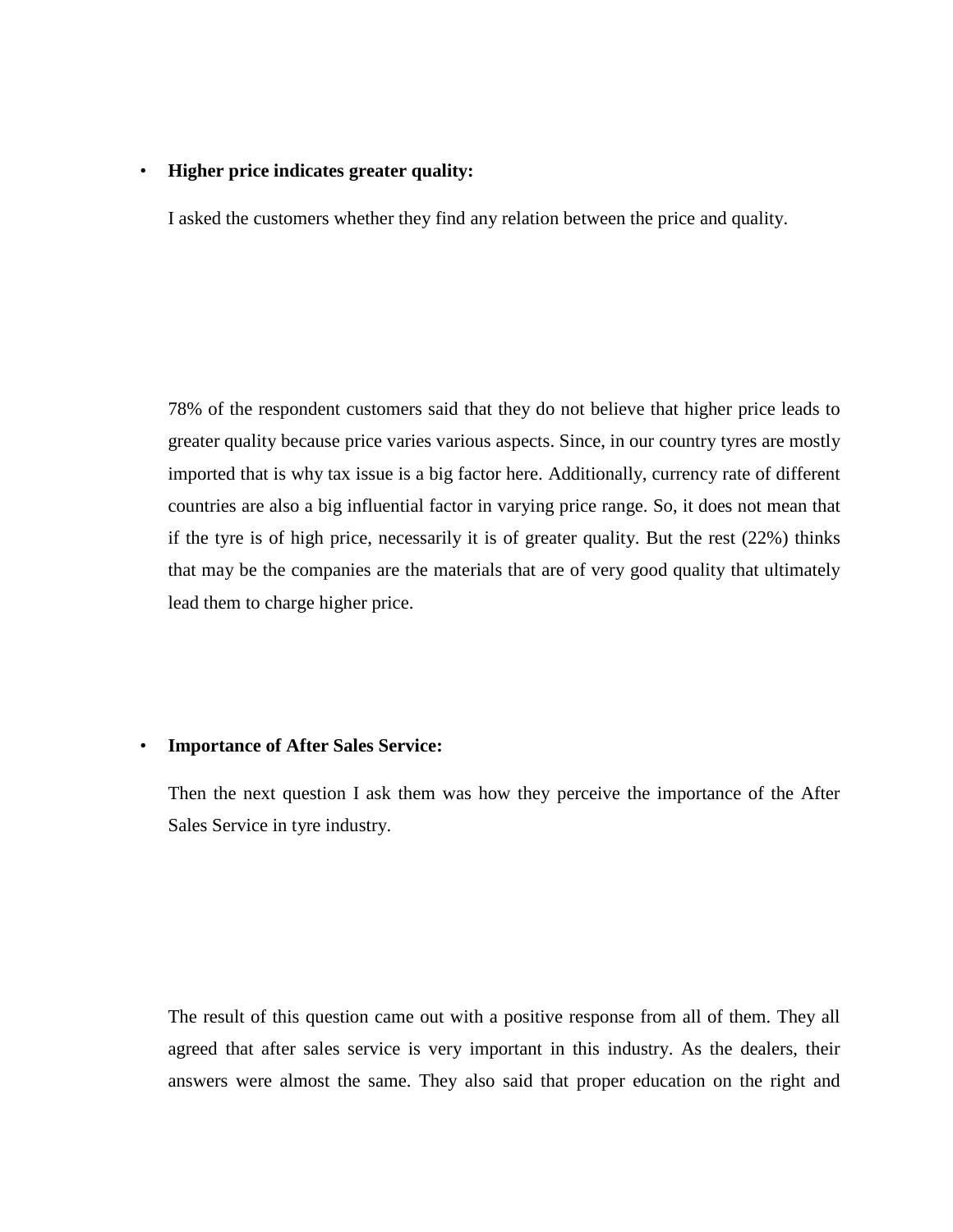- **Higher price indicates greater quality:**

  I asked the customers whether they find any relation between the price and quality.

  78% of the respondent customers said that they do not believe that higher price leads to greater quality because price varies various aspects. Since, in our country tyres are mostly imported that is why tax issue is a big factor here. Additionally, currency rate of different countries are also a big influential factor in varying price range. So, it does not mean that if the tyre is of high price, necessarily it is of greater quality. But the rest (22%) thinks that may be the companies are the materials that are of very good quality that ultimately lead them to charge higher price.

- **Importance of After Sales Service:**

  Then the next question I ask them was how they perceive the importance of the After Sales Service in tyre industry.

  The result of this question came out with a positive response from all of them. They all agreed that after sales service is very important in this industry. As the dealers, their answers were almost the same. They also said that proper education on the right and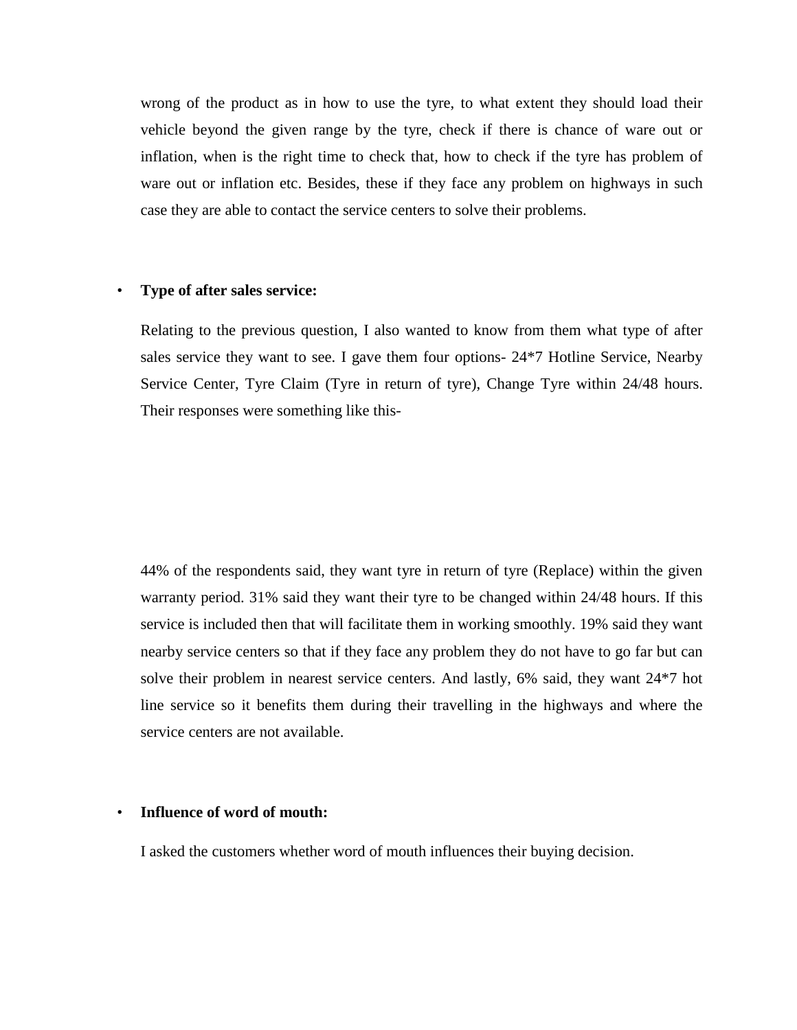wrong of the product as in how to use the tyre, to what extent they should load their vehicle beyond the given range by the tyre, check if there is chance of ware out or inflation, when is the right time to check that, how to check if the tyre has problem of ware out or inflation etc. Besides, these if they face any problem on highways in such case they are able to contact the service centers to solve their problems.

- **Type of after sales service:**

  Relating to the previous question, I also wanted to know from them what type of after sales service they want to see. I gave them four options- 24*7 Hotline Service, Nearby Service Center, Tyre Claim (Tyre in return of tyre), Change Tyre within 24/48 hours. Their responses were something like this-

  44% of the respondents said, they want tyre in return of tyre (Replace) within the given warranty period. 31% said they want their tyre to be changed within 24/48 hours. If this service is included then that will facilitate them in working smoothly. 19% said they want nearby service centers so that if they face any problem they do not have to go far but can solve their problem in nearest service centers. And lastly, 6% said, they want 24*7 hot line service so it benefits them during their travelling in the highways and where the service centers are not available.

- **Influence of word of mouth:**

  I asked the customers whether word of mouth influences their buying decision.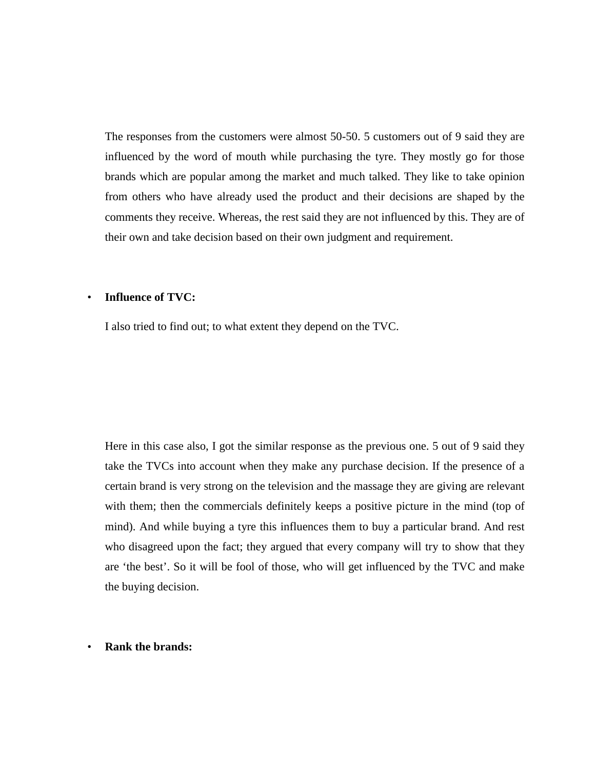The responses from the customers were almost 50-50. 5 customers out of 9 said they are influenced by the word of mouth while purchasing the tyre. They mostly go for those brands which are popular among the market and much talked. They like to take opinion from others who have already used the product and their decisions are shaped by the comments they receive. Whereas, the rest said they are not influenced by this. They are of their own and take decision based on their own judgment and requirement.

- **Influence of TVC:**

  I also tried to find out; to what extent they depend on the TVC.

  Here in this case also, I got the similar response as the previous one. 5 out of 9 said they take the TVCs into account when they make any purchase decision. If the presence of a certain brand is very strong on the television and the massage they are giving are relevant with them; then the commercials definitely keeps a positive picture in the mind (top of mind). And while buying a tyre this influences them to buy a particular brand. And rest who disagreed upon the fact; they argued that every company will try to show that they are 'the best'. So it will be fool of those, who will get influenced by the TVC and make the buying decision.

- **Rank the brands:**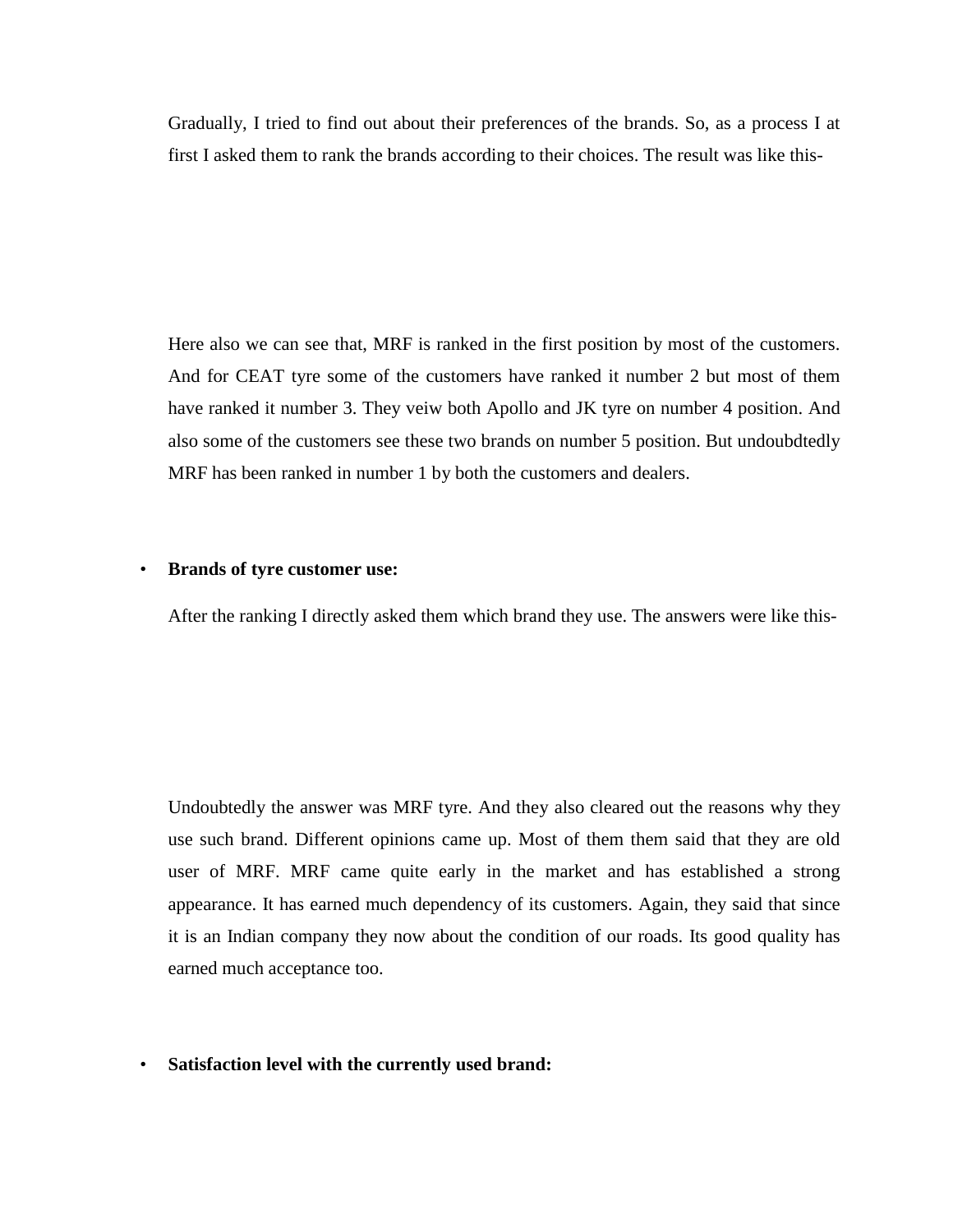Gradually, I tried to find out about their preferences of the brands. So, as a process I at first I asked them to rank the brands according to their choices. The result was like this-

Here also we can see that, MRF is ranked in the first position by most of the customers. And for CEAT tyre some of the customers have ranked it number 2 but most of them have ranked it number 3. They veiw both Apollo and JK tyre on number 4 position. And also some of the customers see these two brands on number 5 position. But undoubdtedly MRF has been ranked in number 1 by both the customers and dealers.

- **Brands of tyre customer use:**

After the ranking I directly asked them which brand they use. The answers were like this-

Undoubtedly the answer was MRF tyre. And they also cleared out the reasons why they use such brand. Different opinions came up. Most of them them said that they are old user of MRF. MRF came quite early in the market and has established a strong appearance. It has earned much dependency of its customers. Again, they said that since it is an Indian company they now about the condition of our roads. Its good quality has earned much acceptance too.

- **Satisfaction level with the currently used brand:**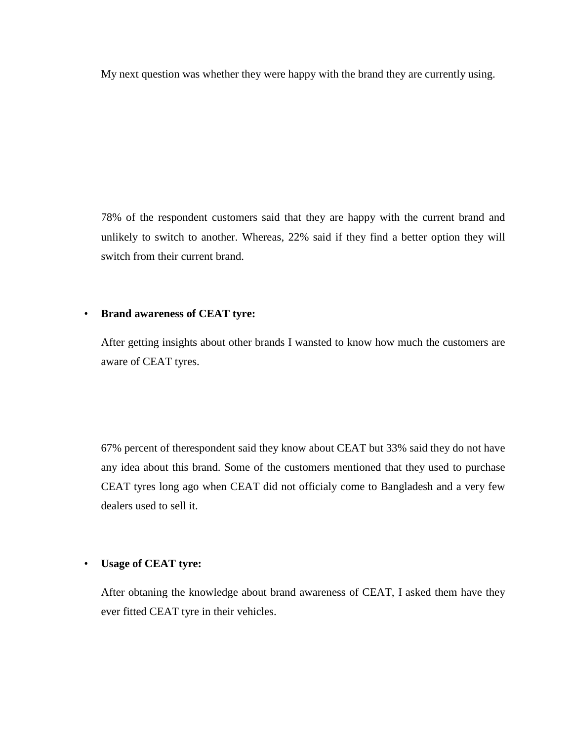My next question was whether they were happy with the brand they are currently using.

78% of the respondent customers said that they are happy with the current brand and unlikely to switch to another. Whereas, 22% said if they find a better option they will switch from their current brand.

- **Brand awareness of CEAT tyre:**

  After getting insights about other brands I wansted to know how much the customers are aware of CEAT tyres.

  67% percent of therespondent said they know about CEAT but 33% said they do not have any idea about this brand. Some of the customers mentioned that they used to purchase CEAT tyres long ago when CEAT did not officialy come to Bangladesh and a very few dealers used to sell it.

- **Usage of CEAT tyre:**

  After obtaning the knowledge about brand awareness of CEAT, I asked them have they ever fitted CEAT tyre in their vehicles.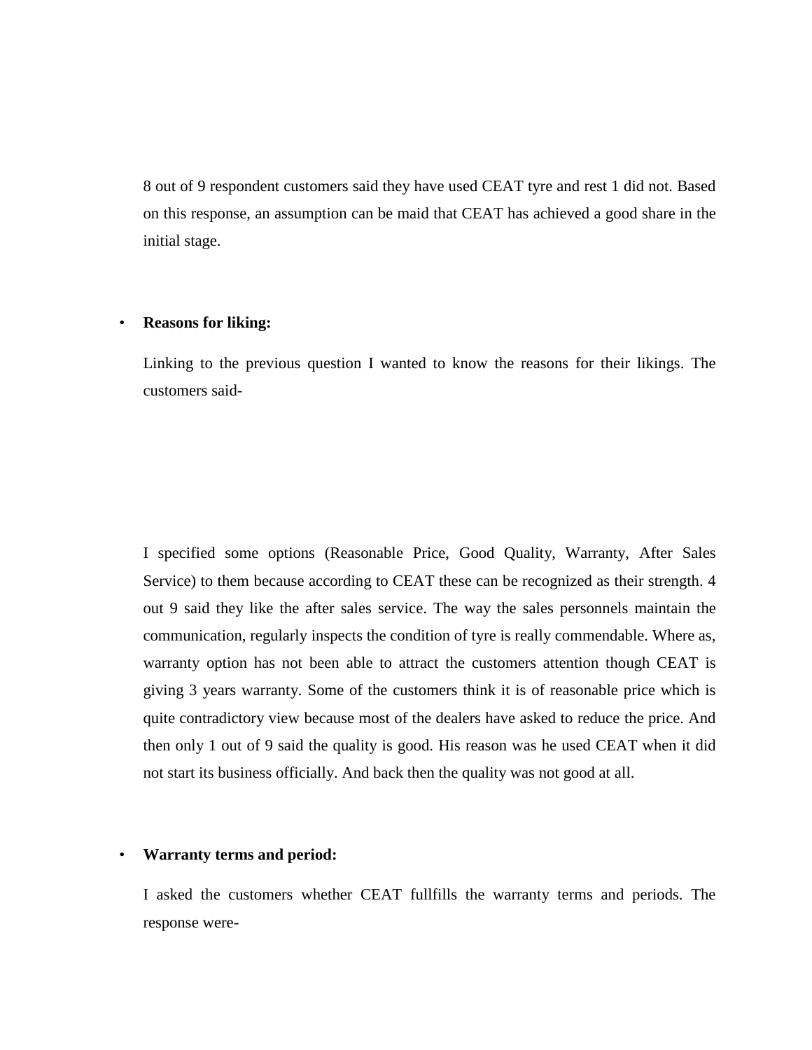8 out of 9 respondent customers said they have used CEAT tyre and rest 1 did not. Based on this response, an assumption can be maid that CEAT has achieved a good share in the initial stage.

- **Reasons for liking:**

  Linking to the previous question I wanted to know the reasons for their likings. The customers said-

  I specified some options (Reasonable Price, Good Quality, Warranty, After Sales Service) to them because according to CEAT these can be recognized as their strength. 4 out 9 said they like the after sales service. The way the sales personnels maintain the communication, regularly inspects the condition of tyre is really commendable. Where as, warranty option has not been able to attract the customers attention though CEAT is giving 3 years warranty. Some of the customers think it is of reasonable price which is quite contradictory view because most of the dealers have asked to reduce the price. And then only 1 out of 9 said the quality is good. His reason was he used CEAT when it did not start its business officially. And back then the quality was not good at all.

- **Warranty terms and period:**

  I asked the customers whether CEAT fullfills the warranty terms and periods. The response were-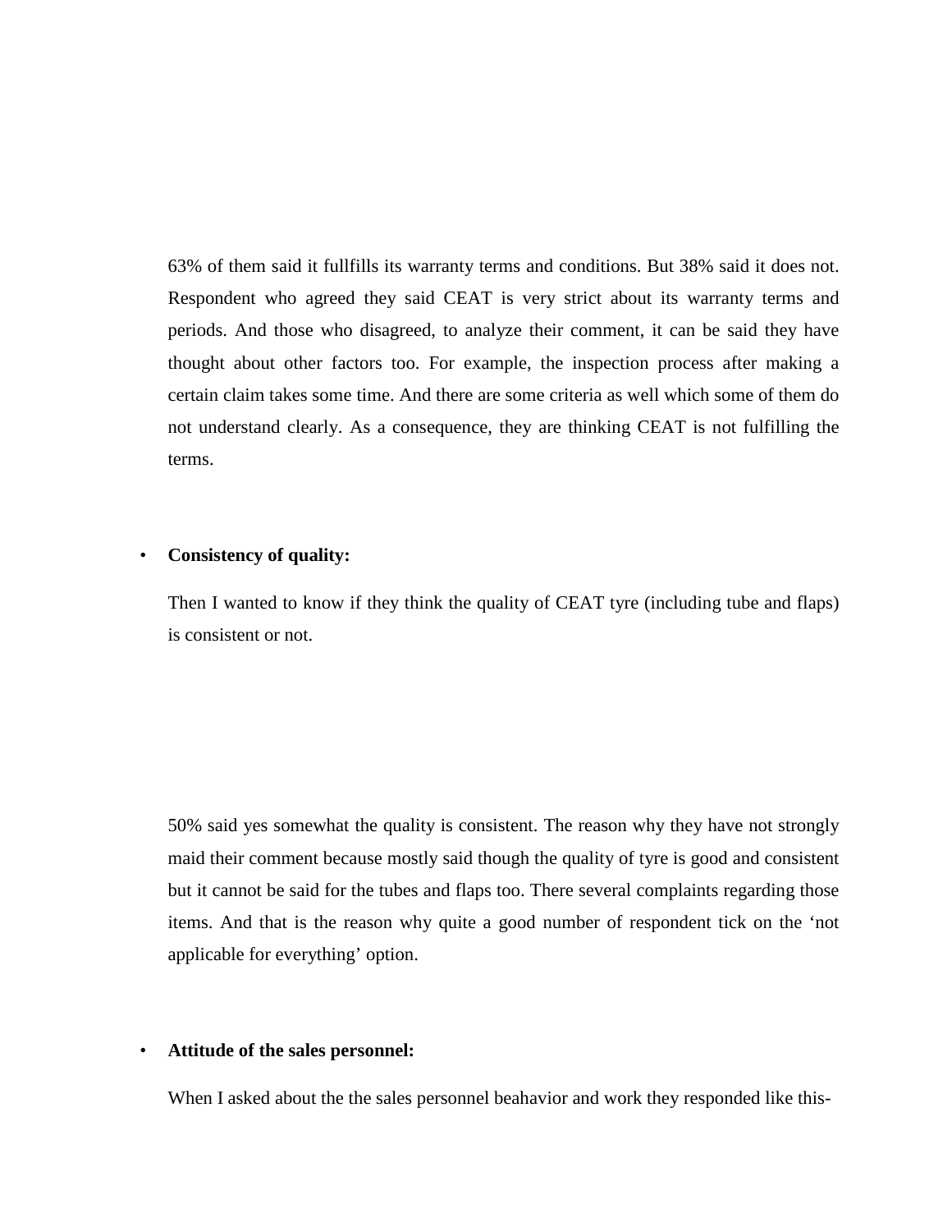63% of them said it fullfills its warranty terms and conditions. But 38% said it does not. Respondent who agreed they said CEAT is very strict about its warranty terms and periods. And those who disagreed, to analyze their comment, it can be said they have thought about other factors too. For example, the inspection process after making a certain claim takes some time. And there are some criteria as well which some of them do not understand clearly. As a consequence, they are thinking CEAT is not fulfilling the terms.

- **Consistency of quality:**

  Then I wanted to know if they think the quality of CEAT tyre (including tube and flaps) is consistent or not.

  50% said yes somewhat the quality is consistent. The reason why they have not strongly maid their comment because mostly said though the quality of tyre is good and consistent but it cannot be said for the tubes and flaps too. There several complaints regarding those items. And that is the reason why quite a good number of respondent tick on the 'not applicable for everything' option.

- **Attitude of the sales personnel:**

  When I asked about the the sales personnel beahavior and work they responded like this-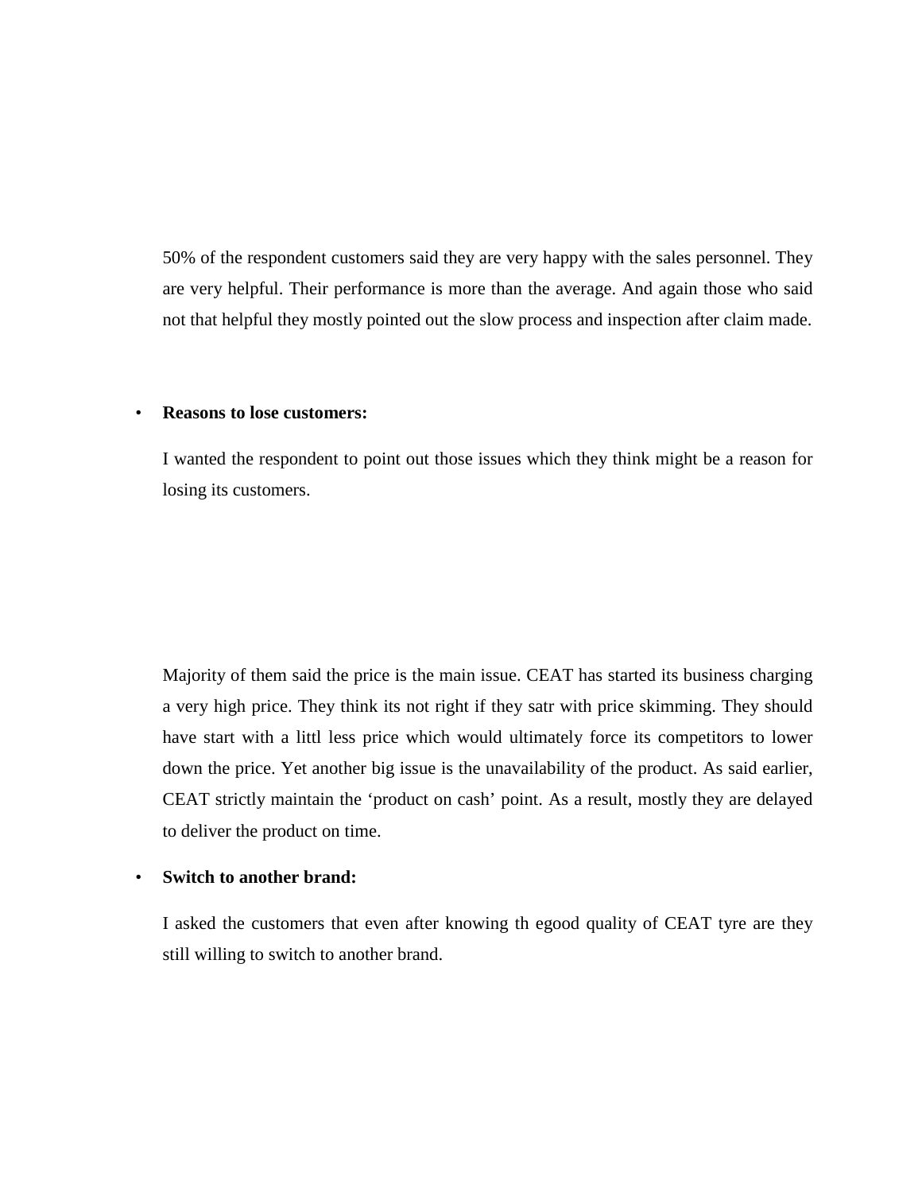50% of the respondent customers said they are very happy with the sales personnel. They are very helpful. Their performance is more than the average. And again those who said not that helpful they mostly pointed out the slow process and inspection after claim made.

- **Reasons to lose customers:**

  I wanted the respondent to point out those issues which they think might be a reason for losing its customers.

  Majority of them said the price is the main issue. CEAT has started its business charging a very high price. They think its not right if they satr with price skimming. They should have start with a littl less price which would ultimately force its competitors to lower down the price. Yet another big issue is the unavailability of the product. As said earlier, CEAT strictly maintain the 'product on cash' point. As a result, mostly they are delayed to deliver the product on time.

- **Switch to another brand:**

  I asked the customers that even after knowing th egood quality of CEAT tyre are they still willing to switch to another brand.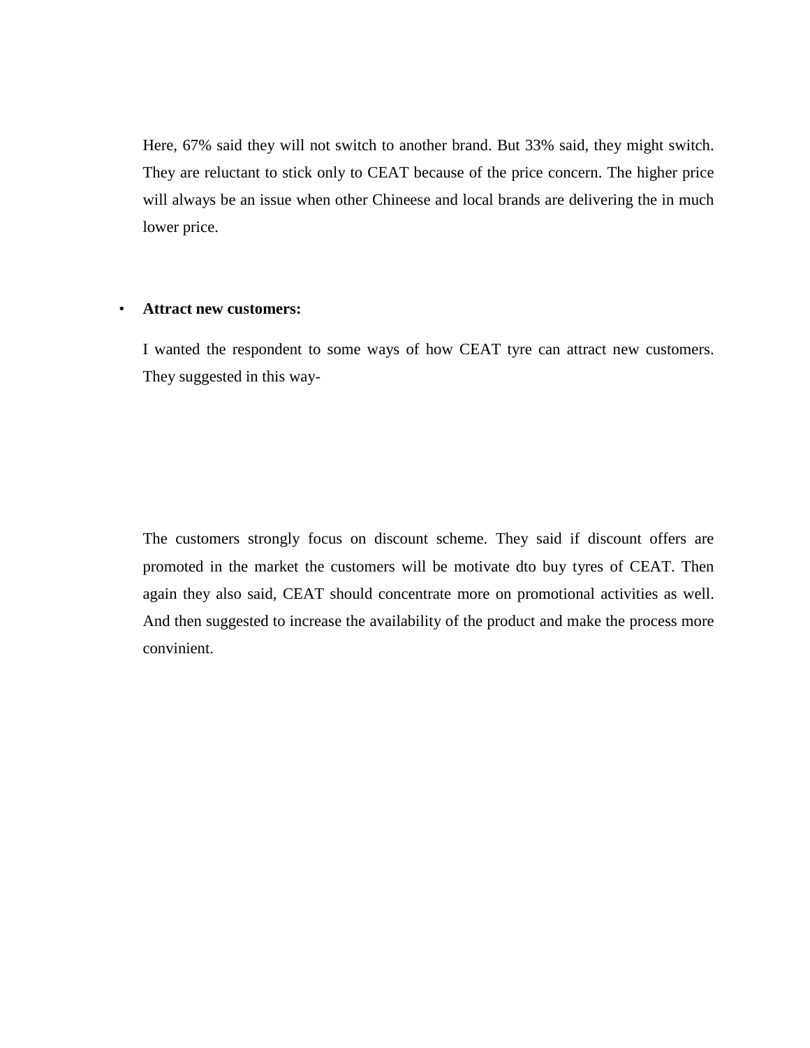Here, 67% said they will not switch to another brand. But 33% said, they might switch. They are reluctant to stick only to CEAT because of the price concern. The higher price will always be an issue when other Chineese and local brands are delivering the in much lower price.

- **Attract new customers:**

  I wanted the respondent to some ways of how CEAT tyre can attract new customers. They suggested in this way-

  The customers strongly focus on discount scheme. They said if discount offers are promoted in the market the customers will be motivate dto buy tyres of CEAT. Then again they also said, CEAT should concentrate more on promotional activities as well. And then suggested to increase the availability of the product and make the process more convinient.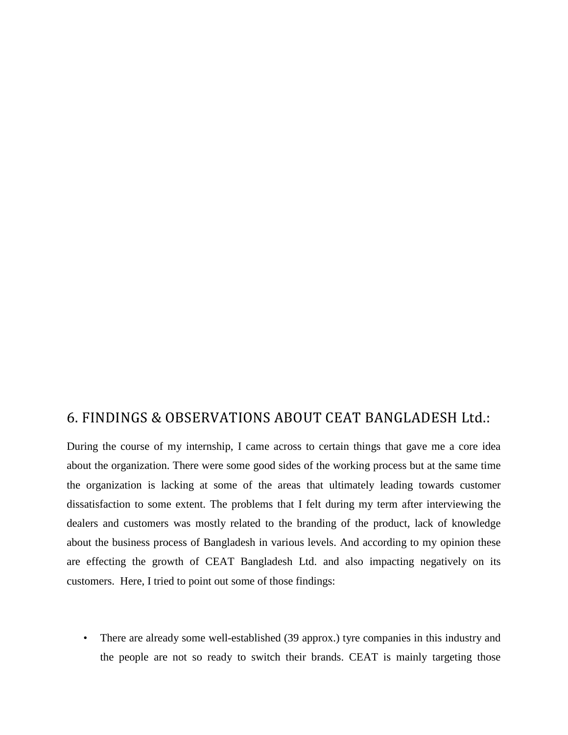# 6. FINDINGS & OBSERVATIONS ABOUT CEAT BANGLADESH Ltd.:

During the course of my internship, I came across to certain things that gave me a core idea about the organization. There were some good sides of the working process but at the same time the organization is lacking at some of the areas that ultimately leading towards customer dissatisfaction to some extent. The problems that I felt during my term after interviewing the dealers and customers was mostly related to the branding of the product, lack of knowledge about the business process of Bangladesh in various levels. And according to my opinion these are effecting the growth of CEAT Bangladesh Ltd. and also impacting negatively on its customers. Here, I tried to point out some of those findings:

- There are already some well-established (39 approx.) tyre companies in this industry and the people are not so ready to switch their brands. CEAT is mainly targeting those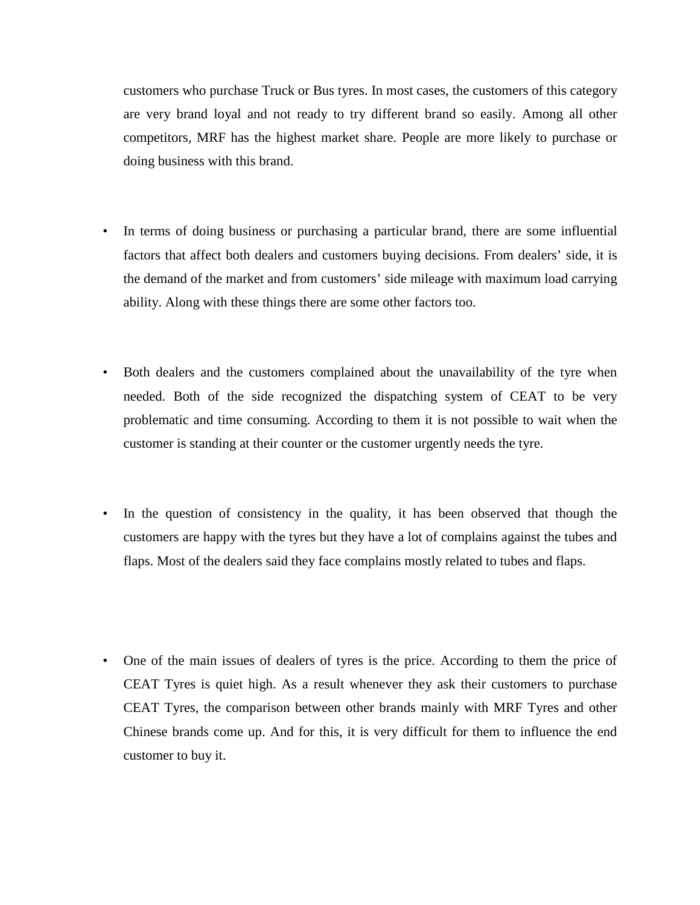customers who purchase Truck or Bus tyres. In most cases, the customers of this category are very brand loyal and not ready to try different brand so easily. Among all other competitors, MRF has the highest market share. People are more likely to purchase or doing business with this brand.

- In terms of doing business or purchasing a particular brand, there are some influential factors that affect both dealers and customers buying decisions. From dealers' side, it is the demand of the market and from customers' side mileage with maximum load carrying ability. Along with these things there are some other factors too.

- Both dealers and the customers complained about the unavailability of the tyre when needed. Both of the side recognized the dispatching system of CEAT to be very problematic and time consuming. According to them it is not possible to wait when the customer is standing at their counter or the customer urgently needs the tyre.

- In the question of consistency in the quality, it has been observed that though the customers are happy with the tyres but they have a lot of complains against the tubes and flaps. Most of the dealers said they face complains mostly related to tubes and flaps.

- One of the main issues of dealers of tyres is the price. According to them the price of CEAT Tyres is quiet high. As a result whenever they ask their customers to purchase CEAT Tyres, the comparison between other brands mainly with MRF Tyres and other Chinese brands come up. And for this, it is very difficult for them to influence the end customer to buy it.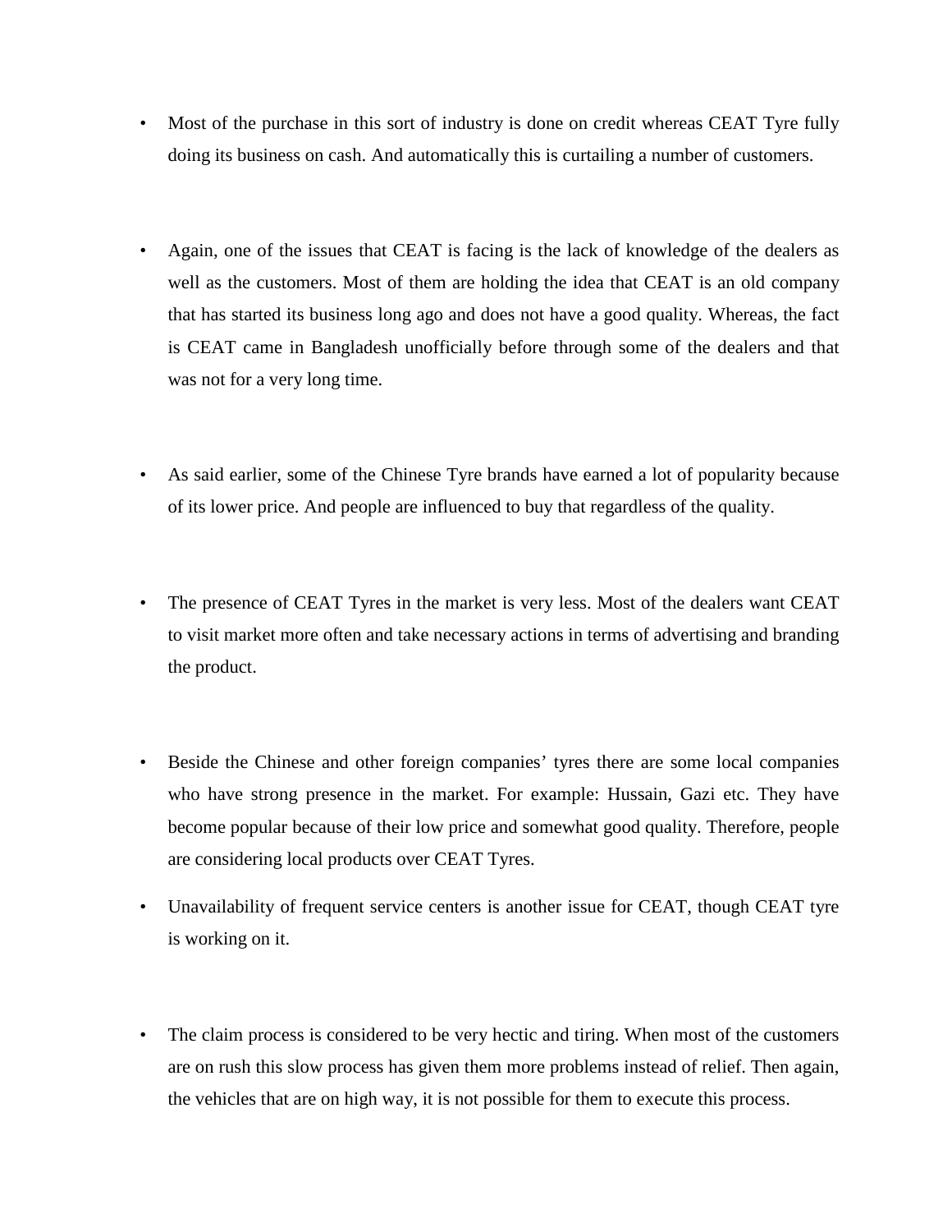- Most of the purchase in this sort of industry is done on credit whereas CEAT Tyre fully doing its business on cash. And automatically this is curtailing a number of customers.

- Again, one of the issues that CEAT is facing is the lack of knowledge of the dealers as well as the customers. Most of them are holding the idea that CEAT is an old company that has started its business long ago and does not have a good quality. Whereas, the fact is CEAT came in Bangladesh unofficially before through some of the dealers and that was not for a very long time.

- As said earlier, some of the Chinese Tyre brands have earned a lot of popularity because of its lower price. And people are influenced to buy that regardless of the quality.

- The presence of CEAT Tyres in the market is very less. Most of the dealers want CEAT to visit market more often and take necessary actions in terms of advertising and branding the product.

- Beside the Chinese and other foreign companies' tyres there are some local companies who have strong presence in the market. For example: Hussain, Gazi etc. They have become popular because of their low price and somewhat good quality. Therefore, people are considering local products over CEAT Tyres.

- Unavailability of frequent service centers is another issue for CEAT, though CEAT tyre is working on it.

- The claim process is considered to be very hectic and tiring. When most of the customers are on rush this slow process has given them more problems instead of relief. Then again, the vehicles that are on high way, it is not possible for them to execute this process.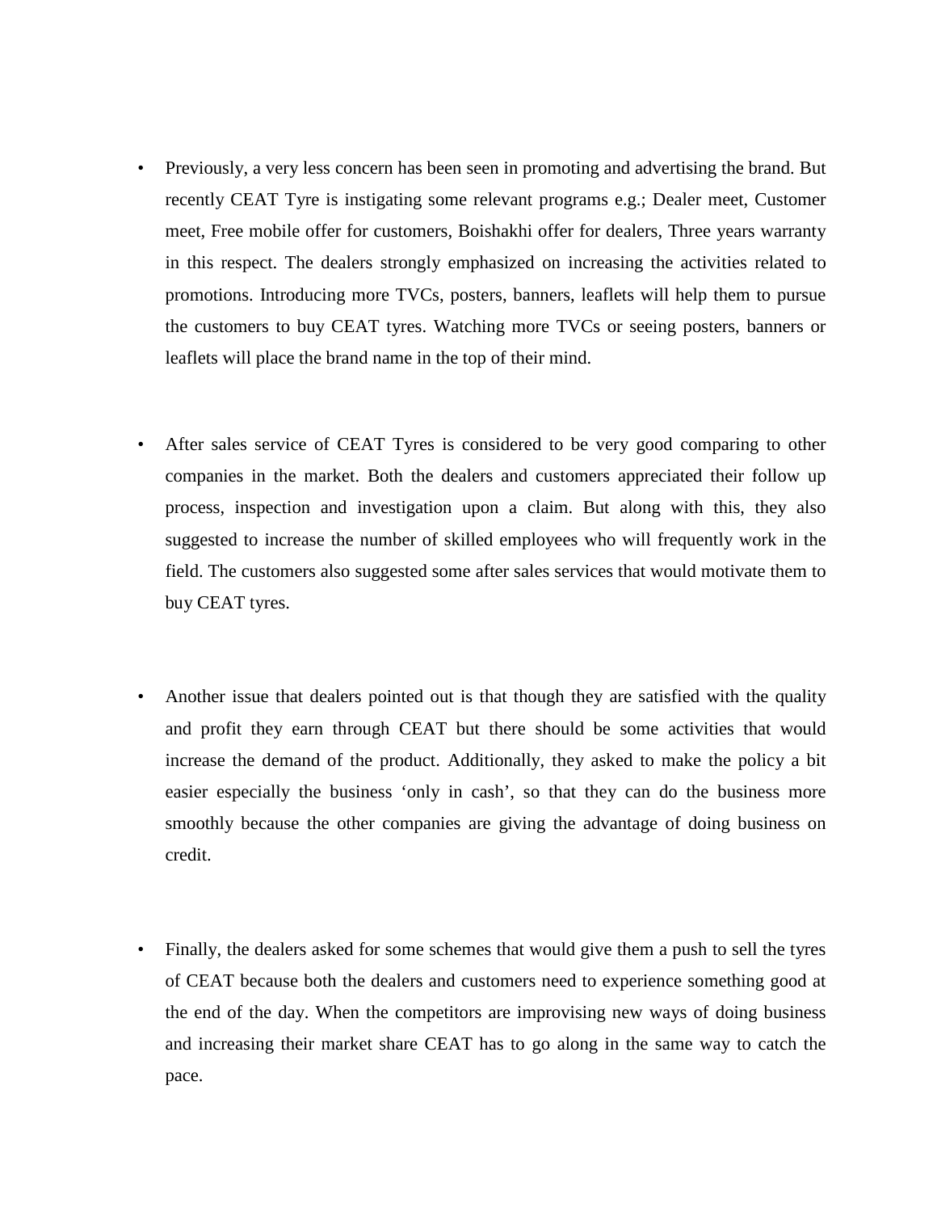- Previously, a very less concern has been seen in promoting and advertising the brand. But recently CEAT Tyre is instigating some relevant programs e.g.; Dealer meet, Customer meet, Free mobile offer for customers, Boishakhi offer for dealers, Three years warranty in this respect. The dealers strongly emphasized on increasing the activities related to promotions. Introducing more TVCs, posters, banners, leaflets will help them to pursue the customers to buy CEAT tyres. Watching more TVCs or seeing posters, banners or leaflets will place the brand name in the top of their mind.

- After sales service of CEAT Tyres is considered to be very good comparing to other companies in the market. Both the dealers and customers appreciated their follow up process, inspection and investigation upon a claim. But along with this, they also suggested to increase the number of skilled employees who will frequently work in the field. The customers also suggested some after sales services that would motivate them to buy CEAT tyres.

- Another issue that dealers pointed out is that though they are satisfied with the quality and profit they earn through CEAT but there should be some activities that would increase the demand of the product. Additionally, they asked to make the policy a bit easier especially the business 'only in cash', so that they can do the business more smoothly because the other companies are giving the advantage of doing business on credit.

- Finally, the dealers asked for some schemes that would give them a push to sell the tyres of CEAT because both the dealers and customers need to experience something good at the end of the day. When the competitors are improvising new ways of doing business and increasing their market share CEAT has to go along in the same way to catch the pace.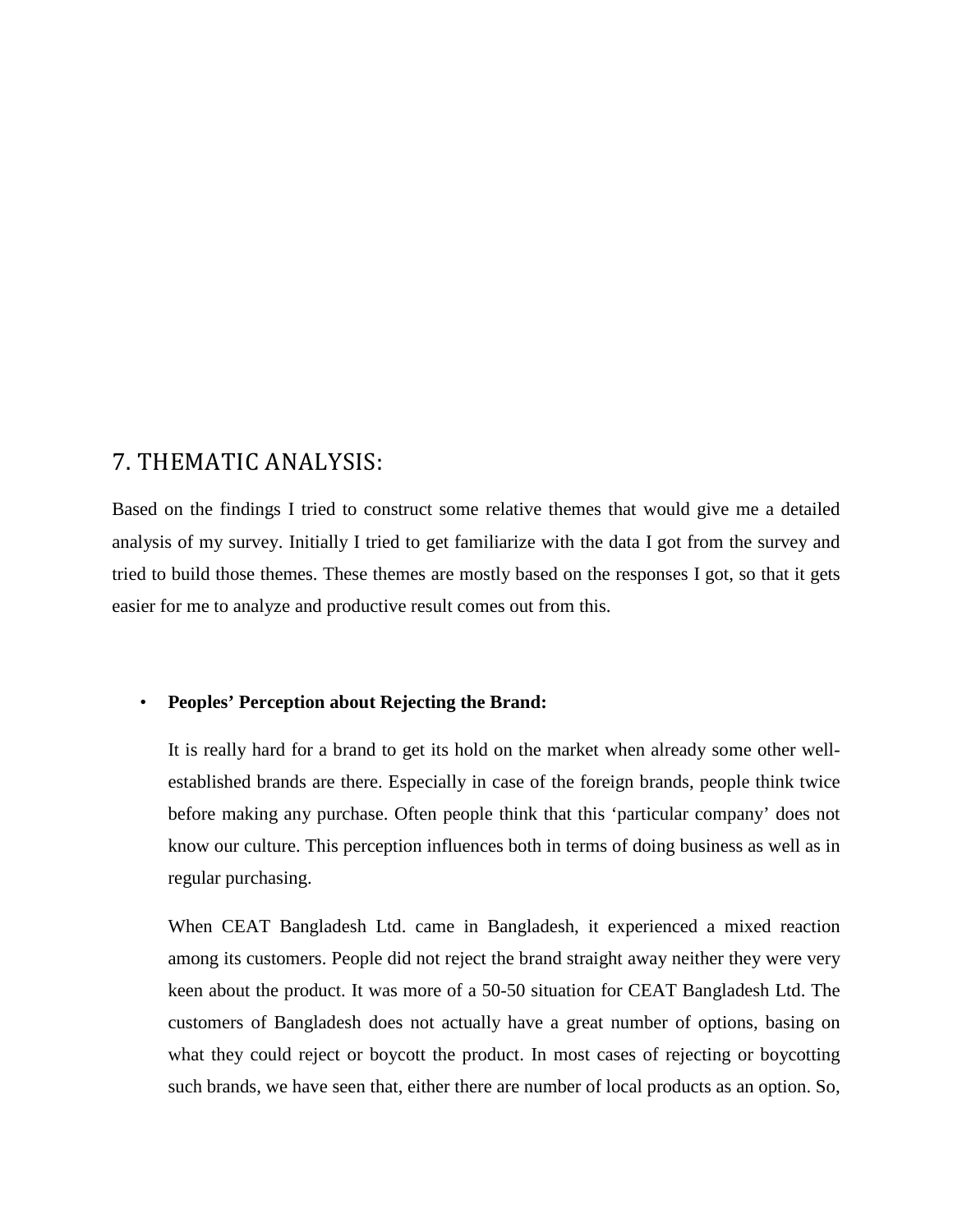## 7. THEMATIC ANALYSIS:

Based on the findings I tried to construct some relative themes that would give me a detailed analysis of my survey. Initially I tried to get familiarize with the data I got from the survey and tried to build those themes. These themes are mostly based on the responses I got, so that it gets easier for me to analyze and productive result comes out from this.

- **Peoples' Perception about Rejecting the Brand:**

  It is really hard for a brand to get its hold on the market when already some other well-established brands are there. Especially in case of the foreign brands, people think twice before making any purchase. Often people think that this 'particular company' does not know our culture. This perception influences both in terms of doing business as well as in regular purchasing.

  When CEAT Bangladesh Ltd. came in Bangladesh, it experienced a mixed reaction among its customers. People did not reject the brand straight away neither they were very keen about the product. It was more of a 50-50 situation for CEAT Bangladesh Ltd. The customers of Bangladesh does not actually have a great number of options, basing on what they could reject or boycott the product. In most cases of rejecting or boycotting such brands, we have seen that, either there are number of local products as an option. So,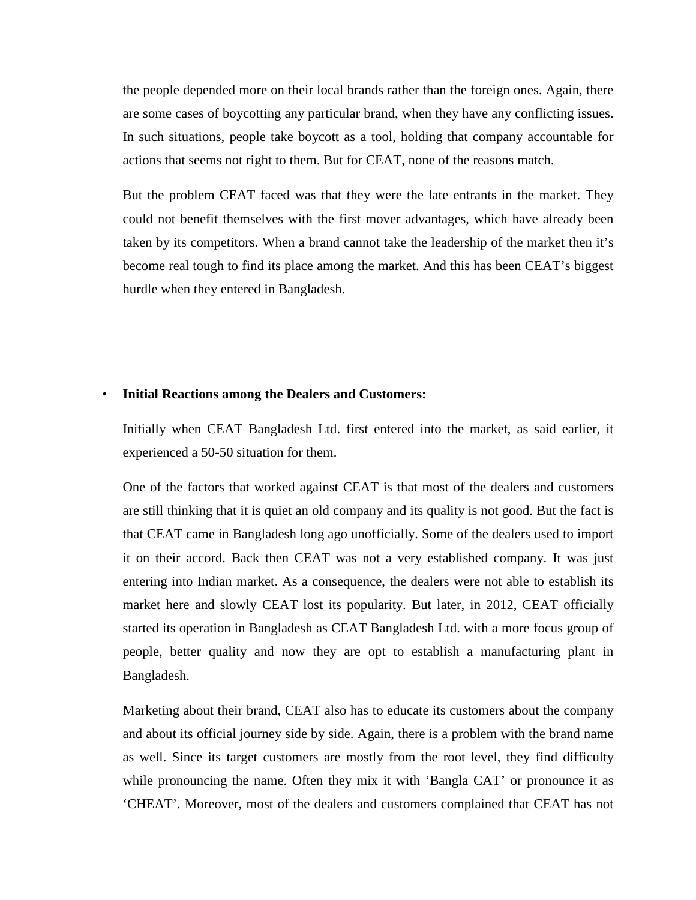the people depended more on their local brands rather than the foreign ones. Again, there are some cases of boycotting any particular brand, when they have any conflicting issues. In such situations, people take boycott as a tool, holding that company accountable for actions that seems not right to them. But for CEAT, none of the reasons match.

But the problem CEAT faced was that they were the late entrants in the market. They could not benefit themselves with the first mover advantages, which have already been taken by its competitors. When a brand cannot take the leadership of the market then it's become real tough to find its place among the market. And this has been CEAT's biggest hurdle when they entered in Bangladesh.

- **Initial Reactions among the Dealers and Customers:**

  Initially when CEAT Bangladesh Ltd. first entered into the market, as said earlier, it experienced a 50-50 situation for them.

  One of the factors that worked against CEAT is that most of the dealers and customers are still thinking that it is quiet an old company and its quality is not good. But the fact is that CEAT came in Bangladesh long ago unofficially. Some of the dealers used to import it on their accord. Back then CEAT was not a very established company. It was just entering into Indian market. As a consequence, the dealers were not able to establish its market here and slowly CEAT lost its popularity. But later, in 2012, CEAT officially started its operation in Bangladesh as CEAT Bangladesh Ltd. with a more focus group of people, better quality and now they are opt to establish a manufacturing plant in Bangladesh.

  Marketing about their brand, CEAT also has to educate its customers about the company and about its official journey side by side. Again, there is a problem with the brand name as well. Since its target customers are mostly from the root level, they find difficulty while pronouncing the name. Often they mix it with 'Bangla CAT' or pronounce it as 'CHEAT'. Moreover, most of the dealers and customers complained that CEAT has not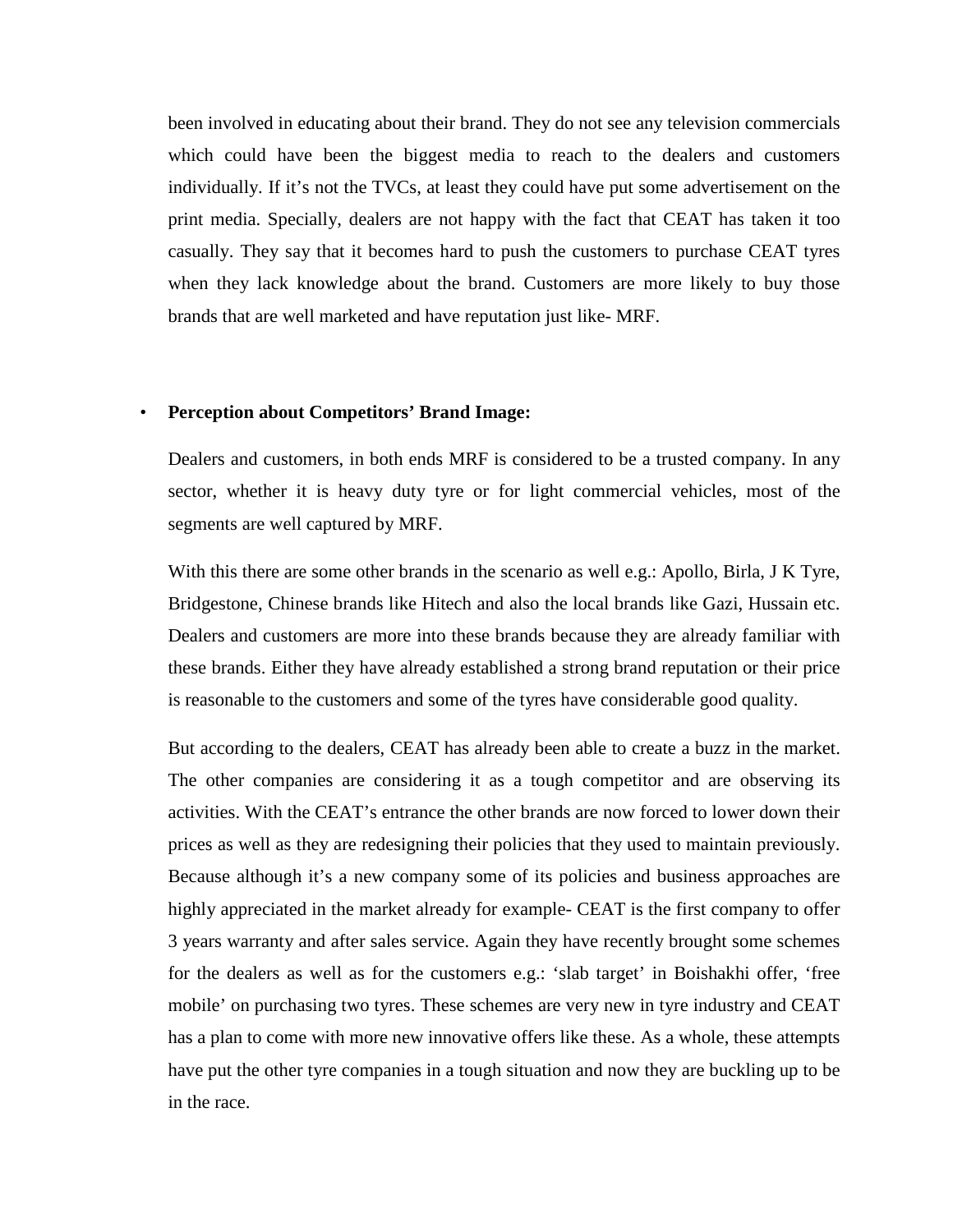been involved in educating about their brand. They do not see any television commercials which could have been the biggest media to reach to the dealers and customers individually. If it's not the TVCs, at least they could have put some advertisement on the print media. Specially, dealers are not happy with the fact that CEAT has taken it too casually. They say that it becomes hard to push the customers to purchase CEAT tyres when they lack knowledge about the brand. Customers are more likely to buy those brands that are well marketed and have reputation just like- MRF.

- **Perception about Competitors' Brand Image:**

  Dealers and customers, in both ends MRF is considered to be a trusted company. In any sector, whether it is heavy duty tyre or for light commercial vehicles, most of the segments are well captured by MRF.

  With this there are some other brands in the scenario as well e.g.: Apollo, Birla, J K Tyre, Bridgestone, Chinese brands like Hitech and also the local brands like Gazi, Hussain etc. Dealers and customers are more into these brands because they are already familiar with these brands. Either they have already established a strong brand reputation or their price is reasonable to the customers and some of the tyres have considerable good quality.

  But according to the dealers, CEAT has already been able to create a buzz in the market. The other companies are considering it as a tough competitor and are observing its activities. With the CEAT's entrance the other brands are now forced to lower down their prices as well as they are redesigning their policies that they used to maintain previously. Because although it's a new company some of its policies and business approaches are highly appreciated in the market already for example- CEAT is the first company to offer 3 years warranty and after sales service. Again they have recently brought some schemes for the dealers as well as for the customers e.g.: 'slab target' in Boishakhi offer, 'free mobile' on purchasing two tyres. These schemes are very new in tyre industry and CEAT has a plan to come with more new innovative offers like these. As a whole, these attempts have put the other tyre companies in a tough situation and now they are buckling up to be in the race.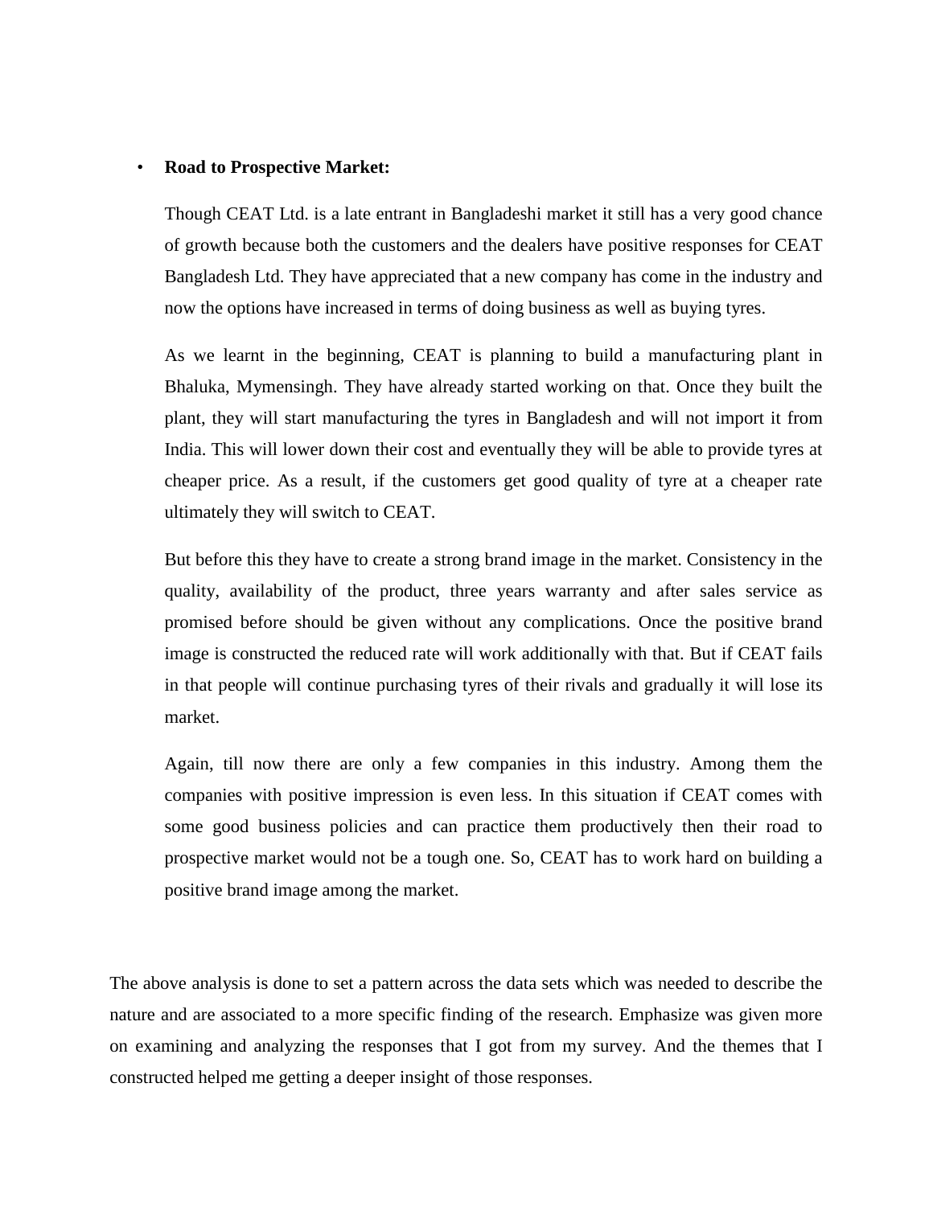- **Road to Prospective Market:**

  Though CEAT Ltd. is a late entrant in Bangladeshi market it still has a very good chance of growth because both the customers and the dealers have positive responses for CEAT Bangladesh Ltd. They have appreciated that a new company has come in the industry and now the options have increased in terms of doing business as well as buying tyres.

  As we learnt in the beginning, CEAT is planning to build a manufacturing plant in Bhaluka, Mymensingh. They have already started working on that. Once they built the plant, they will start manufacturing the tyres in Bangladesh and will not import it from India. This will lower down their cost and eventually they will be able to provide tyres at cheaper price. As a result, if the customers get good quality of tyre at a cheaper rate ultimately they will switch to CEAT.

  But before this they have to create a strong brand image in the market. Consistency in the quality, availability of the product, three years warranty and after sales service as promised before should be given without any complications. Once the positive brand image is constructed the reduced rate will work additionally with that. But if CEAT fails in that people will continue purchasing tyres of their rivals and gradually it will lose its market.

  Again, till now there are only a few companies in this industry. Among them the companies with positive impression is even less. In this situation if CEAT comes with some good business policies and can practice them productively then their road to prospective market would not be a tough one. So, CEAT has to work hard on building a positive brand image among the market.

The above analysis is done to set a pattern across the data sets which was needed to describe the nature and are associated to a more specific finding of the research. Emphasize was given more on examining and analyzing the responses that I got from my survey. And the themes that I constructed helped me getting a deeper insight of those responses.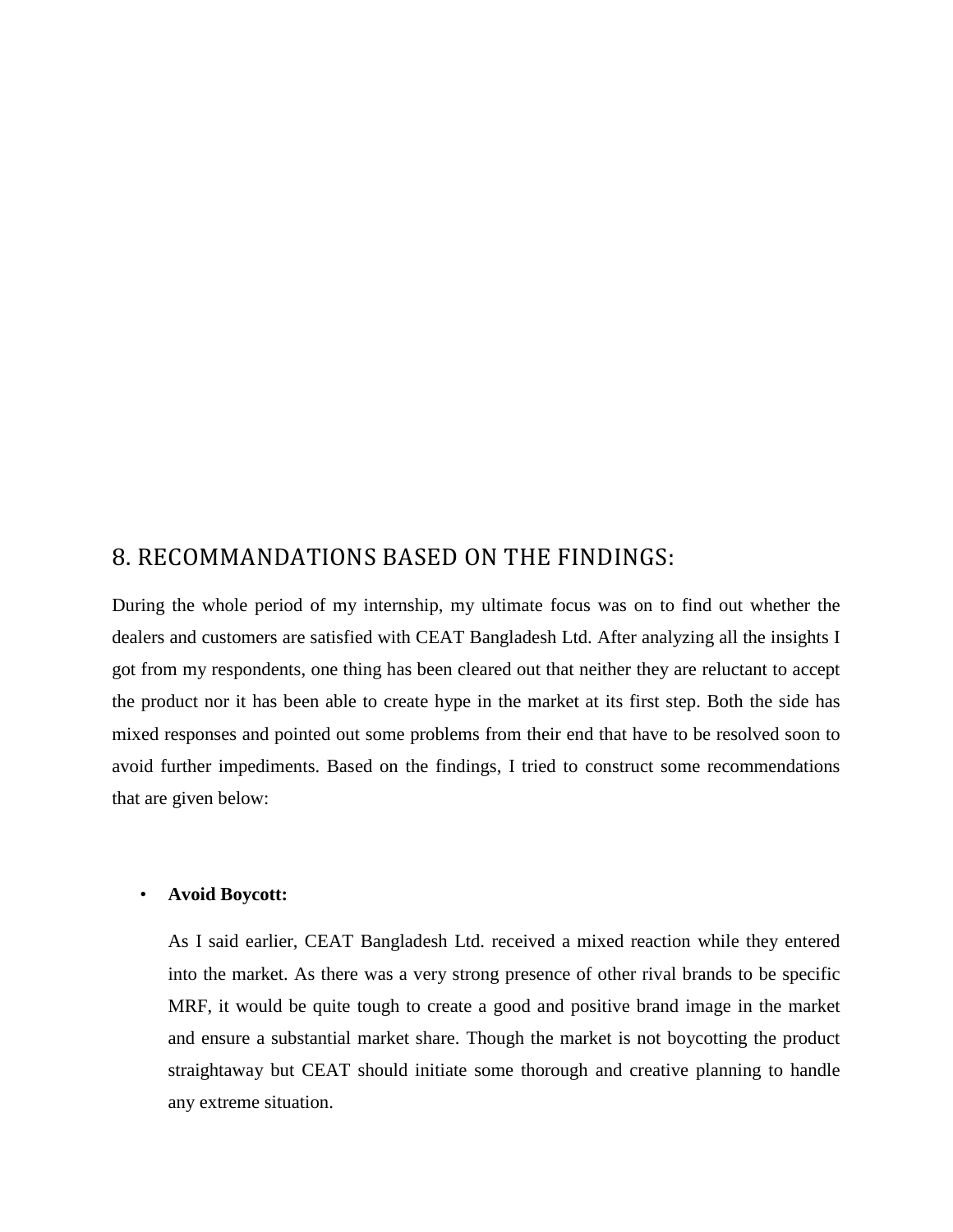## 8. RECOMMANDATIONS BASED ON THE FINDINGS:

During the whole period of my internship, my ultimate focus was on to find out whether the dealers and customers are satisfied with CEAT Bangladesh Ltd. After analyzing all the insights I got from my respondents, one thing has been cleared out that neither they are reluctant to accept the product nor it has been able to create hype in the market at its first step. Both the side has mixed responses and pointed out some problems from their end that have to be resolved soon to avoid further impediments. Based on the findings, I tried to construct some recommendations that are given below:

- **Avoid Boycott:**

  As I said earlier, CEAT Bangladesh Ltd. received a mixed reaction while they entered into the market. As there was a very strong presence of other rival brands to be specific MRF, it would be quite tough to create a good and positive brand image in the market and ensure a substantial market share. Though the market is not boycotting the product straightaway but CEAT should initiate some thorough and creative planning to handle any extreme situation.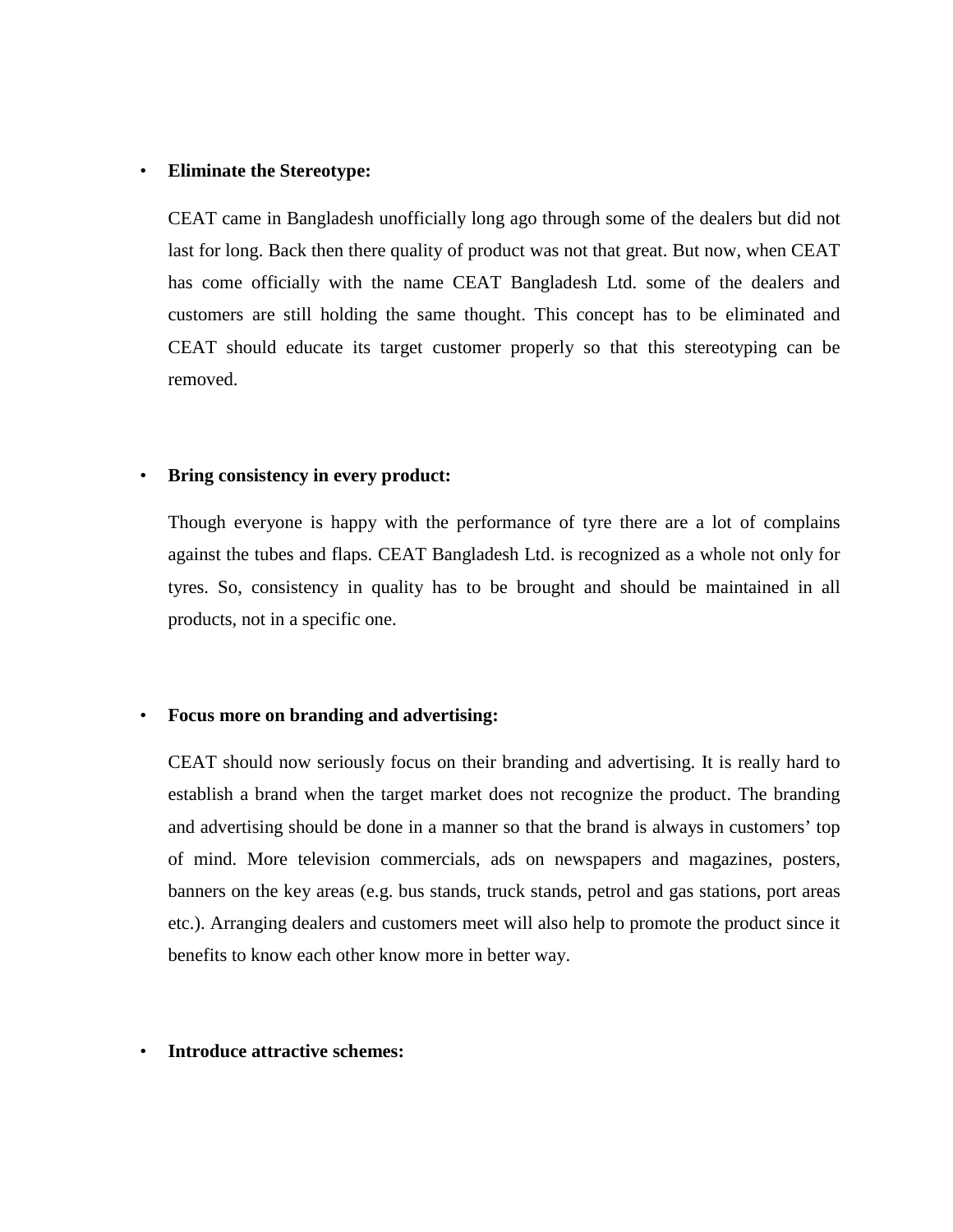- **Eliminate the Stereotype:**

  CEAT came in Bangladesh unofficially long ago through some of the dealers but did not last for long. Back then there quality of product was not that great. But now, when CEAT has come officially with the name CEAT Bangladesh Ltd. some of the dealers and customers are still holding the same thought. This concept has to be eliminated and CEAT should educate its target customer properly so that this stereotyping can be removed.

- **Bring consistency in every product:**

  Though everyone is happy with the performance of tyre there are a lot of complains against the tubes and flaps. CEAT Bangladesh Ltd. is recognized as a whole not only for tyres. So, consistency in quality has to be brought and should be maintained in all products, not in a specific one.

- **Focus more on branding and advertising:**

  CEAT should now seriously focus on their branding and advertising. It is really hard to establish a brand when the target market does not recognize the product. The branding and advertising should be done in a manner so that the brand is always in customers' top of mind. More television commercials, ads on newspapers and magazines, posters, banners on the key areas (e.g. bus stands, truck stands, petrol and gas stations, port areas etc.). Arranging dealers and customers meet will also help to promote the product since it benefits to know each other know more in better way.

- **Introduce attractive schemes:**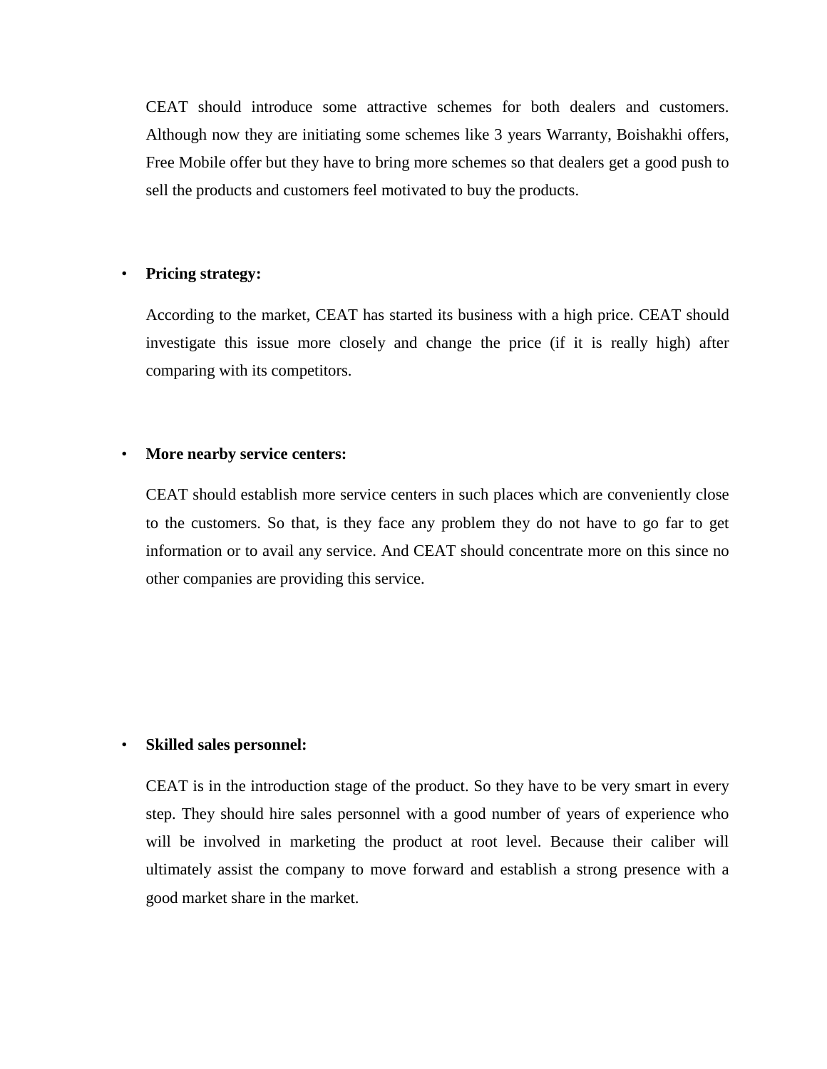CEAT should introduce some attractive schemes for both dealers and customers. Although now they are initiating some schemes like 3 years Warranty, Boishakhi offers, Free Mobile offer but they have to bring more schemes so that dealers get a good push to sell the products and customers feel motivated to buy the products.

- **Pricing strategy:**

  According to the market, CEAT has started its business with a high price. CEAT should investigate this issue more closely and change the price (if it is really high) after comparing with its competitors.

- **More nearby service centers:**

  CEAT should establish more service centers in such places which are conveniently close to the customers. So that, is they face any problem they do not have to go far to get information or to avail any service. And CEAT should concentrate more on this since no other companies are providing this service.

- **Skilled sales personnel:**

  CEAT is in the introduction stage of the product. So they have to be very smart in every step. They should hire sales personnel with a good number of years of experience who will be involved in marketing the product at root level. Because their caliber will ultimately assist the company to move forward and establish a strong presence with a good market share in the market.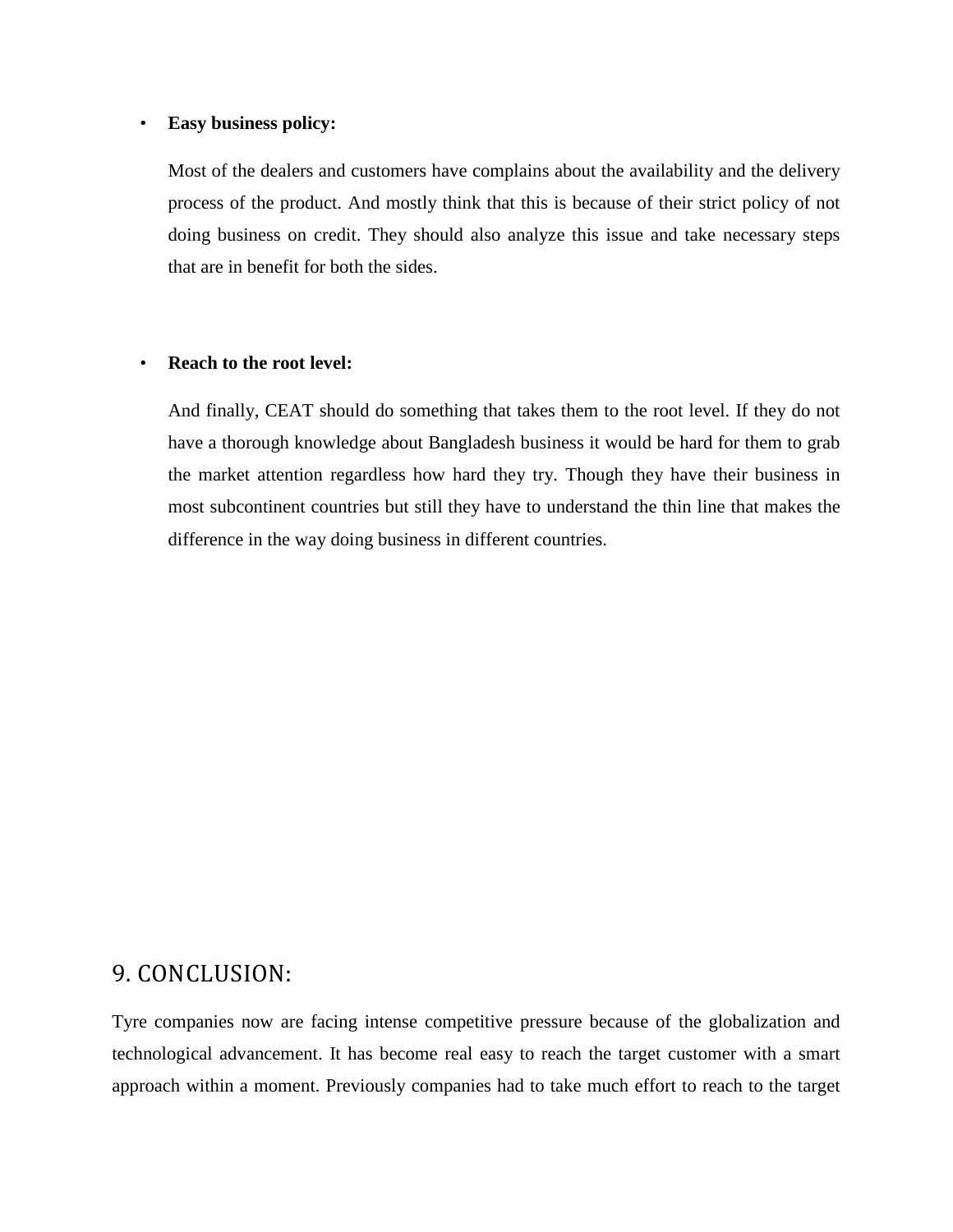- **Easy business policy:**

  Most of the dealers and customers have complains about the availability and the delivery process of the product. And mostly think that this is because of their strict policy of not doing business on credit. They should also analyze this issue and take necessary steps that are in benefit for both the sides.

- **Reach to the root level:**

  And finally, CEAT should do something that takes them to the root level. If they do not have a thorough knowledge about Bangladesh business it would be hard for them to grab the market attention regardless how hard they try. Though they have their business in most subcontinent countries but still they have to understand the thin line that makes the difference in the way doing business in different countries.

## 9. CONCLUSION:

Tyre companies now are facing intense competitive pressure because of the globalization and technological advancement. It has become real easy to reach the target customer with a smart approach within a moment. Previously companies had to take much effort to reach to the target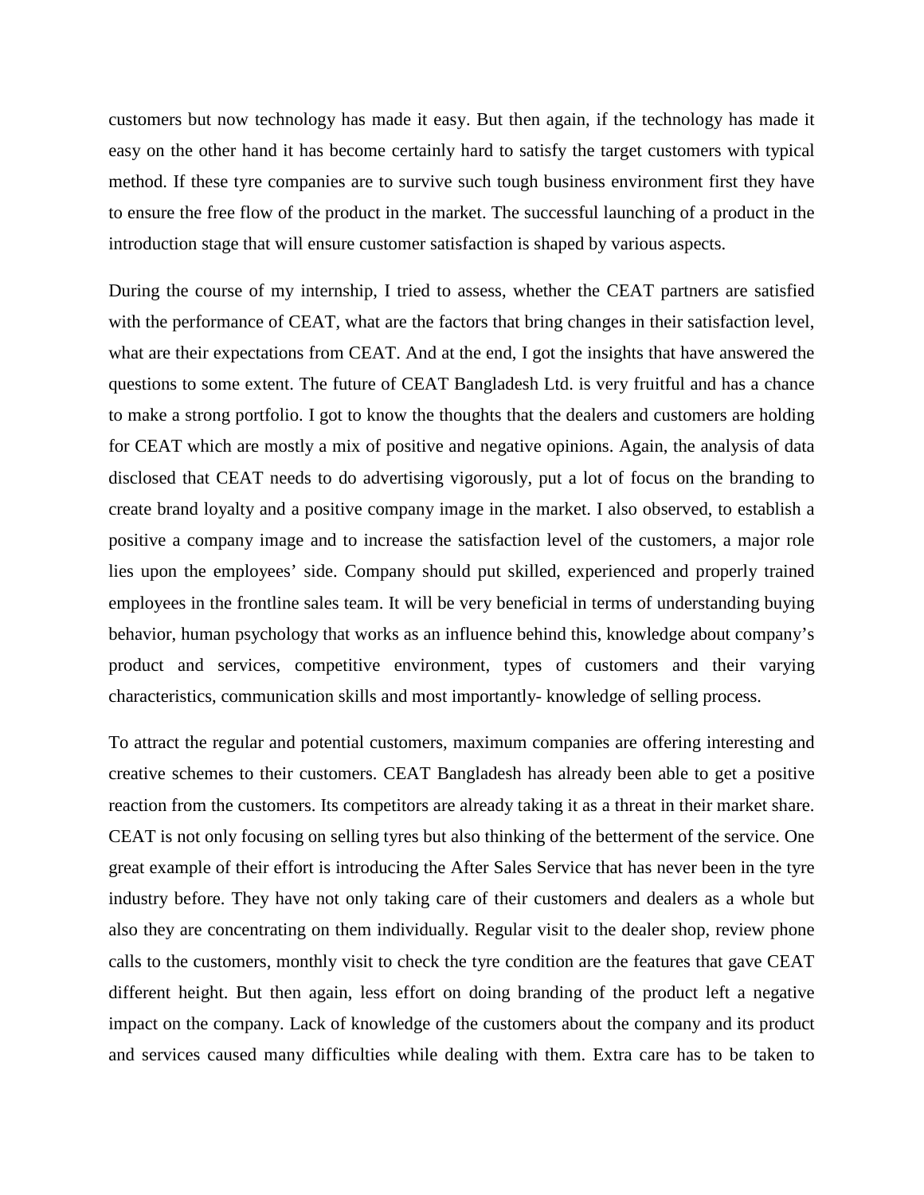customers but now technology has made it easy. But then again, if the technology has made it easy on the other hand it has become certainly hard to satisfy the target customers with typical method. If these tyre companies are to survive such tough business environment first they have to ensure the free flow of the product in the market. The successful launching of a product in the introduction stage that will ensure customer satisfaction is shaped by various aspects.

During the course of my internship, I tried to assess, whether the CEAT partners are satisfied with the performance of CEAT, what are the factors that bring changes in their satisfaction level, what are their expectations from CEAT. And at the end, I got the insights that have answered the questions to some extent. The future of CEAT Bangladesh Ltd. is very fruitful and has a chance to make a strong portfolio. I got to know the thoughts that the dealers and customers are holding for CEAT which are mostly a mix of positive and negative opinions. Again, the analysis of data disclosed that CEAT needs to do advertising vigorously, put a lot of focus on the branding to create brand loyalty and a positive company image in the market. I also observed, to establish a positive a company image and to increase the satisfaction level of the customers, a major role lies upon the employees' side. Company should put skilled, experienced and properly trained employees in the frontline sales team. It will be very beneficial in terms of understanding buying behavior, human psychology that works as an influence behind this, knowledge about company's product and services, competitive environment, types of customers and their varying characteristics, communication skills and most importantly- knowledge of selling process.

To attract the regular and potential customers, maximum companies are offering interesting and creative schemes to their customers. CEAT Bangladesh has already been able to get a positive reaction from the customers. Its competitors are already taking it as a threat in their market share. CEAT is not only focusing on selling tyres but also thinking of the betterment of the service. One great example of their effort is introducing the After Sales Service that has never been in the tyre industry before. They have not only taking care of their customers and dealers as a whole but also they are concentrating on them individually. Regular visit to the dealer shop, review phone calls to the customers, monthly visit to check the tyre condition are the features that gave CEAT different height. But then again, less effort on doing branding of the product left a negative impact on the company. Lack of knowledge of the customers about the company and its product and services caused many difficulties while dealing with them. Extra care has to be taken to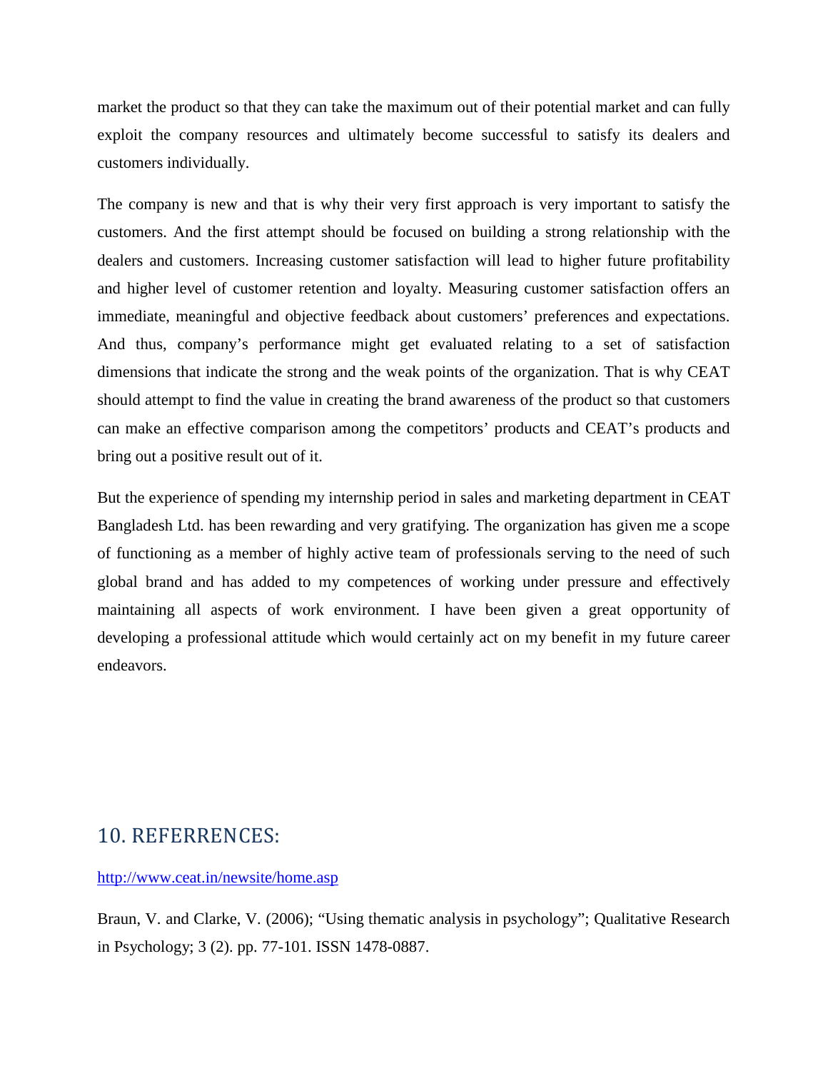market the product so that they can take the maximum out of their potential market and can fully exploit the company resources and ultimately become successful to satisfy its dealers and customers individually.

The company is new and that is why their very first approach is very important to satisfy the customers. And the first attempt should be focused on building a strong relationship with the dealers and customers. Increasing customer satisfaction will lead to higher future profitability and higher level of customer retention and loyalty. Measuring customer satisfaction offers an immediate, meaningful and objective feedback about customers' preferences and expectations. And thus, company's performance might get evaluated relating to a set of satisfaction dimensions that indicate the strong and the weak points of the organization. That is why CEAT should attempt to find the value in creating the brand awareness of the product so that customers can make an effective comparison among the competitors' products and CEAT's products and bring out a positive result out of it.

But the experience of spending my internship period in sales and marketing department in CEAT Bangladesh Ltd. has been rewarding and very gratifying. The organization has given me a scope of functioning as a member of highly active team of professionals serving to the need of such global brand and has added to my competences of working under pressure and effectively maintaining all aspects of work environment. I have been given a great opportunity of developing a professional attitude which would certainly act on my benefit in my future career endeavors.

## 10. REFERRENCES:

http://www.ceat.in/newsite/home.asp

Braun, V. and Clarke, V. (2006); "Using thematic analysis in psychology"; Qualitative Research in Psychology; 3 (2). pp. 77-101. ISSN 1478-0887.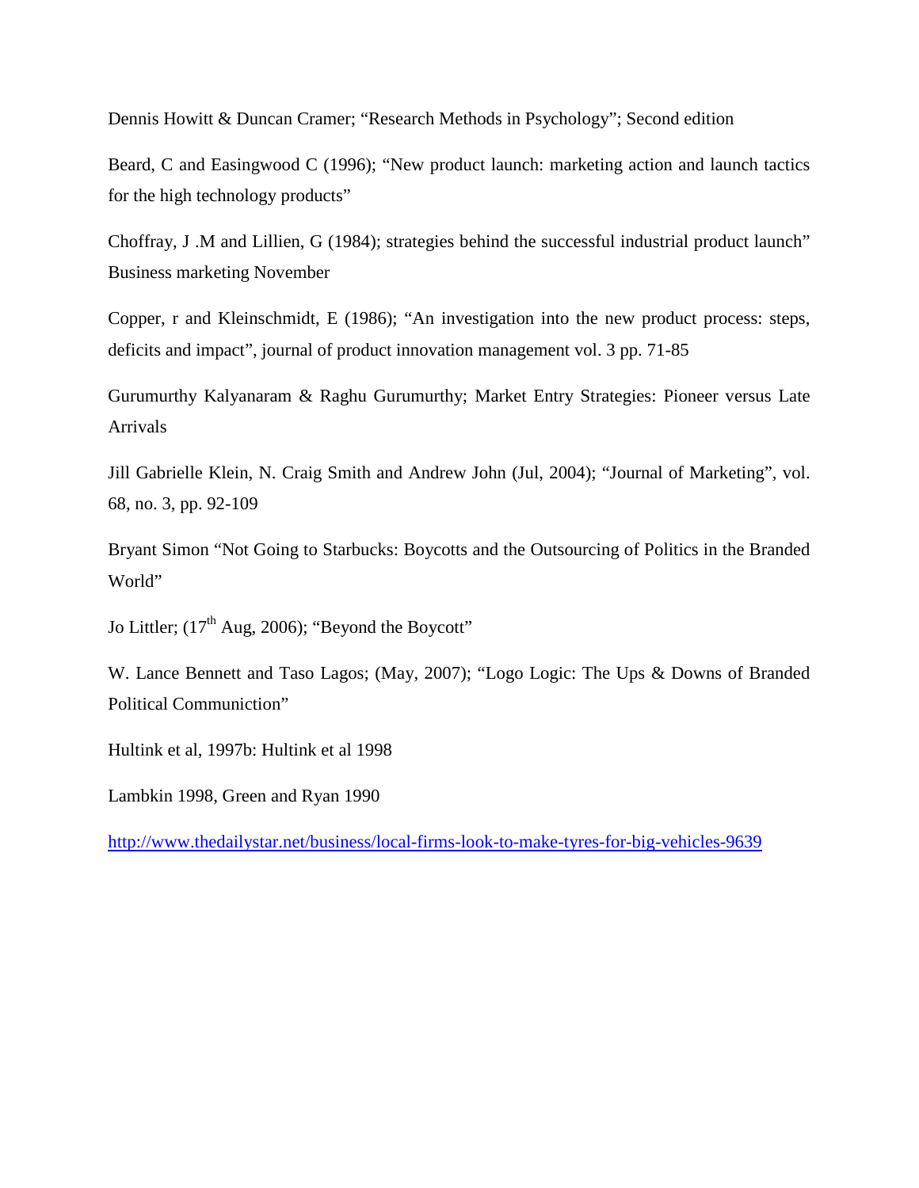Dennis Howitt & Duncan Cramer; "Research Methods in Psychology"; Second edition

Beard, C and Easingwood C (1996); "New product launch: marketing action and launch tactics for the high technology products"

Choffray, J .M and Lillien, G (1984); strategies behind the successful industrial product launch" Business marketing November

Copper, r and Kleinschmidt, E (1986); "An investigation into the new product process: steps, deficits and impact", journal of product innovation management vol. 3 pp. 71-85

Gurumurthy Kalyanaram & Raghu Gurumurthy; Market Entry Strategies: Pioneer versus Late Arrivals

Jill Gabrielle Klein, N. Craig Smith and Andrew John (Jul, 2004); "Journal of Marketing", vol. 68, no. 3, pp. 92-109

Bryant Simon "Not Going to Starbucks: Boycotts and the Outsourcing of Politics in the Branded World"

Jo Littler; (17th Aug, 2006); "Beyond the Boycott"

W. Lance Bennett and Taso Lagos; (May, 2007); "Logo Logic: The Ups & Downs of Branded Political Communiction"

Hultink et al, 1997b: Hultink et al 1998

Lambkin 1998, Green and Ryan 1990

http://www.thedailystar.net/business/local-firms-look-to-make-tyres-for-big-vehicles-9639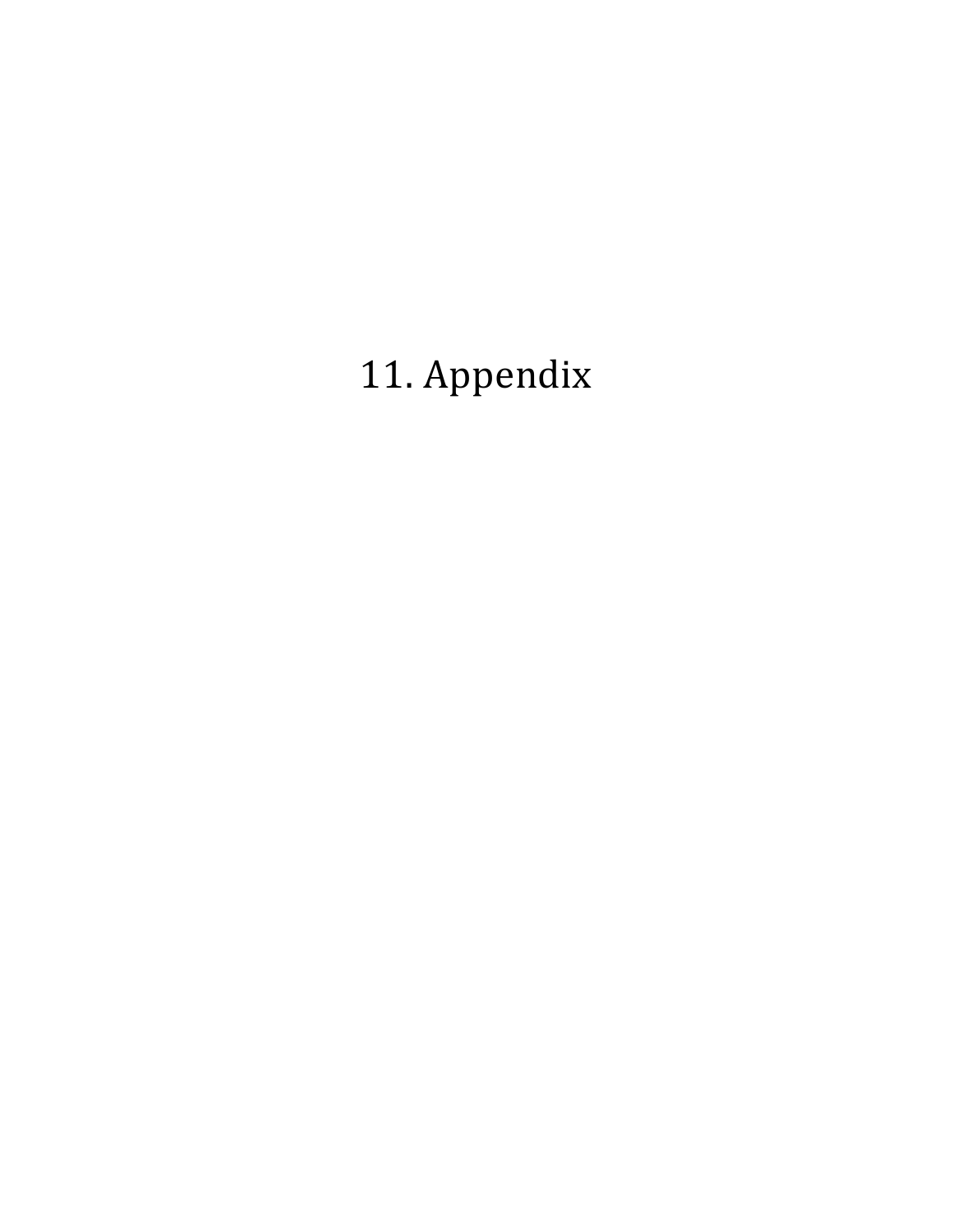# 11. Appendix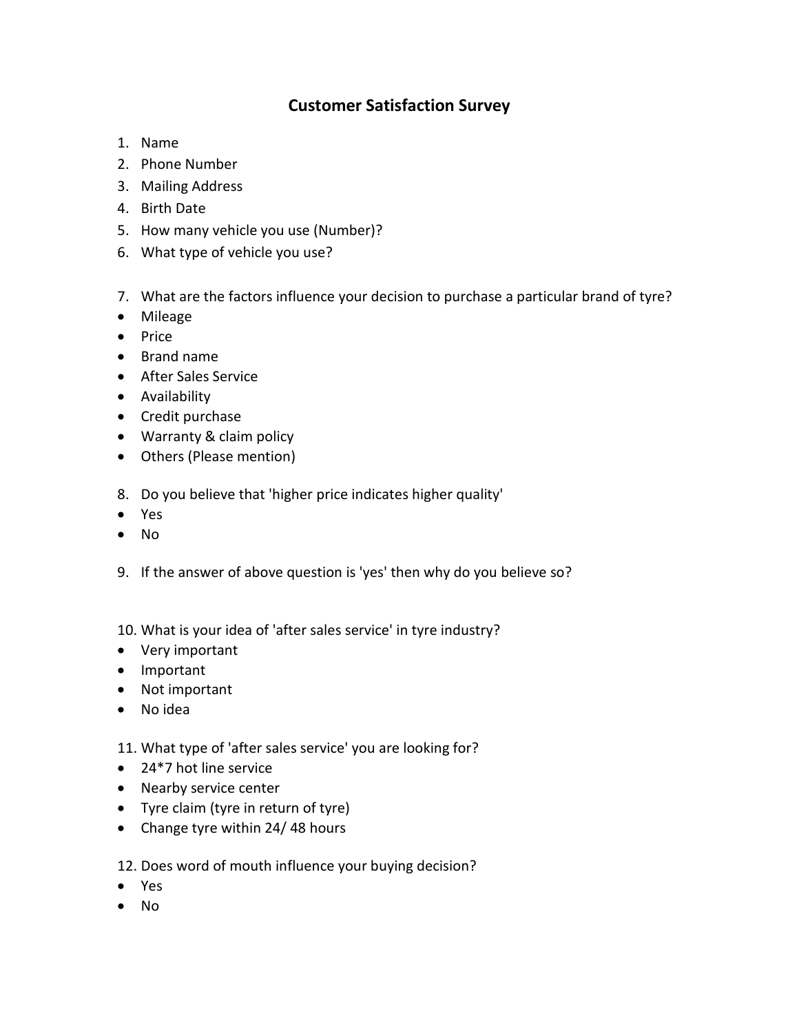# Customer Satisfaction Survey

1. Name
2. Phone Number
3. Mailing Address
4. Birth Date
5. How many vehicle you use (Number)?
6. What type of vehicle you use?

7. What are the factors influence your decision to purchase a particular brand of tyre?

- Mileage
- Price
- Brand name
- After Sales Service
- Availability
- Credit purchase
- Warranty & claim policy
- Others (Please mention)

8. Do you believe that 'higher price indicates higher quality'

- Yes
- No

9. If the answer of above question is 'yes' then why do you believe so?

10. What is your idea of 'after sales service' in tyre industry?

- Very important
- Important
- Not important
- No idea

11. What type of 'after sales service' you are looking for?

- 24*7 hot line service
- Nearby service center
- Tyre claim (tyre in return of tyre)
- Change tyre within 24/ 48 hours

12. Does word of mouth influence your buying decision?

- Yes
- No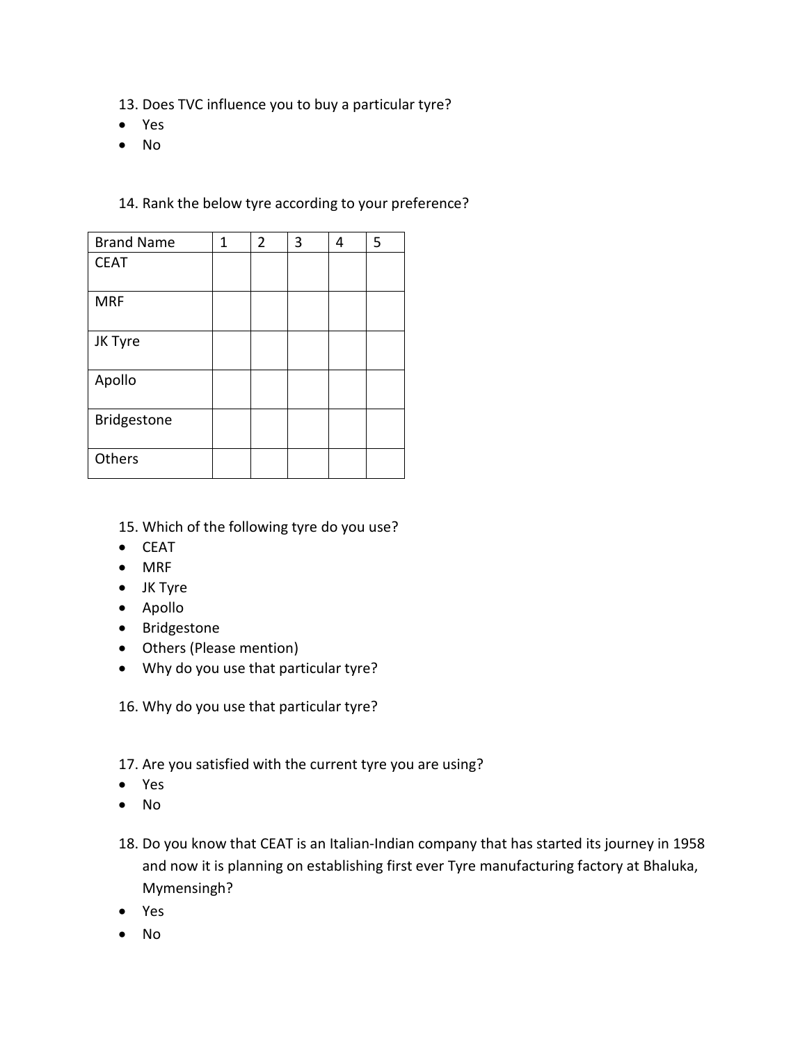13. Does TVC influence you to buy a particular tyre?

- Yes
- No

14. Rank the below tyre according to your preference?

| Brand Name | 1 | 2 | 3 | 4 | 5 |
|---|---|---|---|---|---|
| CEAT | | | | | |
| MRF | | | | | |
| JK Tyre | | | | | |
| Apollo | | | | | |
| Bridgestone | | | | | |
| Others | | | | | |

15. Which of the following tyre do you use?

- CEAT
- MRF
- JK Tyre
- Apollo
- Bridgestone
- Others (Please mention)
- Why do you use that particular tyre?

16. Why do you use that particular tyre?

17. Are you satisfied with the current tyre you are using?

- Yes
- No

18. Do you know that CEAT is an Italian-Indian company that has started its journey in 1958 and now it is planning on establishing first ever Tyre manufacturing factory at Bhaluka, Mymensingh?

- Yes
- No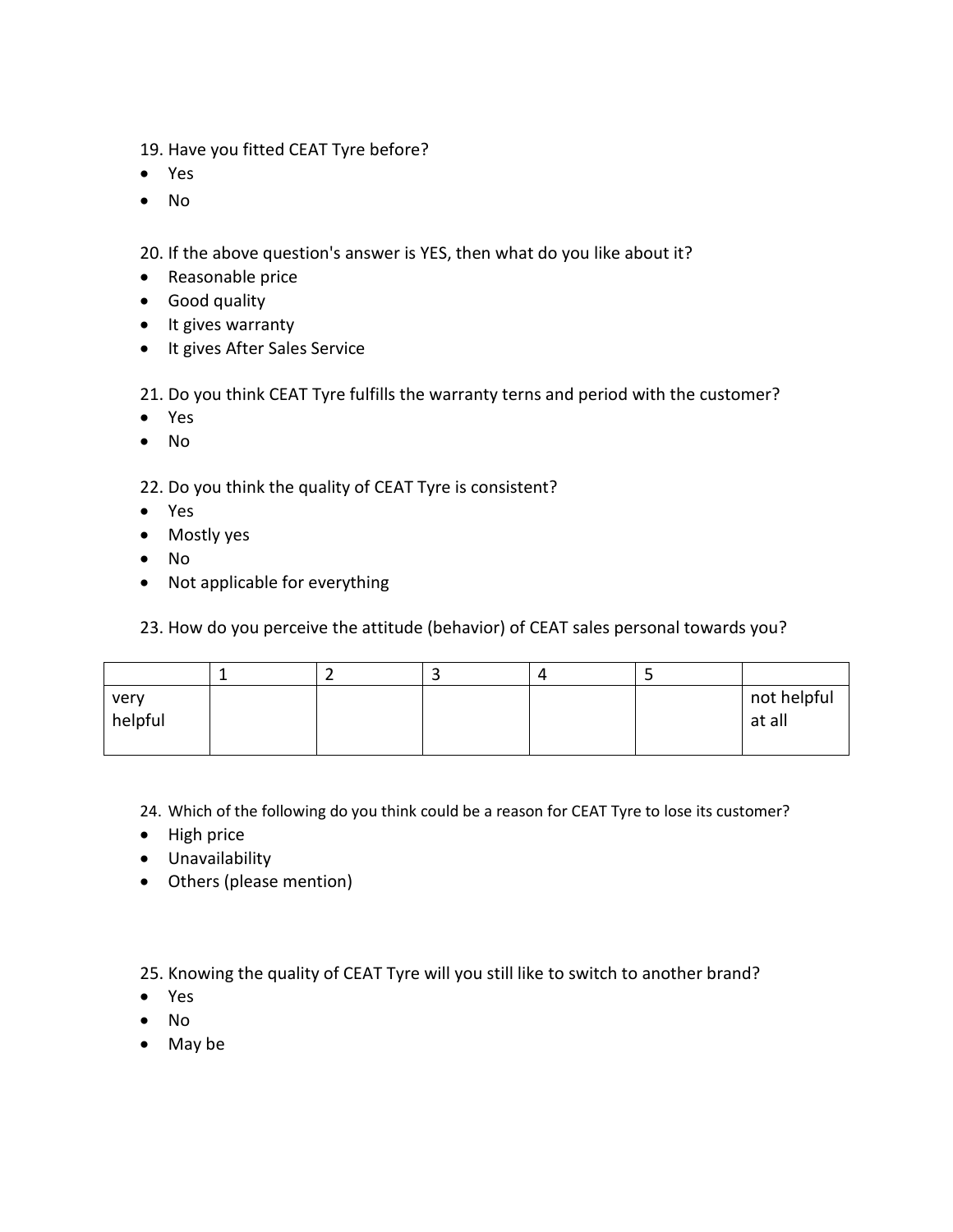19. Have you fitted CEAT Tyre before?

- Yes
- No

20. If the above question's answer is YES, then what do you like about it?

- Reasonable price
- Good quality
- It gives warranty
- It gives After Sales Service

21. Do you think CEAT Tyre fulfills the warranty terns and period with the customer?

- Yes
- No

22. Do you think the quality of CEAT Tyre is consistent?

- Yes
- Mostly yes
- No
- Not applicable for everything

23. How do you perceive the attitude (behavior) of CEAT sales personal towards you?

| | 1 | 2 | 3 | 4 | 5 | |
|---|---|---|---|---|---|---|
| very helpful | | | | | | not helpful at all |

24. Which of the following do you think could be a reason for CEAT Tyre to lose its customer?

- High price
- Unavailability
- Others (please mention)

25. Knowing the quality of CEAT Tyre will you still like to switch to another brand?

- Yes
- No
- May be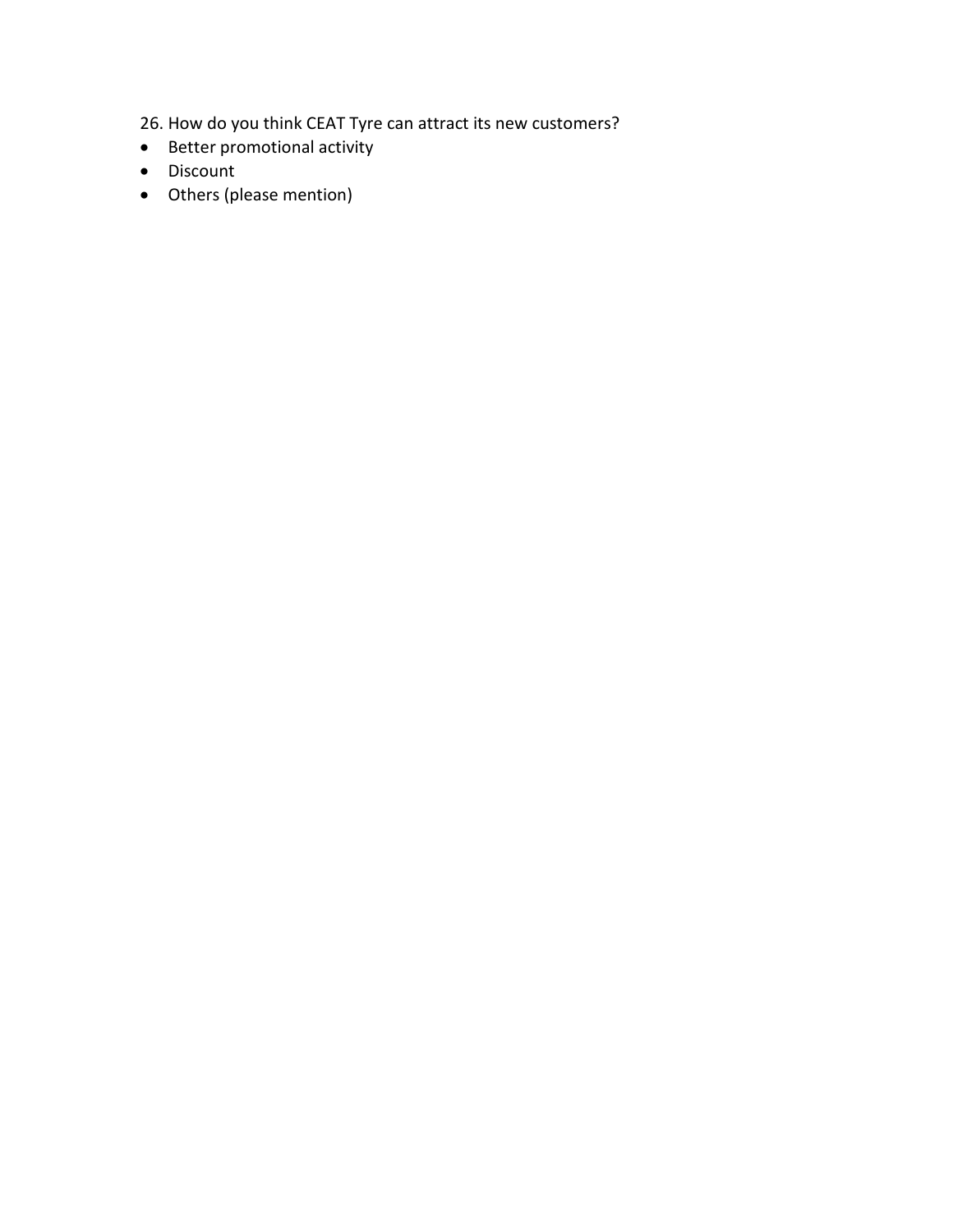26. How do you think CEAT Tyre can attract its new customers?

- Better promotional activity
- Discount
- Others (please mention)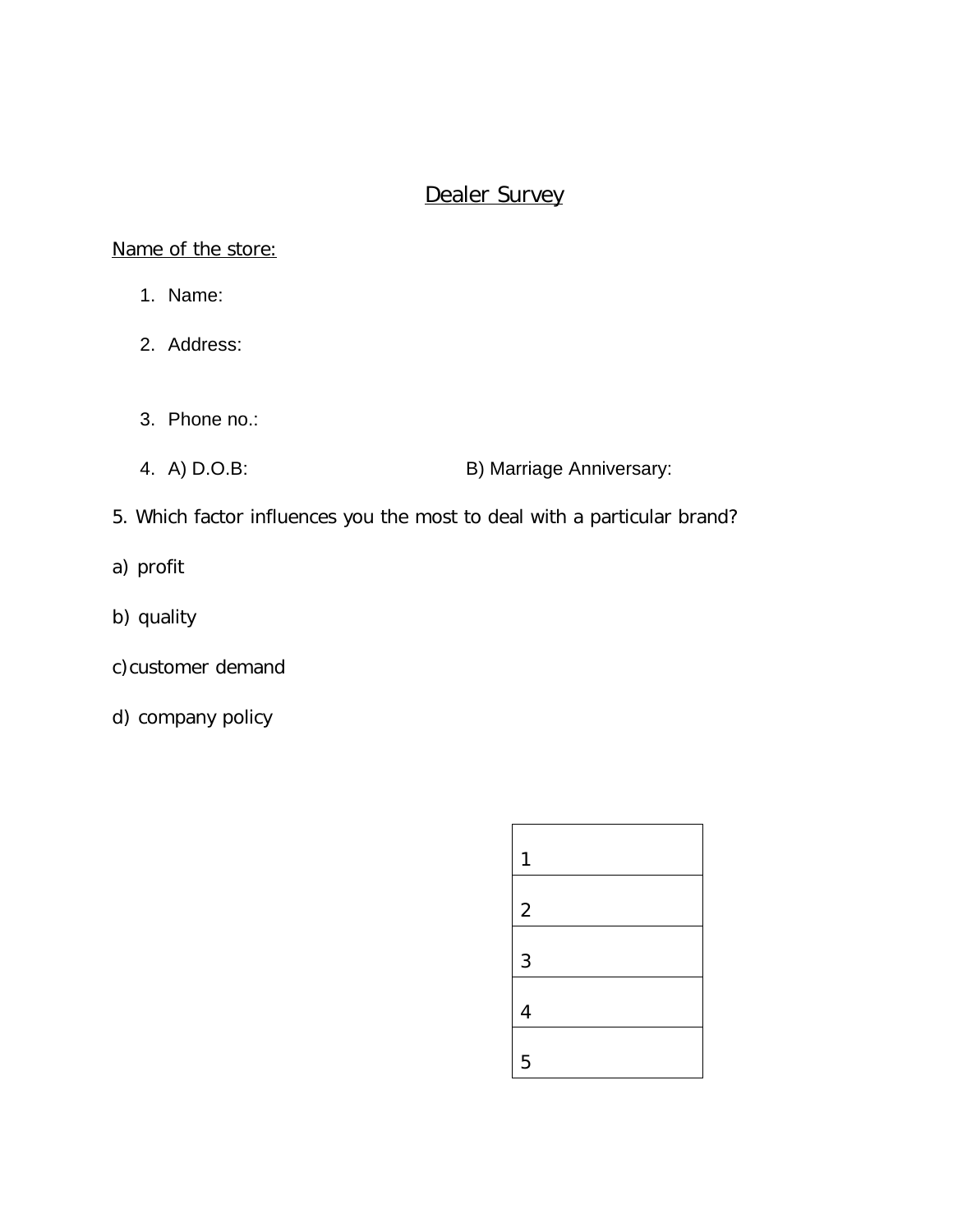# Dealer Survey

Name of the store:

1. Name:
2. Address:
3. Phone no.:
4. A) D.O.B: B) Marriage Anniversary:

5. Which factor influences you the most to deal with a particular brand?

a) profit

b) quality

c) customer demand

d) company policy

| 1 |
|---|
| 2 |
| 3 |
| 4 |
| 5 |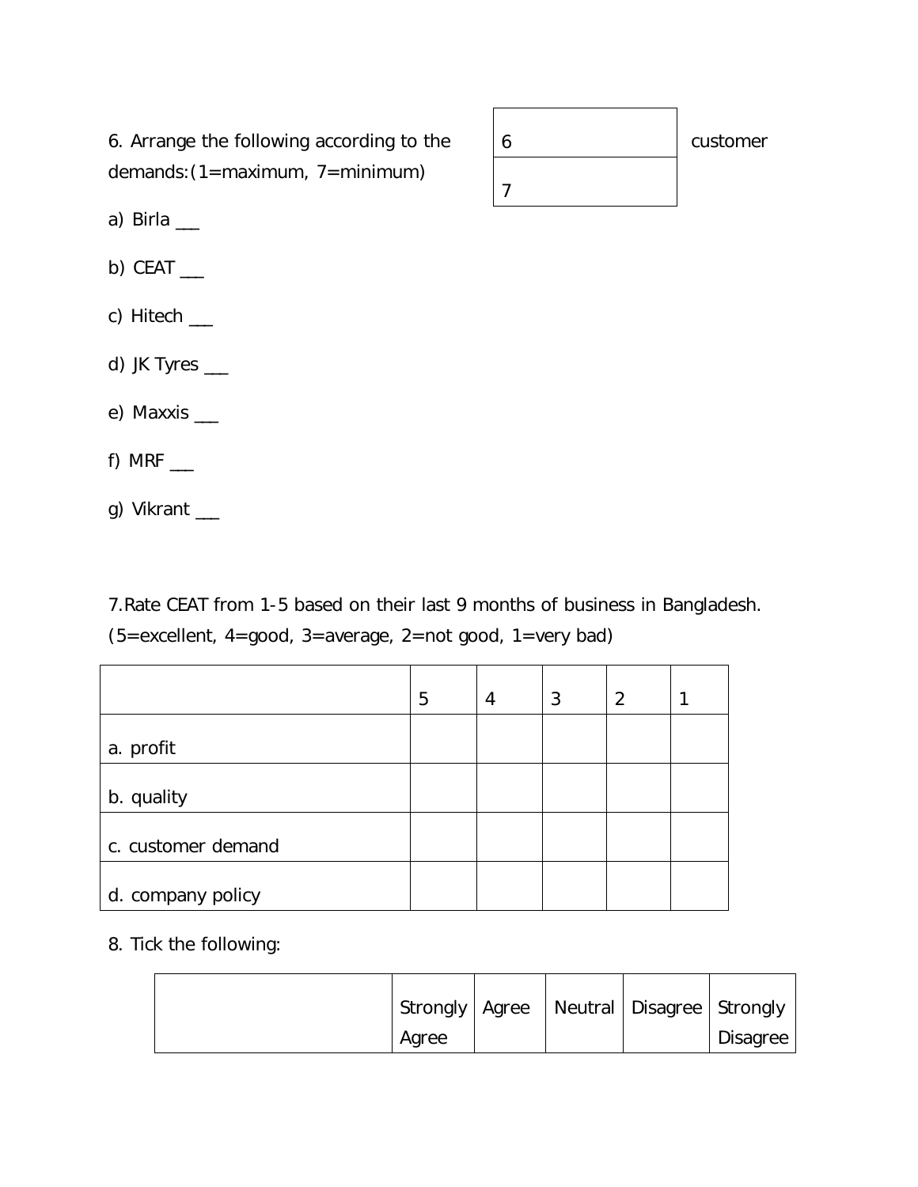| 6 |
|---|
| 7 |

customer

6. Arrange the following according to the demands:(1=maximum, 7=minimum)

a) Birla ___

b) CEAT ___

c) Hitech ___

d) JK Tyres ___

e) Maxxis ___

f) MRF ___

g) Vikrant ___

7.Rate CEAT from 1-5 based on their last 9 months of business in Bangladesh. (5=excellent, 4=good, 3=average, 2=not good, 1=very bad)

| | 5 | 4 | 3 | 2 | 1 |
|---|---|---|---|---|---|
| a. profit | | | | | |
| b. quality | | | | | |
| c. customer demand | | | | | |
| d. company policy | | | | | |

8. Tick the following:

| | Strongly Agree | Agree | Neutral | Disagree | Strongly Disagree |
|---|---|---|---|---|---|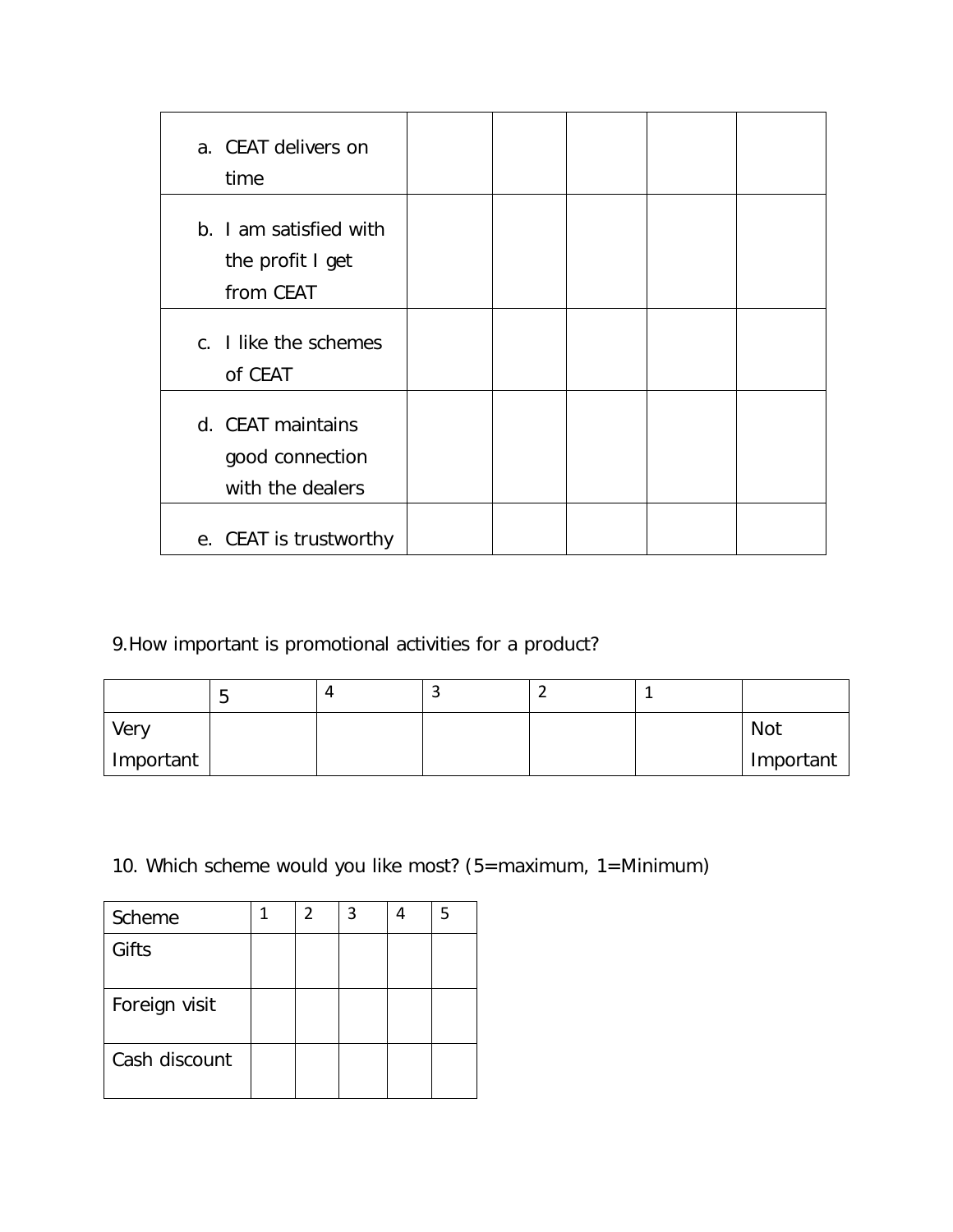| | | | | | |
|---|---|---|---|---|---|
| a. CEAT delivers on time | | | | | |
| b. I am satisfied with the profit I get from CEAT | | | | | |
| c. I like the schemes of CEAT | | | | | |
| d. CEAT maintains good connection with the dealers | | | | | |
| e. CEAT is trustworthy | | | | | |

9.How important is promotional activities for a product?

| | 5 | 4 | 3 | 2 | 1 | |
|---|---|---|---|---|---|---|
| Very Important | | | | | | Not Important |

10. Which scheme would you like most? (5=maximum, 1=Minimum)

| Scheme | 1 | 2 | 3 | 4 | 5 |
|---|---|---|---|---|---|
| Gifts | | | | | |
| Foreign visit | | | | | |
| Cash discount | | | | | |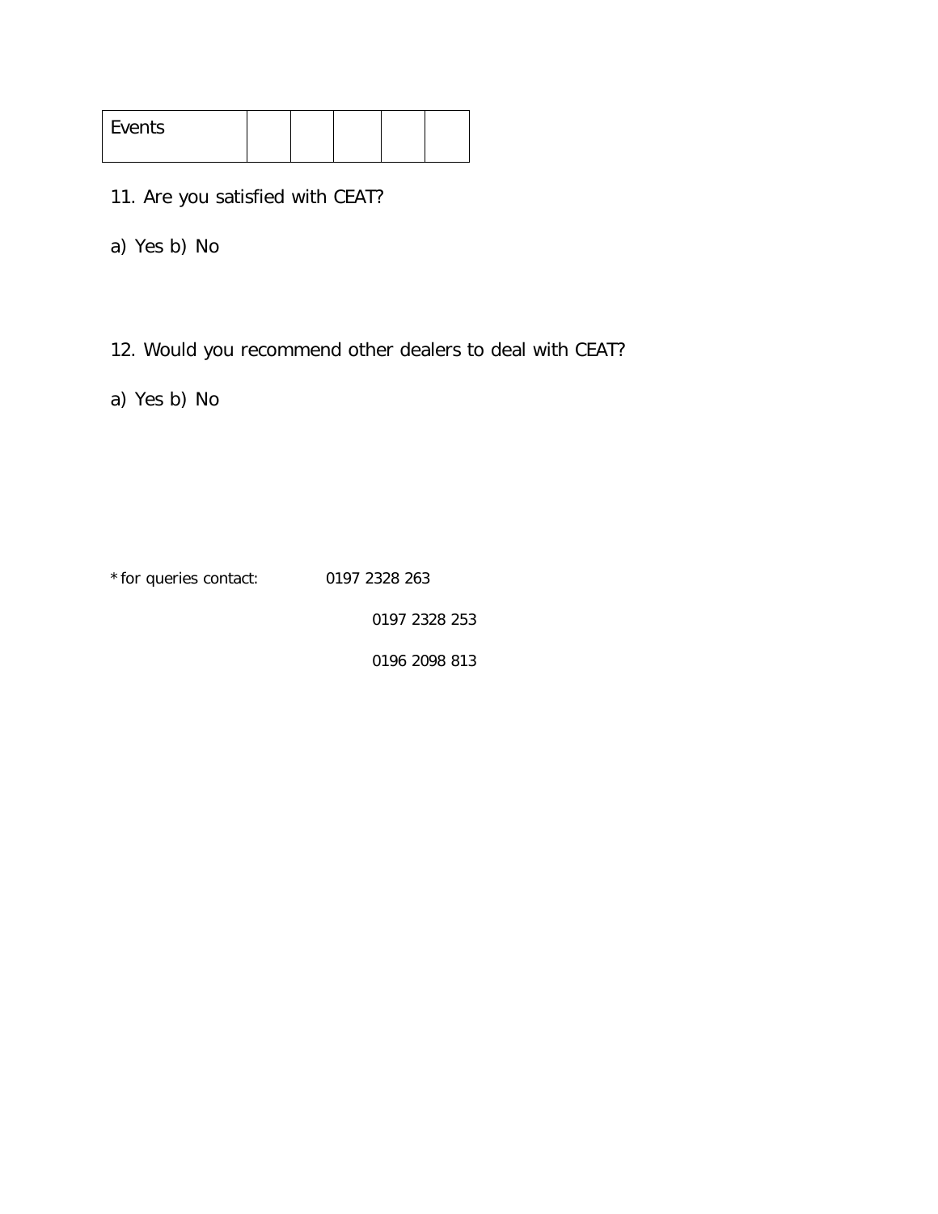| | | | | | |
|---|---|---|---|---|---|
| Events | | | | | |

11. Are you satisfied with CEAT?

a) Yes b) No

12. Would you recommend other dealers to deal with CEAT?

a) Yes b) No

* for queries contact: 0197 2328 263

0197 2328 253

0196 2098 813